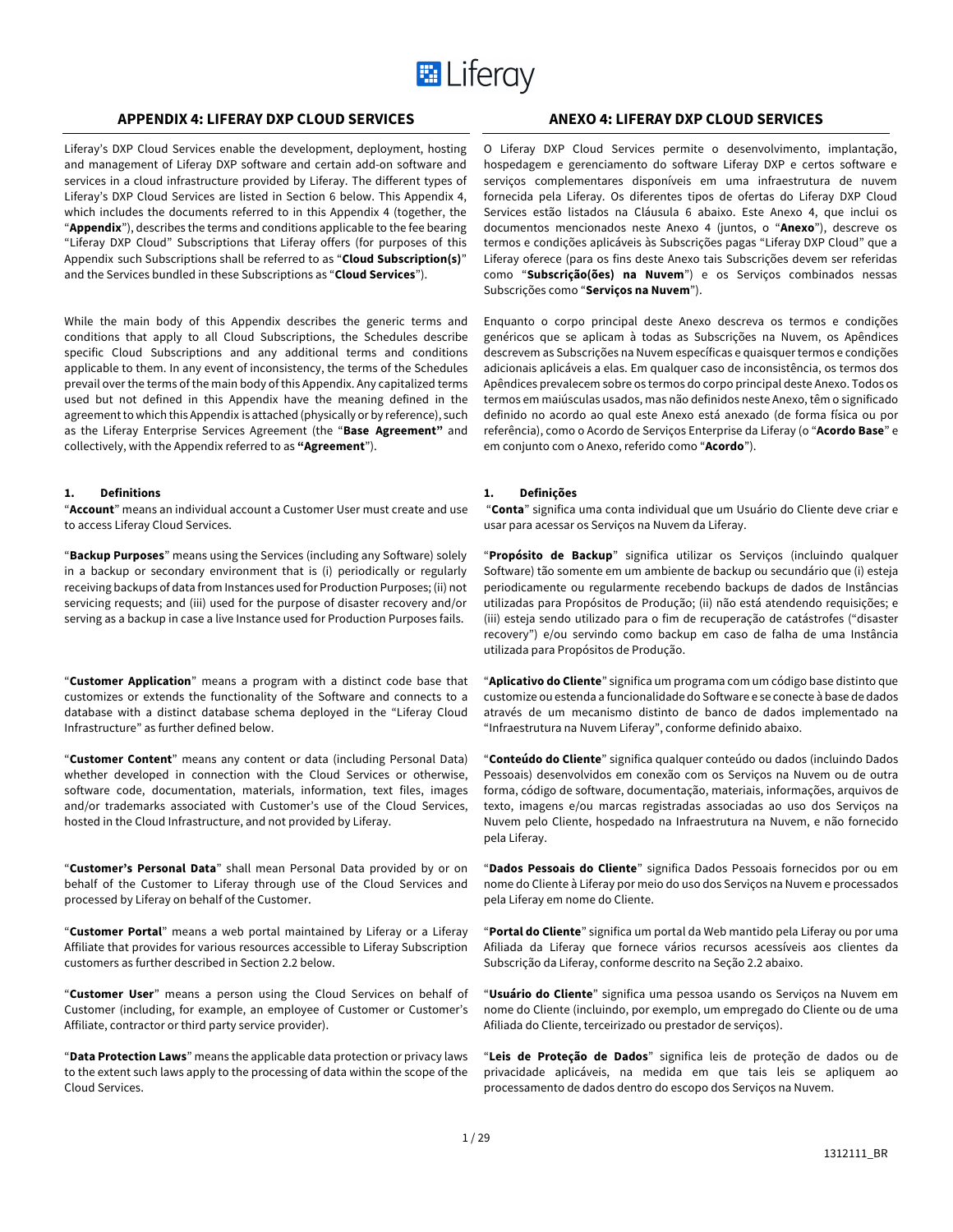# APPENDIX 4: LIFERAY DXP CLOUD SERVICES

Liferay's DXP Cloud Services enable the development, deployment, hosting and management of Liferay DXP software and certain add-on software and services in a cloud infrastructure provided by Liferay. The different types of Liferay's DXP Cloud Services are listed in Section 6 below. This Appendix 4, which includes the documents referred to in this Appendix 4 (together, the "**Appendix**"), describes the terms and conditions applicable to the fee bearing "Liferay DXP Cloud" Subscriptions that Liferay offers (for purposes of this Appendix such Subscriptions shall be referred to as "**Cloud Subscription(s)**" and the Services bundled in these Subscriptions as "**Cloud Services**").

While the main body of this Appendix describes the generic terms and conditions that apply to all Cloud Subscriptions, the Schedules describe specific Cloud Subscriptions and any additional terms and conditions applicable to them. In any event of inconsistency, the terms of the Schedules prevail over the terms of the main body of this Appendix. Any capitalized terms used but not defined in this Appendix have the meaning defined in the agreement to which this Appendix is attached (physically or by reference), such as the Liferay Enterprise Services Agreement (the "**Base Agreement"** and collectively, with the Appendix referred to as **"Agreement**").

**1. Definitions**

"**Account**" means an individual account a Customer User must create and use to access Liferay Cloud Services.

"**Backup Purposes**" means using the Services (including any Software) solely in a backup or secondary environment that is (i) periodically or regularly receiving backups of data from Instances used for Production Purposes; (ii) not servicing requests; and (iii) used for the purpose of disaster recovery and/or serving as a backup in case a live Instance used for Production Purposes fails.

"**Customer Application**" means a program with a distinct code base that customizes or extends the functionality of the Software and connects to a database with a distinct database schema deployed in the "Liferay Cloud Infrastructure" as further defined below.

"**Customer Content**" means any content or data (including Personal Data) whether developed in connection with the Cloud Services or otherwise, software code, documentation, materials, information, text files, images and/or trademarks associated with Customer's use of the Cloud Services, hosted in the Cloud Infrastructure, and not provided by Liferay.

"**Customer's Personal Data**" shall mean Personal Data provided by or on behalf of the Customer to Liferay through use of the Cloud Services and processed by Liferay on behalf of the Customer.

"**Customer Portal**" means a web portal maintained by Liferay or a Liferay Affiliate that provides for various resources accessible to Liferay Subscription customers as further described in Section 2.2 below.

"**Customer User**" means a person using the Cloud Services on behalf of Customer (including, for example, an employee of Customer or Customer's Affiliate, contractor or third party service provider).

"**Data Protection Laws**" means the applicable data protection or privacy laws to the extent such laws apply to the processing of data within the scope of the Cloud Services.

# ANEXO 4: LIFERAY DXP CLOUD SERVICES

O Liferay DXP Cloud Services permite o desenvolvimento, implantação, hospedagem e gerenciamento do software Liferay DXP e certos software e serviços complementares disponíveis em uma infraestrutura de nuvem fornecida pela Liferay. Os diferentes tipos de ofertas do Liferay DXP Cloud Services estão listados na Cláusula 6 abaixo. Este Anexo 4, que inclui os documentos mencionados neste Anexo 4 (juntos, o "**Anexo**"), descreve os termos e condições aplicáveis às Subscrições pagas "Liferay DXP Cloud" que a Liferay oferece (para os fins deste Anexo tais Subscrições devem ser referidas como "**Subscrição(ões) na Nuvem**") e os Serviços combinados nessas Subscrições como "**Serviços na Nuvem**").

Enquanto o corpo principal deste Anexo descreva os termos e condições genéricos que se aplicam à todas as Subscrições na Nuvem, os Apêndices descrevem as Subscrições na Nuvem específicas e quaisquer termos e condições adicionais aplicáveis a elas. Em qualquer caso de inconsistência, os termos dos Apêndices prevalecem sobre os termos do corpo principal deste Anexo. Todos os termos em maiúsculas usados, mas não definidos neste Anexo, têm o significado definido no acordo ao qual este Anexo está anexado (de forma física ou por referência), como o Acordo de Serviços Enterprise da Liferay (o "**Acordo Base**" e em conjunto com o Anexo, referido como "**Acordo**").

**1. Definições**

"**Conta**" significa uma conta individual que um Usuário do Cliente deve criar e usar para acessar os Serviços na Nuvem da Liferay.

"**Propósito de Backup**" significa utilizar os Serviços (incluindo qualquer Software) tão somente em um ambiente de backup ou secundário que (i) esteja periodicamente ou regularmente recebendo backups de dados de Instâncias utilizadas para Propósitos de Produção; (ii) não está atendendo requisições; e (iii) esteja sendo utilizado para o fim de recuperação de catástrofes ("disaster recovery") e/ou servindo como backup em caso de falha de uma Instância utilizada para Propósitos de Produção.

"**Aplicativo do Cliente**" significa um programa com um código base distinto que customize ou estenda a funcionalidade do Software e se conecte à base de dados através de um mecanismo distinto de banco de dados implementado na "Infraestrutura na Nuvem Liferay", conforme definido abaixo.

"**Conteúdo do Cliente**" significa qualquer conteúdo ou dados (incluindo Dados Pessoais) desenvolvidos em conexão com os Serviços na Nuvem ou de outra forma, código de software, documentação, materiais, informações, arquivos de texto, imagens e/ou marcas registradas associadas ao uso dos Serviços na Nuvem pelo Cliente, hospedado na Infraestrutura na Nuvem, e não fornecido pela Liferay.

"**Dados Pessoais do Cliente**" significa Dados Pessoais fornecidos por ou em nome do Cliente à Liferay por meio do uso dos Serviços na Nuvem e processados pela Liferay em nome do Cliente.

"**Portal do Cliente**" significa um portal da Web mantido pela Liferay ou por uma Afiliada da Liferay que fornece vários recursos acessíveis aos clientes da Subscrição da Liferay, conforme descrito na Seção 2.2 abaixo.

"**Usuário do Cliente**" significa uma pessoa usando os Serviços na Nuvem em nome do Cliente (incluindo, por exemplo, um empregado do Cliente ou de uma Afiliada do Cliente, terceirizado ou prestador de serviços).

"**Leis de Proteção de Dados**" significa leis de proteção de dados ou de privacidade aplicáveis, na medida em que tais leis se apliquem ao processamento de dados dentro do escopo dos Serviços na Nuvem.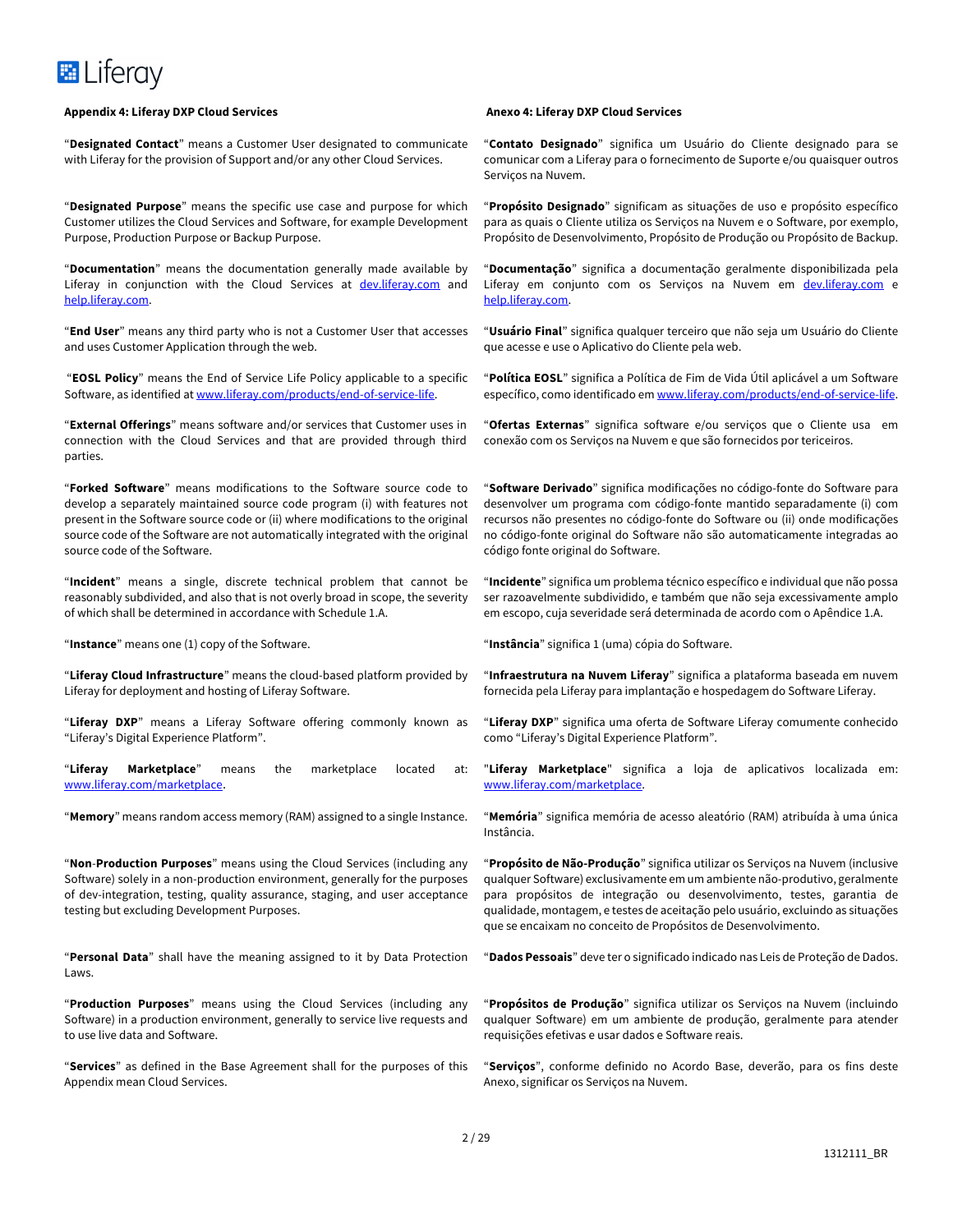## Appendix 4: Liferay DXP Cloud Services

"**Designated Contact**" means a Customer User designated to communicate with Liferay for the provision of Support and/or any other Cloud Services.

"**Designated Purpose**" means the specific use case and purpose for which Customer utilizes the Cloud Services and Software, for example Development Purpose, Production Purpose or Backup Purpose.

"**Documentation**" means the documentation generally made available by Liferay in conjunction with the Cloud Services at [dev.liferay.com](dev.liferay.com) and [help.liferay.com](help.liferay.com).

"**End User**" means any third party who is not a Customer User that accesses and uses Customer Application through the web.

"**EOSL Policy**" means the End of Service Life Policy applicable to a specific Software, as identified at [www.liferay.com/products/end-of-service-life](www.liferay.com/products/end-of-service-life).

"**External Offerings**" means software and/or services that Customer uses in connection with the Cloud Services and that are provided through third parties.

"**Forked Software**" means modifications to the Software source code to develop a separately maintained source code program (i) with features not present in the Software source code or (ii) where modifications to the original source code of the Software are not automatically integrated with the original source code of the Software.

"**Incident**" means a single, discrete technical problem that cannot be reasonably subdivided, and also that is not overly broad in scope, the severity of which shall be determined in accordance with Schedule 1.A.

"**Instance**" means one (1) copy of the Software.

"**Liferay Cloud Infrastructure**" means the cloud-based platform provided by Liferay for deployment and hosting of Liferay Software.

"**Liferay DXP**" means a Liferay Software offering commonly known as "Liferay's Digital Experience Platform".

"**Liferay Marketplace**" means the marketplace located at: [www.liferay.com/marketplace](www.liferay.com/marketplace).

"**Memory**" means random access memory (RAM) assigned to a single Instance.

"**Non-Production Purposes**" means using the Cloud Services (including any Software) solely in a non-production environment, generally for the purposes of dev-integration, testing, quality assurance, staging, and user acceptance testing but excluding Development Purposes.

"**Personal Data**" shall have the meaning assigned to it by Data Protection Laws.

"**Production Purposes**" means using the Cloud Services (including any Software) in a production environment, generally to service live requests and to use live data and Software.

"**Services**" as defined in the Base Agreement shall for the purposes of this Appendix mean Cloud Services.

## Anexo 4: Liferay DXP Cloud Services

"**Contato Designado**" significa um Usuário do Cliente designado para se comunicar com a Liferay para o fornecimento de Suporte e/ou quaisquer outros Serviços na Nuvem.

"**Propósito Designado**" significam as situações de uso e propósito específico para as quais o Cliente utiliza os Serviços na Nuvem e o Software, por exemplo, Propósito de Desenvolvimento, Propósito de Produção ou Propósito de Backup.

"**Documentação**" significa a documentação geralmente disponibilizada pela Liferay em conjunto com os Serviços na Nuvem em [dev.liferay.com](dev.liferay.com) e [help.liferay.com](help.liferay.com).

"**Usuário Final**" significa qualquer terceiro que não seja um Usuário do Cliente que acesse e use o Aplicativo do Cliente pela web.

"**Política EOSL**" significa a Política de Fim de Vida Útil aplicável a um Software específico, como identificado em [www.liferay.com/products/end-of-service-life](www.liferay.com/products/end-of-service-life).

"**Ofertas Externas**" significa software e/ou serviços que o Cliente usa em conexão com os Serviços na Nuvem e que são fornecidos por terceiros.

"**Software Derivado**" significa modificações no código-fonte do Software para desenvolver um programa com código-fonte mantido separadamente (i) com recursos não presentes no código-fonte do Software ou (ii) onde modificações no código-fonte original do Software não são automaticamente integradas ao código fonte original do Software.

"**Incidente**" significa um problema técnico específico e individual que não possa ser razoavelmente subdividido, e também que não seja excessivamente amplo em escopo, cuja severidade será determinada de acordo com o Apêndice 1.A.

"**Instância**" significa 1 (uma) cópia do Software.

"**Infraestrutura na Nuvem Liferay**" significa a plataforma baseada em nuvem fornecida pela Liferay para implantação e hospedagem do Software Liferay.

"**Liferay DXP**" significa uma oferta de Software Liferay comumente conhecido como "Liferay's Digital Experience Platform".

"**Liferay Marketplace**" significa a loja de aplicativos localizada em: [www.liferay.com/marketplace](www.liferay.com/marketplace).

"**Memória**" significa memória de acesso aleatório (RAM) atribuída à uma única Instância.

"**Propósito de Não-Produção**" significa utilizar os Serviços na Nuvem (inclusive qualquer Software) exclusivamente em um ambiente não-produtivo, geralmente para propósitos de integração ou desenvolvimento, testes, garantia de qualidade, montagem, e testes de aceitação pelo usuário, excluindo as situações que se encaixam no conceito de Propósitos de Desenvolvimento.

"**Dados Pessoais**" deve ter o significado indicado nas Leis de Proteção de Dados.

"**Propósitos de Produção**" significa utilizar os Serviços na Nuvem (incluindo qualquer Software) em um ambiente de produção, geralmente para atender requisições efetivas e usar dados e Software reais.

"**Serviços**", conforme definido no Acordo Base, deverão, para os fins deste Anexo, significar os Serviços na Nuvem.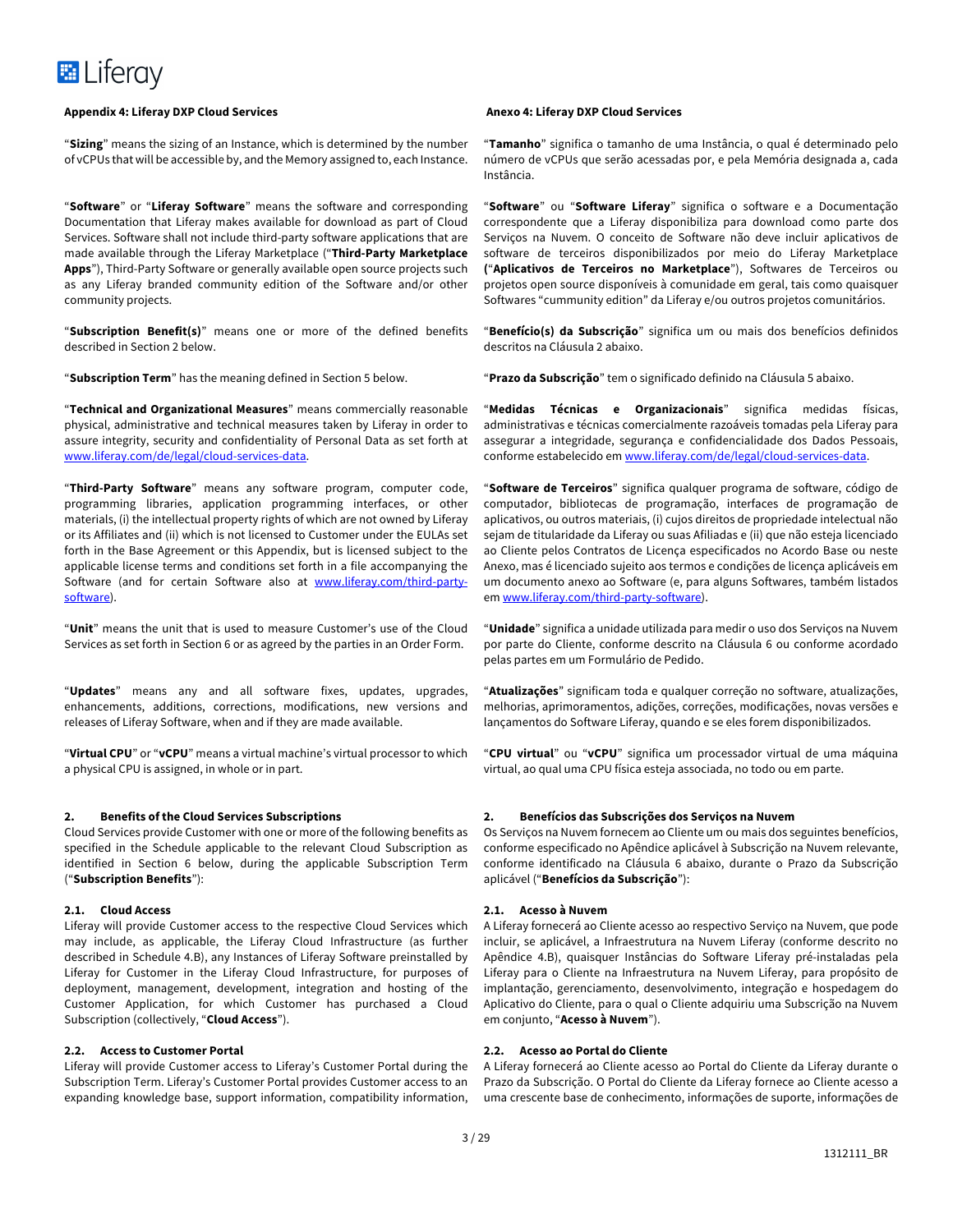**Appendix 4: Liferay DXP Cloud Services**

"**Sizing**" means the sizing of an Instance, which is determined by the number of vCPUs that will be accessible by, and the Memory assigned to, each Instance.

"**Software**" or "**Liferay Software**" means the software and corresponding Documentation that Liferay makes available for download as part of Cloud Services. Software shall not include third-party software applications that are made available through the Liferay Marketplace ("**Third-Party Marketplace Apps**"), Third-Party Software or generally available open source projects such as any Liferay branded community edition of the Software and/or other community projects.

"**Subscription Benefit(s)**" means one or more of the defined benefits described in Section 2 below.

"**Subscription Term**" has the meaning defined in Section 5 below.

"**Technical and Organizational Measures**" means commercially reasonable physical, administrative and technical measures taken by Liferay in order to assure integrity, security and confidentiality of Personal Data as set forth at www.liferay.com/de/legal/cloud-services-data.

"**Third-Party Software**" means any software program, computer code, programming libraries, application programming interfaces, or other materials, (i) the intellectual property rights of which are not owned by Liferay or its Affiliates and (ii) which is not licensed to Customer under the EULAs set forth in the Base Agreement or this Appendix, but is licensed subject to the applicable license terms and conditions set forth in a file accompanying the Software (and for certain Software also at www.liferay.com/third-party-software).

"**Unit**" means the unit that is used to measure Customer's use of the Cloud Services as set forth in Section 6 or as agreed by the parties in an Order Form.

"**Updates**" means any and all software fixes, updates, upgrades, enhancements, additions, corrections, modifications, new versions and releases of Liferay Software, when and if they are made available.

"**Virtual CPU**" or "**vCPU**" means a virtual machine's virtual processor to which a physical CPU is assigned, in whole or in part.

**2. Benefits of the Cloud Services Subscriptions**

Cloud Services provide Customer with one or more of the following benefits as specified in the Schedule applicable to the relevant Cloud Subscription as identified in Section 6 below, during the applicable Subscription Term ("**Subscription Benefits**"):

**2.1. Cloud Access**

Liferay will provide Customer access to the respective Cloud Services which may include, as applicable, the Liferay Cloud Infrastructure (as further described in Schedule 4.B), any Instances of Liferay Software preinstalled by Liferay for Customer in the Liferay Cloud Infrastructure, for purposes of deployment, management, development, integration and hosting of the Customer Application, for which Customer has purchased a Cloud Subscription (collectively, "**Cloud Access**").

**2.2. Access to Customer Portal**

Liferay will provide Customer access to Liferay's Customer Portal during the Subscription Term. Liferay's Customer Portal provides Customer access to an expanding knowledge base, support information, compatibility information,

**Anexo 4: Liferay DXP Cloud Services**

"**Tamanho**" significa o tamanho de uma Instância, o qual é determinado pelo número de vCPUs que serão acessadas por, e pela Memória designada a, cada Instância.

"**Software**" ou "**Software Liferay**" significa o software e a Documentação correspondente que a Liferay disponibiliza para download como parte dos Serviços na Nuvem. O conceito de Software não deve incluir aplicativos de software de terceiros disponibilizados por meio do Liferay Marketplace ("**Aplicativos de Terceiros no Marketplace**"), Softwares de Terceiros ou projetos open source disponíveis à comunidade em geral, tais como quaisquer Softwares "community edition" da Liferay e/ou outros projetos comunitários.

"**Benefício(s) da Subscrição**" significa um ou mais dos benefícios definidos descritos na Cláusula 2 abaixo.

"**Prazo da Subscrição**" tem o significado definido na Cláusula 5 abaixo.

"**Medidas Técnicas e Organizacionais**" significa medidas físicas, administrativas e técnicas comercialmente razoáveis tomadas pela Liferay para assegurar a integridade, segurança e confidencialidade dos Dados Pessoais, conforme estabelecido em www.liferay.com/de/legal/cloud-services-data.

"**Software de Terceiros**" significa qualquer programa de software, código de computador, bibliotecas de programação, interfaces de programação de aplicativos, ou outros materiais, (i) cujos direitos de propriedade intelectual não sejam de titularidade da Liferay ou suas Afiliadas e (ii) que não esteja licenciado ao Cliente pelos Contratos de Licença especificados no Acordo Base ou neste Anexo, mas é licenciado sujeito aos termos e condições de licença aplicáveis em um documento anexo ao Software (e, para alguns Softwares, também listados em www.liferay.com/third-party-software).

"**Unidade**" significa a unidade utilizada para medir o uso dos Serviços na Nuvem por parte do Cliente, conforme descrito na Cláusula 6 ou conforme acordado pelas partes em um Formulário de Pedido.

"**Atualizações**" significam toda e qualquer correção no software, atualizações, melhorias, aprimoramentos, adições, correções, modificações, novas versões e lançamentos do Software Liferay, quando e se eles forem disponibilizados.

"**CPU virtual**" ou "**vCPU**" significa um processador virtual de uma máquina virtual, ao qual uma CPU física esteja associada, no todo ou em parte.

**2. Benefícios das Subscrições dos Serviços na Nuvem**

Os Serviços na Nuvem fornecem ao Cliente um ou mais dos seguintes benefícios, conforme especificado no Apêndice aplicável à Subscrição na Nuvem relevante, conforme identificado na Cláusula 6 abaixo, durante o Prazo da Subscrição aplicável ("**Benefícios da Subscrição**"):

**2.1. Acesso à Nuvem**

A Liferay fornecerá ao Cliente acesso ao respectivo Serviço na Nuvem, que pode incluir, se aplicável, a Infraestrutura na Nuvem Liferay (conforme descrito no Apêndice 4.B), quaisquer Instâncias do Software Liferay pré-instaladas pela Liferay para o Cliente na Infraestrutura na Nuvem Liferay, para propósito de implantação, gerenciamento, desenvolvimento, integração e hospedagem do Aplicativo do Cliente, para o qual o Cliente adquiriu uma Subscrição na Nuvem em conjunto, "**Acesso à Nuvem**").

**2.2. Acesso ao Portal do Cliente**

A Liferay fornecerá ao Cliente acesso ao Portal do Cliente da Liferay durante o Prazo da Subscrição. O Portal do Cliente da Liferay fornece ao Cliente acesso a uma crescente base de conhecimento, informações de suporte, informações de

1312111_BR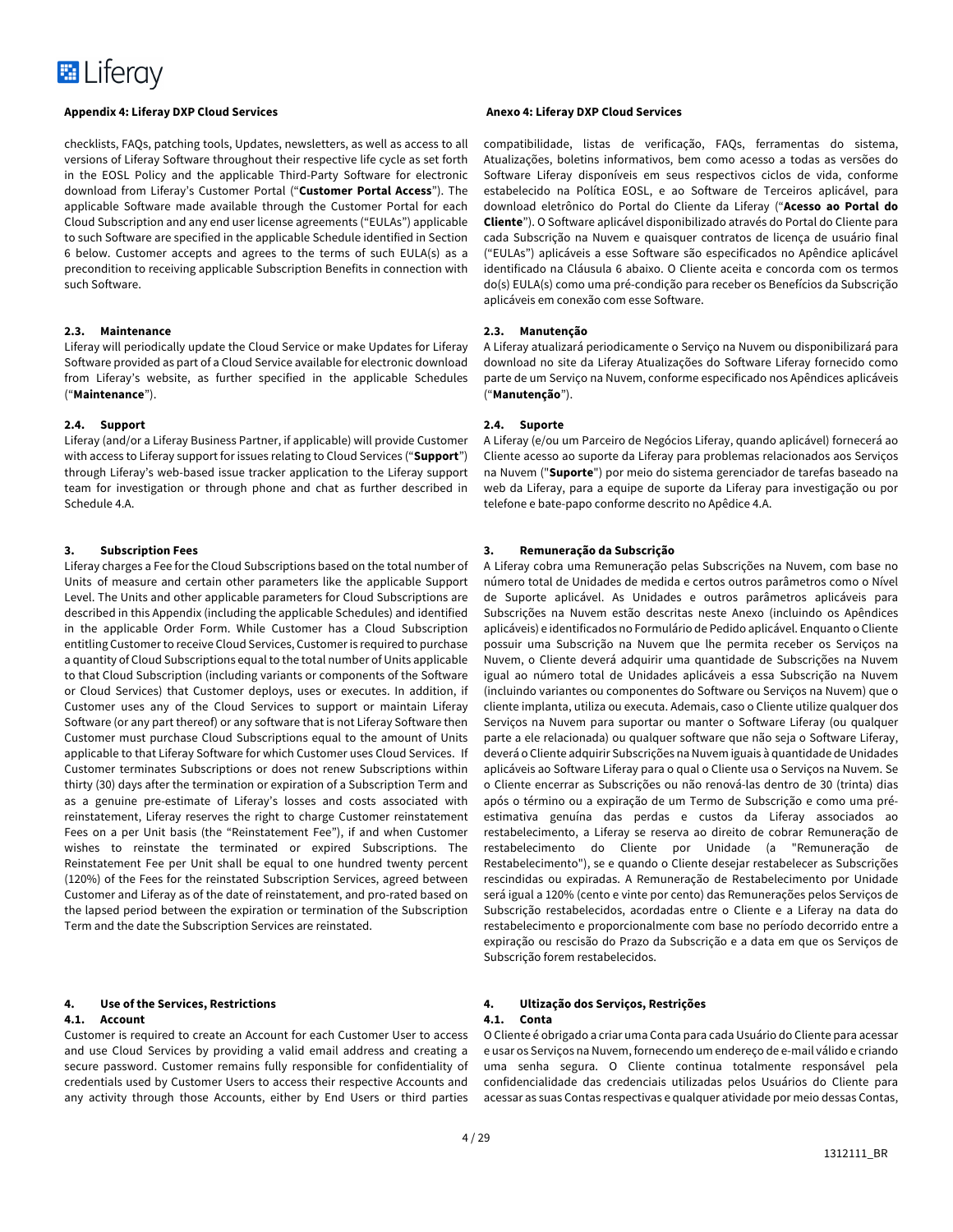**Appendix 4: Liferay DXP Cloud Services**

checklists, FAQs, patching tools, Updates, newsletters, as well as access to all versions of Liferay Software throughout their respective life cycle as set forth in the EOSL Policy and the applicable Third-Party Software for electronic download from Liferay's Customer Portal ("**Customer Portal Access**"). The applicable Software made available through the Customer Portal for each Cloud Subscription and any end user license agreements ("EULAs") applicable to such Software are specified in the applicable Schedule identified in Section 6 below. Customer accepts and agrees to the terms of such EULA(s) as a precondition to receiving applicable Subscription Benefits in connection with such Software.

#### 2.3. Maintenance

Liferay will periodically update the Cloud Service or make Updates for Liferay Software provided as part of a Cloud Service available for electronic download from Liferay's website, as further specified in the applicable Schedules ("**Maintenance**").

#### 2.4. Support

Liferay (and/or a Liferay Business Partner, if applicable) will provide Customer with access to Liferay support for issues relating to Cloud Services ("**Support**") through Liferay's web-based issue tracker application to the Liferay support team for investigation or through phone and chat as further described in Schedule 4.A.

### 3. Subscription Fees

Liferay charges a Fee for the Cloud Subscriptions based on the total number of Units of measure and certain other parameters like the applicable Support Level. The Units and other applicable parameters for Cloud Subscriptions are described in this Appendix (including the applicable Schedules) and identified in the applicable Order Form. While Customer has a Cloud Subscription entitling Customer to receive Cloud Services, Customer is required to purchase a quantity of Cloud Subscriptions equal to the total number of Units applicable to that Cloud Subscription (including variants or components of the Software or Cloud Services) that Customer deploys, uses or executes. In addition, if Customer uses any of the Cloud Services to support or maintain Liferay Software (or any part thereof) or any software that is not Liferay Software then Customer must purchase Cloud Subscriptions equal to the amount of Units applicable to that Liferay Software for which Customer uses Cloud Services. If Customer terminates Subscriptions or does not renew Subscriptions within thirty (30) days after the termination or expiration of a Subscription Term and as a genuine pre-estimate of Liferay's losses and costs associated with reinstatement, Liferay reserves the right to charge Customer reinstatement Fees on a per Unit basis (the "Reinstatement Fee"), if and when Customer wishes to reinstate the terminated or expired Subscriptions. The Reinstatement Fee per Unit shall be equal to one hundred twenty percent (120%) of the Fees for the reinstated Subscription Services, agreed between Customer and Liferay as of the date of reinstatement, and pro-rated based on the lapsed period between the expiration or termination of the Subscription Term and the date the Subscription Services are reinstated.

### 4. Use of the Services, Restrictions

#### 4.1. Account

Customer is required to create an Account for each Customer User to access and use Cloud Services by providing a valid email address and creating a secure password. Customer remains fully responsible for confidentiality of credentials used by Customer Users to access their respective Accounts and any activity through those Accounts, either by End Users or third parties

---

**Anexo 4: Liferay DXP Cloud Services**

compatibilidade, listas de verificação, FAQs, ferramentas do sistema, Atualizações, boletins informativos, bem como acesso a todas as versões do Software Liferay disponíveis em seus respectivos ciclos de vida, conforme estabelecido na Política EOSL, e ao Software de Terceiros aplicável, para download eletrônico do Portal do Cliente da Liferay ("**Acesso ao Portal do Cliente**"). O Software aplicável disponibilizado através do Portal do Cliente para cada Subscrição na Nuvem e quaisquer contratos de licença de usuário final ("EULAs") aplicáveis a esse Software são especificados no Apêndice aplicável identificado na Cláusula 6 abaixo. O Cliente aceita e concorda com os termos do(s) EULA(s) como uma pré-condição para receber os Benefícios da Subscrição aplicáveis em conexão com esse Software.

#### 2.3. Manutenção

A Liferay atualizará periodicamente o Serviço na Nuvem ou disponibilizará para download no site da Liferay Atualizações do Software Liferay fornecido como parte de um Serviço na Nuvem, conforme especificado nos Apêndices aplicáveis ("**Manutenção**").

#### 2.4. Suporte

A Liferay (e/ou um Parceiro de Negócios Liferay, quando aplicável) fornecerá ao Cliente acesso ao suporte da Liferay para problemas relacionados aos Serviços na Nuvem ("**Suporte**") por meio do sistema gerenciador de tarefas baseado na web da Liferay, para a equipe de suporte da Liferay para investigação ou por telefone e bate-papo conforme descrito no Apêdice 4.A.

### 3. Remuneração da Subscrição

A Liferay cobra uma Remuneração pelas Subscrições na Nuvem, com base no número total de Unidades de medida e certos outros parâmetros como o Nível de Suporte aplicável. As Unidades e outros parâmetros aplicáveis para Subscrições na Nuvem estão descritas neste Anexo (incluindo os Apêndices aplicáveis) e identificados no Formulário de Pedido aplicável. Enquanto o Cliente possuir uma Subscrição na Nuvem que lhe permita receber os Serviços na Nuvem, o Cliente deverá adquirir uma quantidade de Subscrições na Nuvem igual ao número total de Unidades aplicáveis a essa Subscrição na Nuvem (incluindo variantes ou componentes do Software ou Serviços na Nuvem) que o cliente implanta, utiliza ou executa. Ademais, caso o Cliente utilize qualquer dos Serviços na Nuvem para suportar ou manter o Software Liferay (ou qualquer parte a ele relacionada) ou qualquer software que não seja o Software Liferay, deverá o Cliente adquirir Subscrições na Nuvem iguais à quantidade de Unidades aplicáveis ao Software Liferay para o qual o Cliente usa o Serviços na Nuvem. Se o Cliente encerrar as Subscrições ou não renová-las dentro de 30 (trinta) dias após o término ou a expiração de um Termo de Subscrição e como uma pré-estimativa genuína das perdas e custos da Liferay associados ao restabelecimento, a Liferay se reserva ao direito de cobrar Remuneração de restabelecimento do Cliente por Unidade (a "Remuneração de Restabelecimento"), se e quando o Cliente desejar restabelecer as Subscrições rescindidas ou expiradas. A Remuneração de Restabelecimento por Unidade será igual a 120% (cento e vinte por cento) das Remunerações pelos Serviços de Subscrição restabelecidos, acordadas entre o Cliente e a Liferay na data do restabelecimento e proporcionalmente com base no período decorrido entre a expiração ou rescisão do Prazo da Subscrição e a data em que os Serviços de Subscrição forem restabelecidos.

### 4. Ultização dos Serviços, Restrições

#### 4.1. Conta

O Cliente é obrigado a criar uma Conta para cada Usuário do Cliente para acessar e usar os Serviços na Nuvem, fornecendo um endereço de e-mail válido e criando uma senha segura. O Cliente continua totalmente responsável pela confidencialidade das credenciais utilizadas pelos Usuários do Cliente para acessar as suas Contas respectivas e qualquer atividade por meio dessas Contas,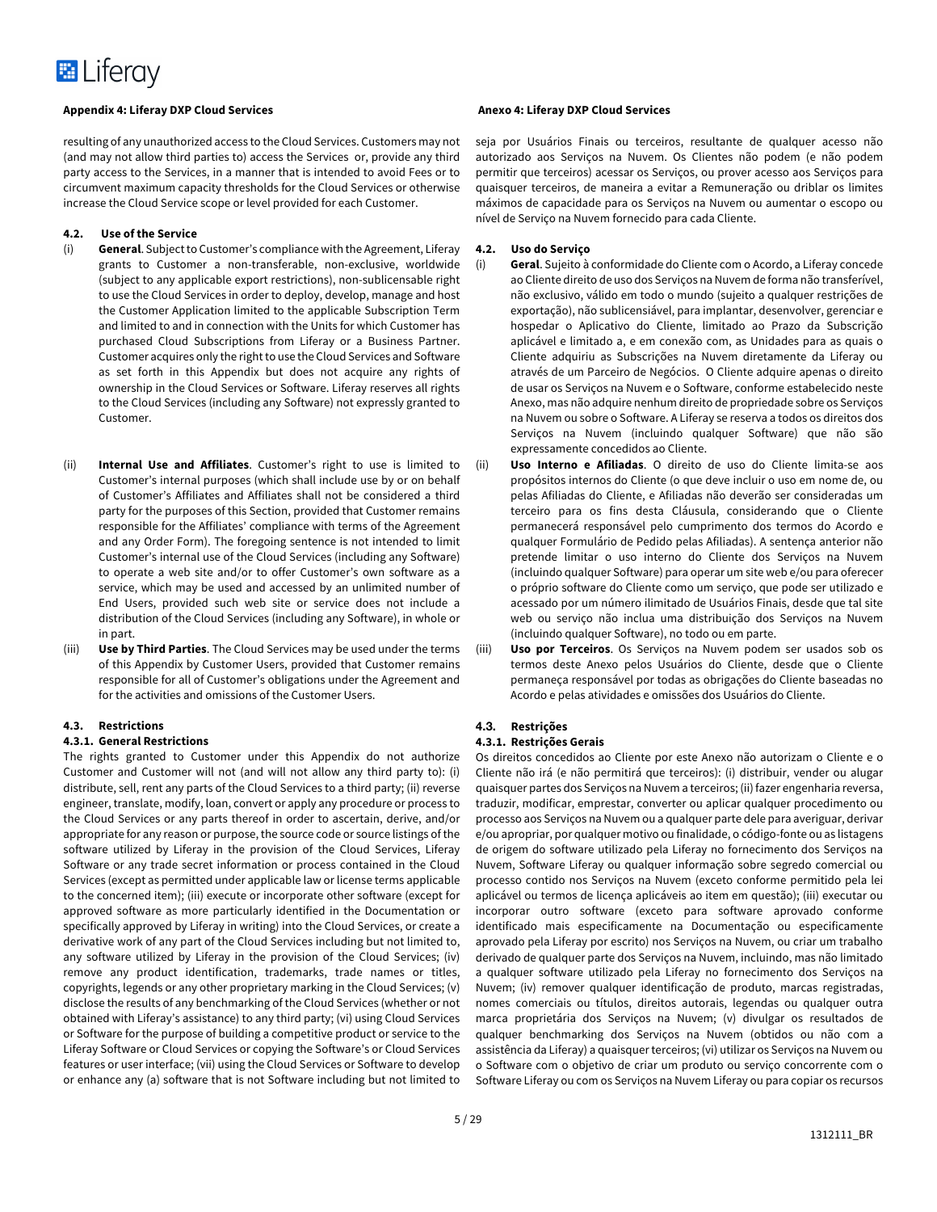resulting of any unauthorized access to the Cloud Services. Customers may not (and may not allow third parties to) access the Services or, provide any third party access to the Services, in a manner that is intended to avoid Fees or to circumvent maximum capacity thresholds for the Cloud Services or otherwise increase the Cloud Service scope or level provided for each Customer.

### 4.2. Use of the Service

(i) **General**. Subject to Customer's compliance with the Agreement, Liferay grants to Customer a non-transferable, non-exclusive, worldwide (subject to any applicable export restrictions), non-sublicensable right to use the Cloud Services in order to deploy, develop, manage and host the Customer Application limited to the applicable Subscription Term and limited to and in connection with the Units for which Customer has purchased Cloud Subscriptions from Liferay or a Business Partner. Customer acquires only the right to use the Cloud Services and Software as set forth in this Appendix but does not acquire any rights of ownership in the Cloud Services or Software. Liferay reserves all rights to the Cloud Services (including any Software) not expressly granted to Customer.

(ii) **Internal Use and Affiliates**. Customer's right to use is limited to Customer's internal purposes (which shall include use by or on behalf of Customer's Affiliates and Affiliates shall not be considered a third party for the purposes of this Section, provided that Customer remains responsible for the Affiliates' compliance with terms of the Agreement and any Order Form). The foregoing sentence is not intended to limit Customer's internal use of the Cloud Services (including any Software) to operate a web site and/or to offer Customer's own software as a service, which may be used and accessed by an unlimited number of End Users, provided such web site or service does not include a distribution of the Cloud Services (including any Software), in whole or in part.

(iii) **Use by Third Parties**. The Cloud Services may be used under the terms of this Appendix by Customer Users, provided that Customer remains responsible for all of Customer's obligations under the Agreement and for the activities and omissions of the Customer Users.

### 4.3. Restrictions

#### 4.3.1. General Restrictions

The rights granted to Customer under this Appendix do not authorize Customer and Customer will not (and will not allow any third party to): (i) distribute, sell, rent any parts of the Cloud Services to a third party; (ii) reverse engineer, translate, modify, loan, convert or apply any procedure or process to the Cloud Services or any parts thereof in order to ascertain, derive, and/or appropriate for any reason or purpose, the source code or source listings of the software utilized by Liferay in the provision of the Cloud Services, Liferay Software or any trade secret information or process contained in the Cloud Services (except as permitted under applicable law or license terms applicable to the concerned item); (iii) execute or incorporate other software (except for approved software as more particularly identified in the Documentation or specifically approved by Liferay in writing) into the Cloud Services, or create a derivative work of any part of the Cloud Services including but not limited to, any software utilized by Liferay in the provision of the Cloud Services; (iv) remove any product identification, trademarks, trade names or titles, copyrights, legends or any other proprietary marking in the Cloud Services; (v) disclose the results of any benchmarking of the Cloud Services (whether or not obtained with Liferay's assistance) to any third party; (vi) using Cloud Services or Software for the purpose of building a competitive product or service to the Liferay Software or Cloud Services or copying the Software's or Cloud Services features or user interface; (vii) using the Cloud Services or Software to develop or enhance any (a) software that is not Software including but not limited to

---

seja por Usuários Finais ou terceiros, resultante de qualquer acesso não autorizado aos Serviços na Nuvem. Os Clientes não podem (e não podem permitir que terceiros) acessar os Serviços, ou prover acesso aos Serviços para quaisquer terceiros, de maneira a evitar a Remuneração ou driblar os limites máximos de capacidade para os Serviços na Nuvem ou aumentar o escopo ou nível de Serviço na Nuvem fornecido para cada Cliente.

### 4.2. Uso do Serviço

(i) **Geral**. Sujeito à conformidade do Cliente com o Acordo, a Liferay concede ao Cliente direito de uso dos Serviços na Nuvem de forma não transferível, não exclusivo, válido em todo o mundo (sujeito a qualquer restrições de exportação), não sublicensiável, para implantar, desenvolver, gerenciar e hospedar o Aplicativo do Cliente, limitado ao Prazo da Subscrição aplicável e limitado a, e em conexão com, as Unidades para as quais o Cliente adquiriu as Subscrições na Nuvem diretamente da Liferay ou através de um Parceiro de Negócios. O Cliente adquire apenas o direito de usar os Serviços na Nuvem e o Software, conforme estabelecido neste Anexo, mas não adquire nenhum direito de propriedade sobre os Serviços na Nuvem ou sobre o Software. A Liferay se reserva a todos os direitos dos Serviços na Nuvem (incluindo qualquer Software) que não são expressamente concedidos ao Cliente.

(ii) **Uso Interno e Afiliadas**. O direito de uso do Cliente limita-se aos propósitos internos do Cliente (o que deve incluir o uso em nome de, ou pelas Afiliadas do Cliente, e Afiliadas não deverão ser consideradas um terceiro para os fins desta Cláusula, considerando que o Cliente permanecerá responsável pelo cumprimento dos termos do Acordo e qualquer Formulário de Pedido pelas Afiliadas). A sentença anterior não pretende limitar o uso interno do Cliente dos Serviços na Nuvem (incluindo qualquer Software) para operar um site web e/ou para oferecer o próprio software do Cliente como um serviço, que pode ser utilizado e acessado por um número ilimitado de Usuários Finais, desde que tal site web ou serviço não inclua uma distribuição dos Serviços na Nuvem (incluindo qualquer Software), no todo ou em parte.

(iii) **Uso por Terceiros**. Os Serviços na Nuvem podem ser usados sob os termos deste Anexo pelos Usuários do Cliente, desde que o Cliente permaneça responsável por todas as obrigações do Cliente baseadas no Acordo e pelas atividades e omissões dos Usuários do Cliente.

### 4.3. Restrições

#### 4.3.1. Restrições Gerais

Os direitos concedidos ao Cliente por este Anexo não autorizam o Cliente e o Cliente não irá (e não permitirá que terceiros): (i) distribuir, vender ou alugar quaisquer partes dos Serviços na Nuvem a terceiros; (ii) fazer engenharia reversa, traduzir, modificar, emprestar, converter ou aplicar qualquer procedimento ou processo aos Serviços na Nuvem ou a qualquer parte dele para averiguar, derivar e/ou apropriar, por qualquer motivo ou finalidade, o código-fonte ou as listagens de origem do software utilizado pela Liferay no fornecimento dos Serviços na Nuvem, Software Liferay ou qualquer informação sobre segredo comercial ou processo contido nos Serviços na Nuvem (exceto conforme permitido pela lei aplicável ou termos de licença aplicáveis ao item em questão); (iii) executar ou incorporar outro software (exceto para software aprovado conforme identificado mais especificamente na Documentação ou especificamente aprovado pela Liferay por escrito) nos Serviços na Nuvem, ou criar um trabalho derivado de qualquer parte dos Serviços na Nuvem, incluindo, mas não limitado a qualquer software utilizado pela Liferay no fornecimento dos Serviços na Nuvem; (iv) remover qualquer identificação de produto, marcas registradas, nomes comerciais ou títulos, direitos autorais, legendas ou qualquer outra marca proprietária dos Serviços na Nuvem; (v) divulgar os resultados de qualquer benchmarking dos Serviços na Nuvem (obtidos ou não com a assistência da Liferay) a quaisquer terceiros; (vi) utilizar os Serviços na Nuvem ou o Software com o objetivo de criar um produto ou serviço concorrente com o Software Liferay ou com os Serviços na Nuvem Liferay ou para copiar os recursos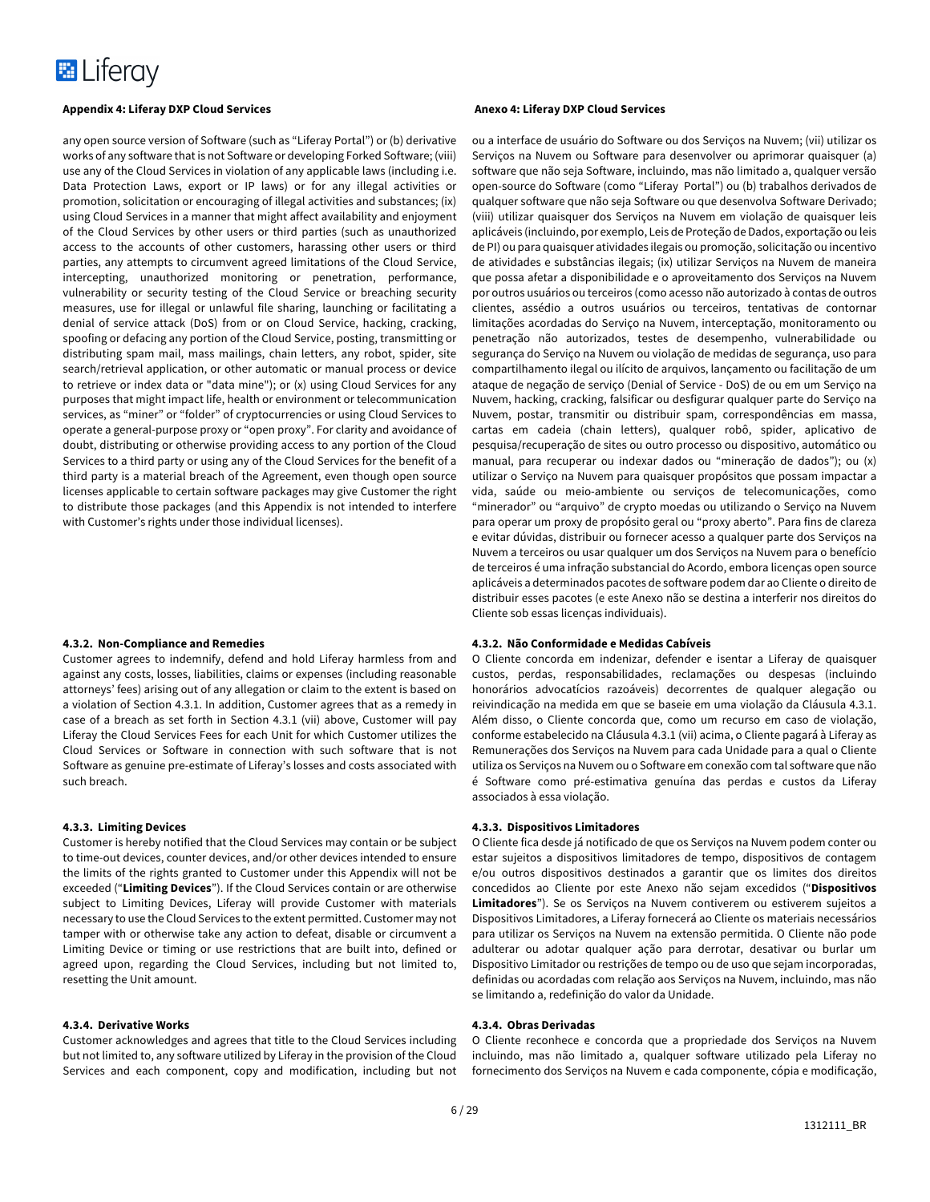## Appendix 4: Liferay DXP Cloud Services

any open source version of Software (such as "Liferay Portal") or (b) derivative works of any software that is not Software or developing Forked Software; (viii) use any of the Cloud Services in violation of any applicable laws (including i.e. Data Protection Laws, export or IP laws) or for any illegal activities or promotion, solicitation or encouraging of illegal activities and substances; (ix) using Cloud Services in a manner that might affect availability and enjoyment of the Cloud Services by other users or third parties (such as unauthorized access to the accounts of other customers, harassing other users or third parties, any attempts to circumvent agreed limitations of the Cloud Service, intercepting, unauthorized monitoring or penetration, performance, vulnerability or security testing of the Cloud Service or breaching security measures, use for illegal or unlawful file sharing, launching or facilitating a denial of service attack (DoS) from or on Cloud Service, hacking, cracking, spoofing or defacing any portion of the Cloud Service, posting, transmitting or distributing spam mail, mass mailings, chain letters, any robot, spider, site search/retrieval application, or other automatic or manual process or device to retrieve or index data or "data mine"); or (x) using Cloud Services for any purposes that might impact life, health or environment or telecommunication services, as "miner" or "folder" of cryptocurrencies or using Cloud Services to operate a general-purpose proxy or "open proxy". For clarity and avoidance of doubt, distributing or otherwise providing access to any portion of the Cloud Services to a third party or using any of the Cloud Services for the benefit of a third party is a material breach of the Agreement, even though open source licenses applicable to certain software packages may give Customer the right to distribute those packages (and this Appendix is not intended to interfere with Customer's rights under those individual licenses).

### 4.3.2. Non-Compliance and Remedies

Customer agrees to indemnify, defend and hold Liferay harmless from and against any costs, losses, liabilities, claims or expenses (including reasonable attorneys' fees) arising out of any allegation or claim to the extent is based on a violation of Section 4.3.1. In addition, Customer agrees that as a remedy in case of a breach as set forth in Section 4.3.1 (vii) above, Customer will pay Liferay the Cloud Services Fees for each Unit for which Customer utilizes the Cloud Services or Software in connection with such software that is not Software as genuine pre-estimate of Liferay's losses and costs associated with such breach.

### 4.3.3. Limiting Devices

Customer is hereby notified that the Cloud Services may contain or be subject to time-out devices, counter devices, and/or other devices intended to ensure the limits of the rights granted to Customer under this Appendix will not be exceeded ("**Limiting Devices**"). If the Cloud Services contain or are otherwise subject to Limiting Devices, Liferay will provide Customer with materials necessary to use the Cloud Services to the extent permitted. Customer may not tamper with or otherwise take any action to defeat, disable or circumvent a Limiting Device or timing or use restrictions that are built into, defined or agreed upon, regarding the Cloud Services, including but not limited to, resetting the Unit amount.

### 4.3.4. Derivative Works

Customer acknowledges and agrees that title to the Cloud Services including but not limited to, any software utilized by Liferay in the provision of the Cloud Services and each component, copy and modification, including but not

## Anexo 4: Liferay DXP Cloud Services

ou a interface de usuário do Software ou dos Serviços na Nuvem; (vii) utilizar os Serviços na Nuvem ou Software para desenvolver ou aprimorar quaisquer (a) software que não seja Software, incluindo, mas não limitado a, qualquer versão open-source do Software (como "Liferay Portal") ou (b) trabalhos derivados de qualquer software que não seja Software ou que desenvolva Software Derivado; (viii) utilizar quaisquer dos Serviços na Nuvem em violação de quaisquer leis aplicáveis (incluindo, por exemplo, Leis de Proteção de Dados, exportação ou leis de PI) ou para quaisquer atividades ilegais ou promoção, solicitação ou incentivo de atividades e substâncias ilegais; (ix) utilizar Serviços na Nuvem de maneira que possa afetar a disponibilidade e o aproveitamento dos Serviços na Nuvem por outros usuários ou terceiros (como acesso não autorizado à contas de outros clientes, assédio a outros usuários ou terceiros, tentativas de contornar limitações acordadas do Serviço na Nuvem, interceptação, monitoramento ou penetração não autorizados, testes de desempenho, vulnerabilidade ou segurança do Serviço na Nuvem ou violação de medidas de segurança, uso para compartilhamento ilegal ou ilícito de arquivos, lançamento ou facilitação de um ataque de negação de serviço (Denial of Service - DoS) de ou em um Serviço na Nuvem, hacking, cracking, falsificar ou desfigurar qualquer parte do Serviço na Nuvem, postar, transmitir ou distribuir spam, correspondências em massa, cartas em cadeia (chain letters), qualquer robô, spider, aplicativo de pesquisa/recuperação de sites ou outro processo ou dispositivo, automático ou manual, para recuperar ou indexar dados ou "mineração de dados"); ou (x) utilizar o Serviço na Nuvem para quaisquer propósitos que possam impactar a vida, saúde ou meio-ambiente ou serviços de telecomunicações, como "minerador" ou "arquivo" de crypto moedas ou utilizando o Serviço na Nuvem para operar um proxy de propósito geral ou "proxy aberto". Para fins de clareza e evitar dúvidas, distribuir ou fornecer acesso a qualquer parte dos Serviços na Nuvem a terceiros ou usar qualquer um dos Serviços na Nuvem para o benefício de terceiros é uma infração substancial do Acordo, embora licenças open source aplicáveis a determinados pacotes de software podem dar ao Cliente o direito de distribuir esses pacotes (e este Anexo não se destina a interferir nos direitos do Cliente sob essas licenças individuais).

### 4.3.2. Não Conformidade e Medidas Cabíveis

O Cliente concorda em indenizar, defender e isentar a Liferay de quaisquer custos, perdas, responsabilidades, reclamações ou despesas (incluindo honorários advocatícios razoáveis) decorrentes de qualquer alegação ou reivindicação na medida em que se baseie em uma violação da Cláusula 4.3.1. Além disso, o Cliente concorda que, como um recurso em caso de violação, conforme estabelecido na Cláusula 4.3.1 (vii) acima, o Cliente pagará à Liferay as Remunerações dos Serviços na Nuvem para cada Unidade para a qual o Cliente utiliza os Serviços na Nuvem ou o Software em conexão com tal software que não é Software como pré-estimativa genuína das perdas e custos da Liferay associados à essa violação.

### 4.3.3. Dispositivos Limitadores

O Cliente fica desde já notificado de que os Serviços na Nuvem podem conter ou estar sujeitos a dispositivos limitadores de tempo, dispositivos de contagem e/ou outros dispositivos destinados a garantir que os limites dos direitos concedidos ao Cliente por este Anexo não sejam excedidos ("**Dispositivos Limitadores**"). Se os Serviços na Nuvem contiverem ou estiverem sujeitos a Dispositivos Limitadores, a Liferay fornecerá ao Cliente os materiais necessários para utilizar os Serviços na Nuvem na extensão permitida. O Cliente não pode adulterar ou adotar qualquer ação para derrotar, desativar ou burlar um Dispositivo Limitador ou restrições de tempo ou de uso que sejam incorporadas, definidas ou acordadas com relação aos Serviços na Nuvem, incluindo, mas não se limitando a, redefinição do valor da Unidade.

### 4.3.4. Obras Derivadas

O Cliente reconhece e concorda que a propriedade dos Serviços na Nuvem incluindo, mas não limitado a, qualquer software utilizado pela Liferay no fornecimento dos Serviços na Nuvem e cada componente, cópia e modificação,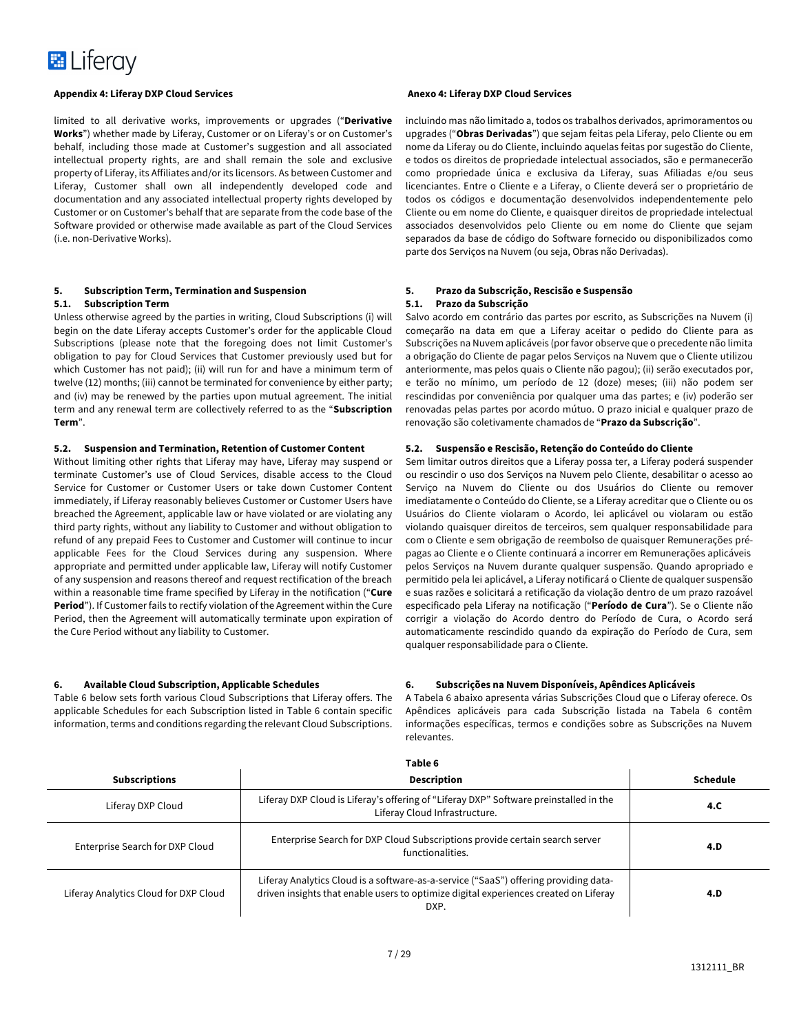**Appendix 4: Liferay DXP Cloud Services**

limited to all derivative works, improvements or upgrades ("**Derivative Works**") whether made by Liferay, Customer or on Liferay's or on Customer's behalf, including those made at Customer's suggestion and all associated intellectual property rights, are and shall remain the sole and exclusive property of Liferay, its Affiliates and/or its licensors. As between Customer and Liferay, Customer shall own all independently developed code and documentation and any associated intellectual property rights developed by Customer or on Customer's behalf that are separate from the code base of the Software provided or otherwise made available as part of the Cloud Services (i.e. non-Derivative Works).

### 5. Subscription Term, Termination and Suspension

#### 5.1. Subscription Term

Unless otherwise agreed by the parties in writing, Cloud Subscriptions (i) will begin on the date Liferay accepts Customer's order for the applicable Cloud Subscriptions (please note that the foregoing does not limit Customer's obligation to pay for Cloud Services that Customer previously used but for which Customer has not paid); (ii) will run for and have a minimum term of twelve (12) months; (iii) cannot be terminated for convenience by either party; and (iv) may be renewed by the parties upon mutual agreement. The initial term and any renewal term are collectively referred to as the "**Subscription Term**".

#### 5.2. Suspension and Termination, Retention of Customer Content

Without limiting other rights that Liferay may have, Liferay may suspend or terminate Customer's use of Cloud Services, disable access to the Cloud Service for Customer or Customer Users or take down Customer Content immediately, if Liferay reasonably believes Customer or Customer Users have breached the Agreement, applicable law or have violated or are violating any third party rights, without any liability to Customer and without obligation to refund of any prepaid Fees to Customer and Customer will continue to incur applicable Fees for the Cloud Services during any suspension. Where appropriate and permitted under applicable law, Liferay will notify Customer of any suspension and reasons thereof and request rectification of the breach within a reasonable time frame specified by Liferay in the notification ("**Cure Period**"). If Customer fails to rectify violation of the Agreement within the Cure Period, then the Agreement will automatically terminate upon expiration of the Cure Period without any liability to Customer.

### 6. Available Cloud Subscription, Applicable Schedules

Table 6 below sets forth various Cloud Subscriptions that Liferay offers. The applicable Schedules for each Subscription listed in Table 6 contain specific information, terms and conditions regarding the relevant Cloud Subscriptions.

**Anexo 4: Liferay DXP Cloud Services**

incluindo mas não limitado a, todos os trabalhos derivados, aprimoramentos ou upgrades ("**Obras Derivadas**") que sejam feitas pela Liferay, pelo Cliente ou em nome da Liferay ou do Cliente, incluindo aquelas feitas por sugestão do Cliente, e todos os direitos de propriedade intelectual associados, são e permanecerão como propriedade única e exclusiva da Liferay, suas Afiliadas e/ou seus licenciantes. Entre o Cliente e a Liferay, o Cliente deverá ser o proprietário de todos os códigos e documentação desenvolvidos independentemente pelo Cliente ou em nome do Cliente, e quaisquer direitos de propriedade intelectual associados desenvolvidos pelo Cliente ou em nome do Cliente que sejam separados da base de código do Software fornecido ou disponibilizados como parte dos Serviços na Nuvem (ou seja, Obras não Derivadas).

### 5. Prazo da Subscrição, Rescisão e Suspensão

#### 5.1. Prazo da Subscrição

Salvo acordo em contrário das partes por escrito, as Subscrições na Nuvem (i) começarão na data em que a Liferay aceitar o pedido do Cliente para as Subscrições na Nuvem aplicáveis (por favor observe que o precedente não limita a obrigação do Cliente de pagar pelos Serviços na Nuvem que o Cliente utilizou anteriormente, mas pelos quais o Cliente não pagou); (ii) serão executados por, e terão no mínimo, um período de 12 (doze) meses; (iii) não podem ser rescindidas por conveniência por qualquer uma das partes; e (iv) poderão ser renovadas pelas partes por acordo mútuo. O prazo inicial e qualquer prazo de renovação são coletivamente chamados de "**Prazo da Subscrição**".

#### 5.2. Suspensão e Rescisão, Retenção do Conteúdo do Cliente

Sem limitar outros direitos que a Liferay possa ter, a Liferay poderá suspender ou rescindir o uso dos Serviços na Nuvem pelo Cliente, desabilitar o acesso ao Serviço na Nuvem do Cliente ou dos Usuários do Cliente ou remover imediatamente o Conteúdo do Cliente, se a Liferay acreditar que o Cliente ou os Usuários do Cliente violaram o Acordo, lei aplicável ou violaram ou estão violando quaisquer direitos de terceiros, sem qualquer responsabilidade para com o Cliente e sem obrigação de reembolso de quaisquer Remunerações pré-pagas ao Cliente e o Cliente continuará a incorrer em Remunerações aplicáveis pelos Serviços na Nuvem durante qualquer suspensão. Quando apropriado e permitido pela lei aplicável, a Liferay notificará o Cliente de qualquer suspensão e suas razões e solicitará a retificação da violação dentro de um prazo razoável especificado pela Liferay na notificação ("**Período de Cura**"). Se o Cliente não corrigir a violação do Acordo dentro do Período de Cura, o Acordo será automaticamente rescindido quando da expiração do Período de Cura, sem qualquer responsabilidade para o Cliente.

### 6. Subscrições na Nuvem Disponíveis, Apêndices Aplicáveis

A Tabela 6 abaixo apresenta várias Subscrições Cloud que o Liferay oferece. Os Apêndices aplicáveis para cada Subscrição listada na Tabela 6 contêm informações específicas, termos e condições sobre as Subscrições na Nuvem relevantes.

**Table 6**

| Subscriptions | Description | Schedule |
|---|---|---|
| Liferay DXP Cloud | Liferay DXP Cloud is Liferay's offering of "Liferay DXP" Software preinstalled in the Liferay Cloud Infrastructure. | **4.C** |
| Enterprise Search for DXP Cloud | Enterprise Search for DXP Cloud Subscriptions provide certain search server functionalities. | **4.D** |
| Liferay Analytics Cloud for DXP Cloud | Liferay Analytics Cloud is a software-as-a-service ("SaaS") offering providing data-driven insights that enable users to optimize digital experiences created on Liferay DXP. | **4.D** |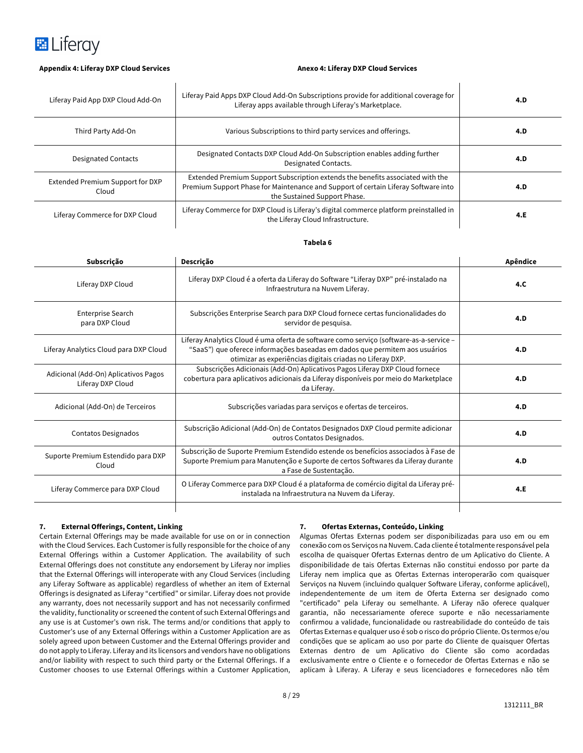**Appendix 4: Liferay DXP Cloud Services**

**Anexo 4: Liferay DXP Cloud Services**

| | | |
|---|---|---|
| Liferay Paid App DXP Cloud Add-On | Liferay Paid Apps DXP Cloud Add-On Subscriptions provide for additional coverage for Liferay apps available through Liferay's Marketplace. | **4.D** |
| Third Party Add-On | Various Subscriptions to third party services and offerings. | **4.D** |
| Designated Contacts | Designated Contacts DXP Cloud Add-On Subscription enables adding further Designated Contacts. | **4.D** |
| Extended Premium Support for DXP Cloud | Extended Premium Support Subscription extends the benefits associated with the Premium Support Phase for Maintenance and Support of certain Liferay Software into the Sustained Support Phase. | **4.D** |
| Liferay Commerce for DXP Cloud | Liferay Commerce for DXP Cloud is Liferay's digital commerce platform preinstalled in the Liferay Cloud Infrastructure. | **4.E** |

**Tabela 6**

| Subscrição | Descrição | Apêndice |
|---|---|---|
| Liferay DXP Cloud | Liferay DXP Cloud é a oferta da Liferay do Software "Liferay DXP" pré-instalado na Infraestrutura na Nuvem Liferay. | **4.C** |
| Enterprise Search para DXP Cloud | Subscrições Enterprise Search para DXP Cloud fornece certas funcionalidades do servidor de pesquisa. | **4.D** |
| Liferay Analytics Cloud para DXP Cloud | Liferay Analytics Cloud é uma oferta de software como serviço (software-as-a-service – "SaaS") que oferece informações baseadas em dados que permitem aos usuários otimizar as experiências digitais criadas no Liferay DXP. | **4.D** |
| Adicional (Add-On) Aplicativos Pagos Liferay DXP Cloud | Subscrições Adicionais (Add-On) Aplicativos Pagos Liferay DXP Cloud fornece cobertura para aplicativos adicionais da Liferay disponíveis por meio do Marketplace da Liferay. | **4.D** |
| Adicional (Add-On) de Terceiros | Subscrições variadas para serviços e ofertas de terceiros. | **4.D** |
| Contatos Designados | Subscrição Adicional (Add-On) de Contatos Designados DXP Cloud permite adicionar outros Contatos Designados. | **4.D** |
| Suporte Premium Estendido para DXP Cloud | Subscrição de Suporte Premium Estendido estende os benefícios associados à Fase de Suporte Premium para Manutenção e Suporte de certos Softwares da Liferay durante a Fase de Sustentação. | **4.D** |
| Liferay Commerce para DXP Cloud | O Liferay Commerce para DXP Cloud é a plataforma de comércio digital da Liferay pré-instalada na Infraestrutura na Nuvem da Liferay. | **4.E** |

**7. External Offerings, Content, Linking**

Certain External Offerings may be made available for use on or in connection with the Cloud Services. Each Customer is fully responsible for the choice of any External Offerings within a Customer Application. The availability of such External Offerings does not constitute any endorsement by Liferay nor implies that the External Offerings will interoperate with any Cloud Services (including any Liferay Software as applicable) regardless of whether an item of External Offerings is designated as Liferay "certified" or similar. Liferay does not provide any warranty, does not necessarily support and has not necessarily confirmed the validity, functionality or screened the content of such External Offerings and any use is at Customer's own risk. The terms and/or conditions that apply to Customer's use of any External Offerings within a Customer Application are as solely agreed upon between Customer and the External Offerings provider and do not apply to Liferay. Liferay and its licensors and vendors have no obligations and/or liability with respect to such third party or the External Offerings. If a Customer chooses to use External Offerings within a Customer Application,

**7. Ofertas Externas, Conteúdo, Linking**

Algumas Ofertas Externas podem ser disponibilizadas para uso em ou em conexão com os Serviços na Nuvem. Cada cliente é totalmente responsável pela escolha de quaisquer Ofertas Externas dentro de um Aplicativo do Cliente. A disponibilidade de tais Ofertas Externas não constitui endosso por parte da Liferay nem implica que as Ofertas Externas interoperarão com quaisquer Serviços na Nuvem (incluindo qualquer Software Liferay, conforme aplicável), independentemente de um item de Oferta Externa ser designado como "certificado" pela Liferay ou semelhante. A Liferay não oferece qualquer garantia, não necessariamente oferece suporte e não necessariamente confirmou a validade, funcionalidade ou rastreabilidade do conteúdo de tais Ofertas Externas e qualquer uso é sob o risco do próprio Cliente. Os termos e/ou condições que se aplicam ao uso por parte do Cliente de quaisquer Ofertas Externas dentro de um Aplicativo do Cliente são como acordadas exclusivamente entre o Cliente e o fornecedor de Ofertas Externas e não se aplicam à Liferay. A Liferay e seus licenciadores e fornecedores não têm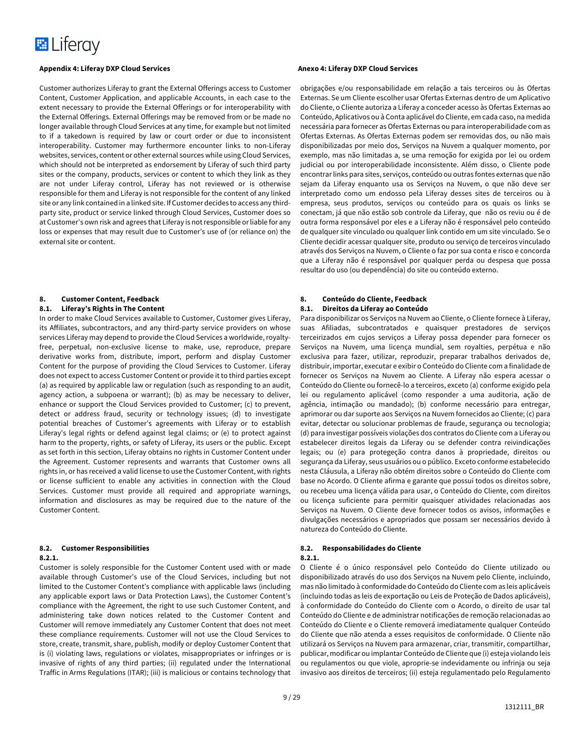**Appendix 4: Liferay DXP Cloud Services**

Customer authorizes Liferay to grant the External Offerings access to Customer Content, Customer Application, and applicable Accounts, in each case to the extent necessary to provide the External Offerings or for interoperability with the External Offerings. External Offerings may be removed from or be made no longer available through Cloud Services at any time, for example but not limited to if a takedown is required by law or court order or due to inconsistent interoperability. Customer may furthermore encounter links to non-Liferay websites, services, content or other external sources while using Cloud Services, which should not be interpreted as endorsement by Liferay of such third party sites or the company, products, services or content to which they link as they are not under Liferay control, Liferay has not reviewed or is otherwise responsible for them and Liferay is not responsible for the content of any linked site or any link contained in a linked site. If Customer decides to access any third-party site, product or service linked through Cloud Services, Customer does so at Customer's own risk and agrees that Liferay is not responsible or liable for any loss or expenses that may result due to Customer's use of (or reliance on) the external site or content.

**8. Customer Content, Feedback**

**8.1. Liferay's Rights in The Content**

In order to make Cloud Services available to Customer, Customer gives Liferay, its Affiliates, subcontractors, and any third-party service providers on whose services Liferay may depend to provide the Cloud Services a worldwide, royalty-free, perpetual, non-exclusive license to make, use, reproduce, prepare derivative works from, distribute, import, perform and display Customer Content for the purpose of providing the Cloud Services to Customer. Liferay does not expect to access Customer Content or provide it to third parties except (a) as required by applicable law or regulation (such as responding to an audit, agency action, a subpoena or warrant); (b) as may be necessary to deliver, enhance or support the Cloud Services provided to Customer; (c) to prevent, detect or address fraud, security or technology issues; (d) to investigate potential breaches of Customer's agreements with Liferay or to establish Liferay's legal rights or defend against legal claims; or (e) to protect against harm to the property, rights, or safety of Liferay, its users or the public. Except as set forth in this section, Liferay obtains no rights in Customer Content under the Agreement. Customer represents and warrants that Customer owns all rights in, or has received a valid license to use the Customer Content, with rights or license sufficient to enable any activities in connection with the Cloud Services. Customer must provide all required and appropriate warnings, information and disclosures as may be required due to the nature of the Customer Content.

**8.2. Customer Responsibilities**

**8.2.1.**

Customer is solely responsible for the Customer Content used with or made available through Customer's use of the Cloud Services, including but not limited to the Customer Content's compliance with applicable laws (including any applicable export laws or Data Protection Laws), the Customer Content's compliance with the Agreement, the right to use such Customer Content, and administering take down notices related to the Customer Content and Customer will remove immediately any Customer Content that does not meet these compliance requirements. Customer will not use the Cloud Services to store, create, transmit, share, publish, modify or deploy Customer Content that is (i) violating laws, regulations or violates, misappropriates or infringes or is invasive of rights of any third parties; (ii) regulated under the International Traffic in Arms Regulations (ITAR); (iii) is malicious or contains technology that

**Anexo 4: Liferay DXP Cloud Services**

obrigações e/ou responsabilidade em relação a tais terceiros ou às Ofertas Externas. Se um Cliente escolher usar Ofertas Externas dentro de um Aplicativo do Cliente, o Cliente autoriza a Liferay a conceder acesso às Ofertas Externas ao Conteúdo, Aplicativos ou à Conta aplicável do Cliente, em cada caso, na medida necessária para fornecer as Ofertas Externas ou para interoperabilidade com as Ofertas Externas. As Ofertas Externas podem ser removidas dos, ou não mais disponibilizadas por meio dos, Serviços na Nuvem a qualquer momento, por exemplo, mas não limitadas a, se uma remoção for exigida por lei ou ordem judicial ou por interoperabilidade inconsistente. Além disso, o Cliente pode encontrar links para sites, serviços, conteúdo ou outras fontes externas que não sejam da Liferay enquanto usa os Serviços na Nuvem, o que não deve ser interpretado como um endosso pela Liferay desses sites de terceiros ou à empresa, seus produtos, serviços ou conteúdo para os quais os links se conectam, já que não estão sob controle da Liferay, que não os reviu ou é de outra forma responsável por eles e a Liferay não é responsável pelo conteúdo de qualquer site vinculado ou qualquer link contido em um site vinculado. Se o Cliente decidir acessar qualquer site, produto ou serviço de terceiros vinculado através dos Serviços na Nuvem, o Cliente o faz por sua conta e risco e concorda que a Liferay não é responsável por qualquer perda ou despesa que possa resultar do uso (ou dependência) do site ou conteúdo externo.

**8. Conteúdo do Cliente, Feedback**

**8.1. Direitos da Liferay ao Conteúdo**

Para disponibilizar os Serviços na Nuvem ao Cliente, o Cliente fornece à Liferay, suas Afiliadas, subcontratados e quaisquer prestadores de serviços terceirizados em cujos serviços a Liferay possa depender para fornecer os Serviços na Nuvem, uma licença mundial, sem royalties, perpétua e não exclusiva para fazer, utilizar, reproduzir, preparar trabalhos derivados de, distribuir, importar, executar e exibir o Conteúdo do Cliente com a finalidade de fornecer os Serviços na Nuvem ao Cliente. A Liferay não espera acessar o Conteúdo do Cliente ou fornecê-lo a terceiros, exceto (a) conforme exigido pela lei ou regulamento aplicável (como responder a uma auditoria, ação de agência, intimação ou mandado); (b) conforme necessário para entregar, aprimorar ou dar suporte aos Serviços na Nuvem fornecidos ao Cliente; (c) para evitar, detectar ou solucionar problemas de fraude, segurança ou tecnologia; (d) para investigar possíveis violações dos contratos do Cliente com a Liferay ou estabelecer direitos legais da Liferay ou se defender contra reivindicações legais; ou (e) para proteção contra danos à propriedade, direitos ou segurança da Liferay, seus usuários ou o público. Exceto conforme estabelecido nesta Cláusula, a Liferay não obtém direitos sobre o Conteúdo do Cliente com base no Acordo. O Cliente afirma e garante que possui todos os direitos sobre, ou recebeu uma licença válida para usar, o Conteúdo do Cliente, com direitos ou licença suficiente para permitir quaisquer atividades relacionadas aos Serviços na Nuvem. O Cliente deve fornecer todos os avisos, informações e divulgações necessários e apropriados que possam ser necessários devido à natureza do Conteúdo do Cliente.

**8.2. Responsabilidades do Cliente**

**8.2.1.**

O Cliente é o único responsável pelo Conteúdo do Cliente utilizado ou disponibilizado através do uso dos Serviços na Nuvem pelo Cliente, incluindo, mas não limitado à conformidade do Conteúdo do Cliente com as leis aplicáveis (incluindo todas as leis de exportação ou Leis de Proteção de Dados aplicáveis), à conformidade do Conteúdo do Cliente com o Acordo, o direito de usar tal Conteúdo do Cliente e de administrar notificações de remoção relacionadas ao Conteúdo do Cliente e o Cliente removerá imediatamente qualquer Conteúdo do Cliente que não atenda a esses requisitos de conformidade. O Cliente não utilizará os Serviços na Nuvem para armazenar, criar, transmitir, compartilhar, publicar, modificar ou implantar Conteúdo de Cliente que (i) esteja violando leis ou regulamentos ou que viole, aproprie-se indevidamente ou infrinja ou seja invasivo aos direitos de terceiros; (ii) esteja regulamentado pelo Regulamento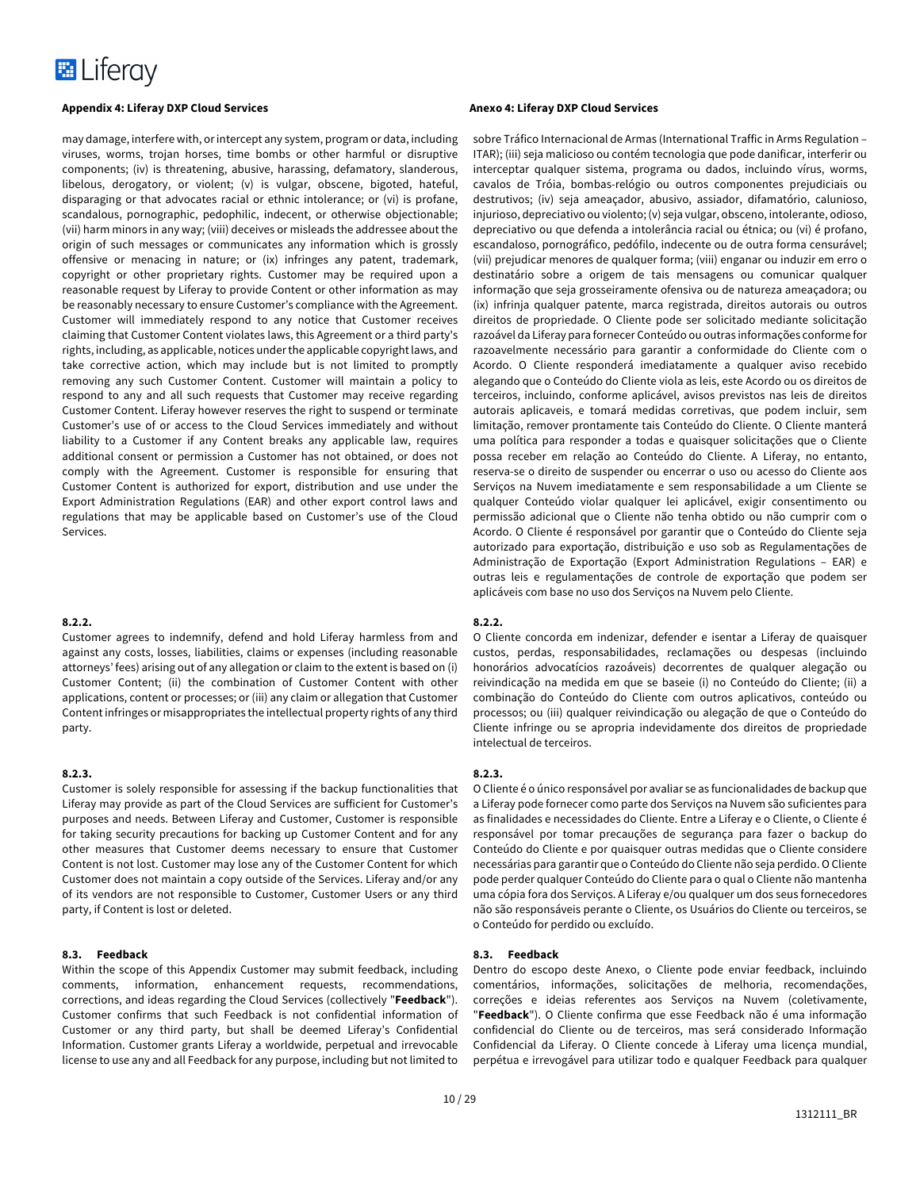**Appendix 4: Liferay DXP Cloud Services**

may damage, interfere with, or intercept any system, program or data, including viruses, worms, trojan horses, time bombs or other harmful or disruptive components; (iv) is threatening, abusive, harassing, defamatory, slanderous, libelous, derogatory, or violent; (v) is vulgar, obscene, bigoted, hateful, disparaging or that advocates racial or ethnic intolerance; or (vi) is profane, scandalous, pornographic, pedophilic, indecent, or otherwise objectionable; (vii) harm minors in any way; (viii) deceives or misleads the addressee about the origin of such messages or communicates any information which is grossly offensive or menacing in nature; or (ix) infringes any patent, trademark, copyright or other proprietary rights. Customer may be required upon a reasonable request by Liferay to provide Content or other information as may be reasonably necessary to ensure Customer's compliance with the Agreement. Customer will immediately respond to any notice that Customer receives claiming that Customer Content violates laws, this Agreement or a third party's rights, including, as applicable, notices under the applicable copyright laws, and take corrective action, which may include but is not limited to promptly removing any such Customer Content. Customer will maintain a policy to respond to any and all such requests that Customer may receive regarding Customer Content. Liferay however reserves the right to suspend or terminate Customer's use of or access to the Cloud Services immediately and without liability to a Customer if any Content breaks any applicable law, requires additional consent or permission a Customer has not obtained, or does not comply with the Agreement. Customer is responsible for ensuring that Customer Content is authorized for export, distribution and use under the Export Administration Regulations (EAR) and other export control laws and regulations that may be applicable based on Customer's use of the Cloud Services.

**8.2.2.**
Customer agrees to indemnify, defend and hold Liferay harmless from and against any costs, losses, liabilities, claims or expenses (including reasonable attorneys' fees) arising out of any allegation or claim to the extent is based on (i) Customer Content; (ii) the combination of Customer Content with other applications, content or processes; or (iii) any claim or allegation that Customer Content infringes or misappropriates the intellectual property rights of any third party.

**8.2.3.**
Customer is solely responsible for assessing if the backup functionalities that Liferay may provide as part of the Cloud Services are sufficient for Customer's purposes and needs. Between Liferay and Customer, Customer is responsible for taking security precautions for backing up Customer Content and for any other measures that Customer deems necessary to ensure that Customer Content is not lost. Customer may lose any of the Customer Content for which Customer does not maintain a copy outside of the Services. Liferay and/or any of its vendors are not responsible to Customer, Customer Users or any third party, if Content is lost or deleted.

**8.3. Feedback**
Within the scope of this Appendix Customer may submit feedback, including comments, information, enhancement requests, recommendations, corrections, and ideas regarding the Cloud Services (collectively "**Feedback**"). Customer confirms that such Feedback is not confidential information of Customer or any third party, but shall be deemed Liferay's Confidential Information. Customer grants Liferay a worldwide, perpetual and irrevocable license to use any and all Feedback for any purpose, including but not limited to

**Anexo 4: Liferay DXP Cloud Services**

sobre Tráfico Internacional de Armas (International Traffic in Arms Regulation – ITAR); (iii) seja malicioso ou contém tecnologia que pode danificar, interferir ou interceptar qualquer sistema, programa ou dados, incluindo vírus, worms, cavalos de Tróia, bombas-relógio ou outros componentes prejudiciais ou destrutivos; (iv) seja ameaçador, abusivo, assediador, difamatório, calunioso, injurioso, depreciativo ou violento; (v) seja vulgar, obsceno, intolerante, odioso, depreciativo ou que defenda a intolerância racial ou étnica; ou (vi) é profano, escandaloso, pornográfico, pedófilo, indecente ou de outra forma censurável; (vii) prejudicar menores de qualquer forma; (viii) enganar ou induzir em erro o destinatário sobre a origem de tais mensagens ou comunicar qualquer informação que seja grosseiramente ofensiva ou de natureza ameaçadora; ou (ix) infrinja qualquer patente, marca registrada, direitos autorais ou outros direitos de propriedade. O Cliente pode ser solicitado mediante solicitação razoável da Liferay para fornecer Conteúdo ou outras informações conforme for razoavelmente necessário para garantir a conformidade do Cliente com o Acordo. O Cliente responderá imediatamente a qualquer aviso recebido alegando que o Conteúdo do Cliente viola as leis, este Acordo ou os direitos de terceiros, incluindo, conforme aplicável, avisos previstos nas leis de direitos autorais aplicaveis, e tomará medidas corretivas, que podem incluir, sem limitação, remover prontamente tais Conteúdo do Cliente. O Cliente manterá uma política para responder a todas e quaisquer solicitações que o Cliente possa receber em relação ao Conteúdo do Cliente. A Liferay, no entanto, reserva-se o direito de suspender ou encerrar o uso ou acesso do Cliente aos Serviços na Nuvem imediatamente e sem responsabilidade a um Cliente se qualquer Conteúdo violar qualquer lei aplicável, exigir consentimento ou permissão adicional que o Cliente não tenha obtido ou não cumprir com o Acordo. O Cliente é responsável por garantir que o Conteúdo do Cliente seja autorizado para exportação, distribuição e uso sob as Regulamentações de Administração de Exportação (Export Administration Regulations – EAR) e outras leis e regulamentações de controle de exportação que podem ser aplicáveis com base no uso dos Serviços na Nuvem pelo Cliente.

**8.2.2.**
O Cliente concorda em indenizar, defender e isentar a Liferay de quaisquer custos, perdas, responsabilidades, reclamações ou despesas (incluindo honorários advocatícios razoáveis) decorrentes de qualquer alegação ou reivindicação na medida em que se baseie (i) no Conteúdo do Cliente; (ii) a combinação do Conteúdo do Cliente com outros aplicativos, conteúdo ou processos; ou (iii) qualquer reivindicação ou alegação de que o Conteúdo do Cliente infringe ou se apropria indevidamente dos direitos de propriedade intelectual de terceiros.

**8.2.3.**
O Cliente é o único responsável por avaliar se as funcionalidades de backup que a Liferay pode fornecer como parte dos Serviços na Nuvem são suficientes para as finalidades e necessidades do Cliente. Entre a Liferay e o Cliente, o Cliente é responsável por tomar precauções de segurança para fazer o backup do Conteúdo do Cliente e por quaisquer outras medidas que o Cliente considere necessárias para garantir que o Conteúdo do Cliente não seja perdido. O Cliente pode perder qualquer Conteúdo do Cliente para o qual o Cliente não mantenha uma cópia fora dos Serviços. A Liferay e/ou qualquer um dos seus fornecedores não são responsáveis perante o Cliente, os Usuários do Cliente ou terceiros, se o Conteúdo for perdido ou excluído.

**8.3. Feedback**
Dentro do escopo deste Anexo, o Cliente pode enviar feedback, incluindo comentários, informações, solicitações de melhoria, recomendações, correções e ideias referentes aos Serviços na Nuvem (coletivamente, "**Feedback**"). O Cliente confirma que esse Feedback não é uma informação confidencial do Cliente ou de terceiros, mas será considerado Informação Confidencial da Liferay. O Cliente concede à Liferay uma licença mundial, perpétua e irrevogável para utilizar todo e qualquer Feedback para qualquer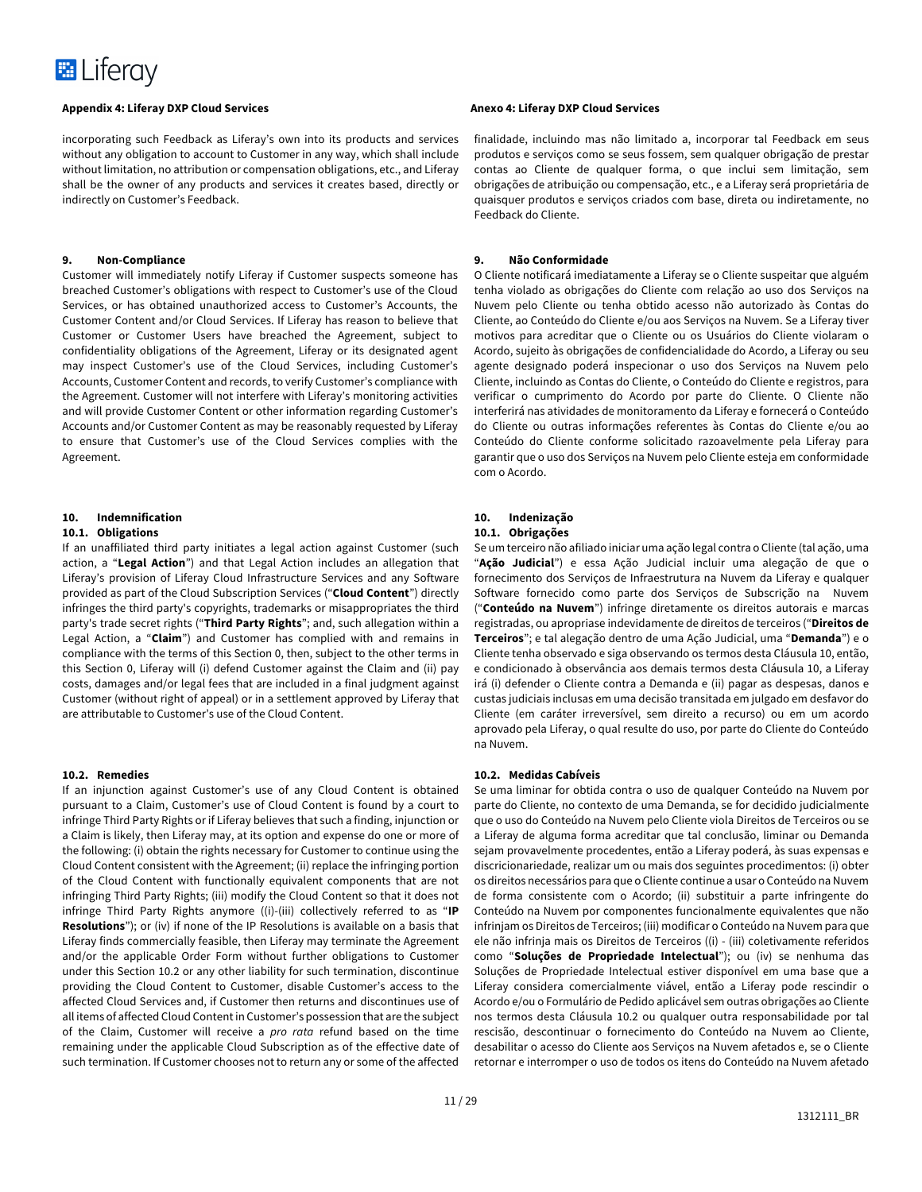**Appendix 4: Liferay DXP Cloud Services**

incorporating such Feedback as Liferay's own into its products and services without any obligation to account to Customer in any way, which shall include without limitation, no attribution or compensation obligations, etc., and Liferay shall be the owner of any products and services it creates based, directly or indirectly on Customer's Feedback.

**9. Non-Compliance**

Customer will immediately notify Liferay if Customer suspects someone has breached Customer's obligations with respect to Customer's use of the Cloud Services, or has obtained unauthorized access to Customer's Accounts, the Customer Content and/or Cloud Services. If Liferay has reason to believe that Customer or Customer Users have breached the Agreement, subject to confidentiality obligations of the Agreement, Liferay or its designated agent may inspect Customer's use of the Cloud Services, including Customer's Accounts, Customer Content and records, to verify Customer's compliance with the Agreement. Customer will not interfere with Liferay's monitoring activities and will provide Customer Content or other information regarding Customer's Accounts and/or Customer Content as may be reasonably requested by Liferay to ensure that Customer's use of the Cloud Services complies with the Agreement.

**10. Indemnification**

**10.1. Obligations**

If an unaffiliated third party initiates a legal action against Customer (such action, a "**Legal Action**") and that Legal Action includes an allegation that Liferay's provision of Liferay Cloud Infrastructure Services and any Software provided as part of the Cloud Subscription Services ("**Cloud Content**") directly infringes the third party's copyrights, trademarks or misappropriates the third party's trade secret rights ("**Third Party Rights**"; and, such allegation within a Legal Action, a "**Claim**") and Customer has complied with and remains in compliance with the terms of this Section 0, then, subject to the other terms in this Section 0, Liferay will (i) defend Customer against the Claim and (ii) pay costs, damages and/or legal fees that are included in a final judgment against Customer (without right of appeal) or in a settlement approved by Liferay that are attributable to Customer's use of the Cloud Content.

**10.2. Remedies**

If an injunction against Customer's use of any Cloud Content is obtained pursuant to a Claim, Customer's use of Cloud Content is found by a court to infringe Third Party Rights or if Liferay believes that such a finding, injunction or a Claim is likely, then Liferay may, at its option and expense do one or more of the following: (i) obtain the rights necessary for Customer to continue using the Cloud Content consistent with the Agreement; (ii) replace the infringing portion of the Cloud Content with functionally equivalent components that are not infringing Third Party Rights; (iii) modify the Cloud Content so that it does not infringe Third Party Rights anymore ((i)-(iii) collectively referred to as "**IP Resolutions**"); or (iv) if none of the IP Resolutions is available on a basis that Liferay finds commercially feasible, then Liferay may terminate the Agreement and/or the applicable Order Form without further obligations to Customer under this Section 10.2 or any other liability for such termination, discontinue providing the Cloud Content to Customer, disable Customer's access to the affected Cloud Services and, if Customer then returns and discontinues use of all items of affected Cloud Content in Customer's possession that are the subject of the Claim, Customer will receive a *pro rata* refund based on the time remaining under the applicable Cloud Subscription as of the effective date of such termination. If Customer chooses not to return any or some of the affected

**Anexo 4: Liferay DXP Cloud Services**

finalidade, incluindo mas não limitado a, incorporar tal Feedback em seus produtos e serviços como se seus fossem, sem qualquer obrigação de prestar contas ao Cliente de qualquer forma, o que inclui sem limitação, sem obrigações de atribuição ou compensação, etc., e a Liferay será proprietária de quaisquer produtos e serviços criados com base, direta ou indiretamente, no Feedback do Cliente.

**9. Não Conformidade**

O Cliente notificará imediatamente a Liferay se o Cliente suspeitar que alguém tenha violado as obrigações do Cliente com relação ao uso dos Serviços na Nuvem pelo Cliente ou tenha obtido acesso não autorizado às Contas do Cliente, ao Conteúdo do Cliente e/ou aos Serviços na Nuvem. Se a Liferay tiver motivos para acreditar que o Cliente ou os Usuários do Cliente violaram o Acordo, sujeito às obrigações de confidencialidade do Acordo, a Liferay ou seu agente designado poderá inspecionar o uso dos Serviços na Nuvem pelo Cliente, incluindo as Contas do Cliente, o Conteúdo do Cliente e registros, para verificar o cumprimento do Acordo por parte do Cliente. O Cliente não interferirá nas atividades de monitoramento da Liferay e fornecerá o Conteúdo do Cliente ou outras informações referentes às Contas do Cliente e/ou ao Conteúdo do Cliente conforme solicitado razoavelmente pela Liferay para garantir que o uso dos Serviços na Nuvem pelo Cliente esteja em conformidade com o Acordo.

**10. Indenização**

**10.1. Obrigações**

Se um terceiro não afiliado iniciar uma ação legal contra o Cliente (tal ação, uma "**Ação Judicial**") e essa Ação Judicial incluir uma alegação de que o fornecimento dos Serviços de Infraestrutura na Nuvem da Liferay e qualquer Software fornecido como parte dos Serviços de Subscrição na Nuvem ("**Conteúdo na Nuvem**") infringe diretamente os direitos autorais e marcas registradas, ou apropriase indevidamente de direitos de terceiros ("**Direitos de Terceiros**"; e tal alegação dentro de uma Ação Judicial, uma "**Demanda**") e o Cliente tenha observado e siga observando os termos desta Cláusula 10, então, e condicionado à observância aos demais termos desta Cláusula 10, a Liferay irá (i) defender o Cliente contra a Demanda e (ii) pagar as despesas, danos e custas judiciais inclusas em uma decisão transitada em julgado em desfavor do Cliente (em caráter irreversível, sem direito a recurso) ou em um acordo aprovado pela Liferay, o qual resulte do uso, por parte do Cliente do Conteúdo na Nuvem.

**10.2. Medidas Cabíveis**

Se uma liminar for obtida contra o uso de qualquer Conteúdo na Nuvem por parte do Cliente, no contexto de uma Demanda, se for decidido judicialmente que o uso do Conteúdo na Nuvem pelo Cliente viola Direitos de Terceiros ou se a Liferay de alguma forma acreditar que tal conclusão, liminar ou Demanda sejam provavelmente procedentes, então a Liferay poderá, às suas expensas e discricionariedade, realizar um ou mais dos seguintes procedimentos: (i) obter os direitos necessários para que o Cliente continue a usar o Conteúdo na Nuvem de forma consistente com o Acordo; (ii) substituir a parte infringente do Conteúdo na Nuvem por componentes funcionalmente equivalentes que não infrinjam os Direitos de Terceiros; (iii) modificar o Conteúdo na Nuvem para que ele não infrinja mais os Direitos de Terceiros ((i) - (iii) coletivamente referidos como "**Soluções de Propriedade Intelectual**"); ou (iv) se nenhuma das Soluções de Propriedade Intelectual estiver disponível em uma base que a Liferay considera comercialmente viável, então a Liferay pode rescindir o Acordo e/ou o Formulário de Pedido aplicável sem outras obrigações ao Cliente nos termos desta Cláusula 10.2 ou qualquer outra responsabilidade por tal rescisão, descontinuar o fornecimento do Conteúdo na Nuvem ao Cliente, desabilitar o acesso do Cliente aos Serviços na Nuvem afetados e, se o Cliente retornar e interromper o uso de todos os itens do Conteúdo na Nuvem afetado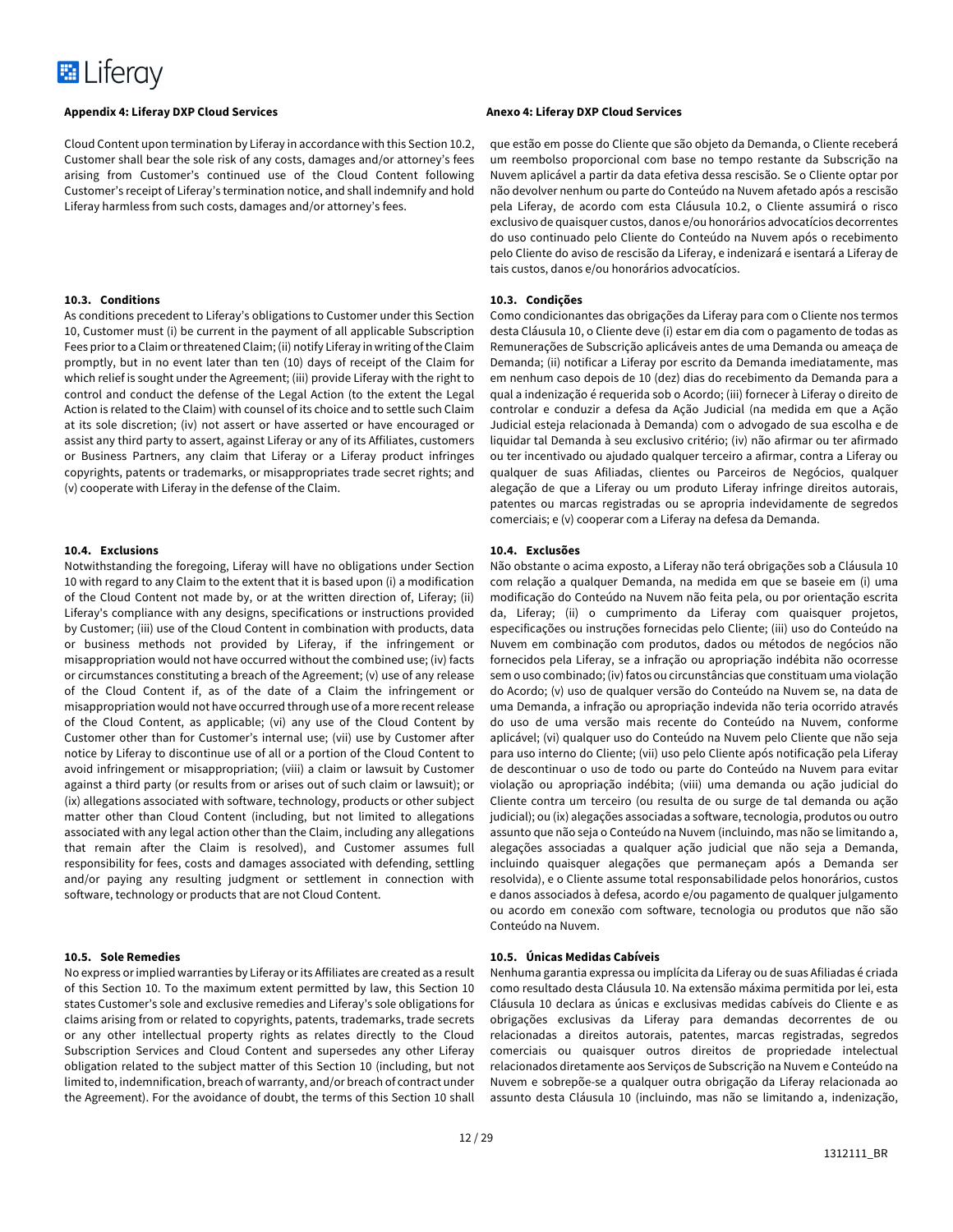**Appendix 4: Liferay DXP Cloud Services**

Cloud Content upon termination by Liferay in accordance with this Section 10.2, Customer shall bear the sole risk of any costs, damages and/or attorney's fees arising from Customer's continued use of the Cloud Content following Customer's receipt of Liferay's termination notice, and shall indemnify and hold Liferay harmless from such costs, damages and/or attorney's fees.

**10.3. Conditions**

As conditions precedent to Liferay's obligations to Customer under this Section 10, Customer must (i) be current in the payment of all applicable Subscription Fees prior to a Claim or threatened Claim; (ii) notify Liferay in writing of the Claim promptly, but in no event later than ten (10) days of receipt of the Claim for which relief is sought under the Agreement; (iii) provide Liferay with the right to control and conduct the defense of the Legal Action (to the extent the Legal Action is related to the Claim) with counsel of its choice and to settle such Claim at its sole discretion; (iv) not assert or have asserted or have encouraged or assist any third party to assert, against Liferay or any of its Affiliates, customers or Business Partners, any claim that Liferay or a Liferay product infringes copyrights, patents or trademarks, or misappropriates trade secret rights; and (v) cooperate with Liferay in the defense of the Claim.

**10.4. Exclusions**

Notwithstanding the foregoing, Liferay will have no obligations under Section 10 with regard to any Claim to the extent that it is based upon (i) a modification of the Cloud Content not made by, or at the written direction of, Liferay; (ii) Liferay's compliance with any designs, specifications or instructions provided by Customer; (iii) use of the Cloud Content in combination with products, data or business methods not provided by Liferay, if the infringement or misappropriation would not have occurred without the combined use; (iv) facts or circumstances constituting a breach of the Agreement; (v) use of any release of the Cloud Content if, as of the date of a Claim the infringement or misappropriation would not have occurred through use of a more recent release of the Cloud Content, as applicable; (vi) any use of the Cloud Content by Customer other than for Customer's internal use; (vii) use by Customer after notice by Liferay to discontinue use of all or a portion of the Cloud Content to avoid infringement or misappropriation; (viii) a claim or lawsuit by Customer against a third party (or results from or arises out of such claim or lawsuit); or (ix) allegations associated with software, technology, products or other subject matter other than Cloud Content (including, but not limited to allegations associated with any legal action other than the Claim, including any allegations that remain after the Claim is resolved), and Customer assumes full responsibility for fees, costs and damages associated with defending, settling and/or paying any resulting judgment or settlement in connection with software, technology or products that are not Cloud Content.

**10.5. Sole Remedies**

No express or implied warranties by Liferay or its Affiliates are created as a result of this Section 10. To the maximum extent permitted by law, this Section 10 states Customer's sole and exclusive remedies and Liferay's sole obligations for claims arising from or related to copyrights, patents, trademarks, trade secrets or any other intellectual property rights as relates directly to the Cloud Subscription Services and Cloud Content and supersedes any other Liferay obligation related to the subject matter of this Section 10 (including, but not limited to, indemnification, breach of warranty, and/or breach of contract under the Agreement). For the avoidance of doubt, the terms of this Section 10 shall

**Anexo 4: Liferay DXP Cloud Services**

que estão em posse do Cliente que são objeto da Demanda, o Cliente receberá um reembolso proporcional com base no tempo restante da Subscrição na Nuvem aplicável a partir da data efetiva dessa rescisão. Se o Cliente optar por não devolver nenhum ou parte do Conteúdo na Nuvem afetado após a rescisão pela Liferay, de acordo com esta Cláusula 10.2, o Cliente assumirá o risco exclusivo de quaisquer custos, danos e/ou honorários advocatícios decorrentes do uso continuado pelo Cliente do Conteúdo na Nuvem após o recebimento pelo Cliente do aviso de rescisão da Liferay, e indenizará e isentará a Liferay de tais custos, danos e/ou honorários advocatícios.

**10.3. Condições**

Como condicionantes das obrigações da Liferay para com o Cliente nos termos desta Cláusula 10, o Cliente deve (i) estar em dia com o pagamento de todas as Remunerações de Subscrição aplicáveis antes de uma Demanda ou ameaça de Demanda; (ii) notificar a Liferay por escrito da Demanda imediatamente, mas em nenhum caso depois de 10 (dez) dias do recebimento da Demanda para a qual a indenização é requerida sob o Acordo; (iii) fornecer à Liferay o direito de controlar e conduzir a defesa da Ação Judicial (na medida em que a Ação Judicial esteja relacionada à Demanda) com o advogado de sua escolha e de liquidar tal Demanda a seu exclusivo critério; (iv) não afirmar ou ter afirmado ou ter incentivado ou ajudado qualquer terceiro a afirmar, contra a Liferay ou qualquer de suas Afiliadas, clientes ou Parceiros de Negócios, qualquer alegação de que a Liferay ou um produto Liferay infringe direitos autorais, patentes ou marcas registradas ou se apropria indevidamente de segredos comerciais; e (v) cooperar com a Liferay na defesa da Demanda.

**10.4. Exclusões**

Não obstante o acima exposto, a Liferay não terá obrigações sob a Cláusula 10 com relação a qualquer Demanda, na medida em que se baseie em (i) uma modificação do Conteúdo na Nuvem não feita pela, ou por orientação escrita da, Liferay; (ii) o cumprimento da Liferay com quaisquer projetos, especificações ou instruções fornecidas pelo Cliente; (iii) uso do Conteúdo na Nuvem em combinação com produtos, dados ou métodos de negócios não fornecidos pela Liferay, se a infração ou apropriação indébita não ocorresse sem o uso combinado; (iv) fatos ou circunstâncias que constituam uma violação do Acordo; (v) uso de qualquer versão do Conteúdo na Nuvem se, na data de uma Demanda, a infração ou apropriação indevida não teria ocorrido através do uso de uma versão mais recente do Conteúdo na Nuvem, conforme aplicável; (vi) qualquer uso do Conteúdo na Nuvem pelo Cliente que não seja para uso interno do Cliente; (vii) uso pelo Cliente após notificação pela Liferay de descontinuar o uso de todo ou parte do Conteúdo na Nuvem para evitar violação ou apropriação indébita; (viii) uma demanda ou ação judicial do Cliente contra um terceiro (ou resulta de ou surge de tal demanda ou ação judicial); ou (ix) alegações associadas a software, tecnologia, produtos ou outro assunto que não seja o Conteúdo na Nuvem (incluindo, mas não se limitando a, alegações associadas a qualquer ação judicial que não seja a Demanda, incluindo quaisquer alegações que permaneçam após a Demanda ser resolvida), e o Cliente assume total responsabilidade pelos honorários, custos e danos associados à defesa, acordo e/ou pagamento de qualquer julgamento ou acordo em conexão com software, tecnologia ou produtos que não são Conteúdo na Nuvem.

**10.5. Únicas Medidas Cabíveis**

Nenhuma garantia expressa ou implícita da Liferay ou de suas Afiliadas é criada como resultado desta Cláusula 10. Na extensão máxima permitida por lei, esta Cláusula 10 declara as únicas e exclusivas medidas cabíveis do Cliente e as obrigações exclusivas da Liferay para demandas decorrentes de ou relacionadas a direitos autorais, patentes, marcas registradas, segredos comerciais ou quaisquer outros direitos de propriedade intelectual relacionados diretamente aos Serviços de Subscrição na Nuvem e Conteúdo na Nuvem e sobrepõe-se a qualquer outra obrigação da Liferay relacionada ao assunto desta Cláusula 10 (incluindo, mas não se limitando a, indenização,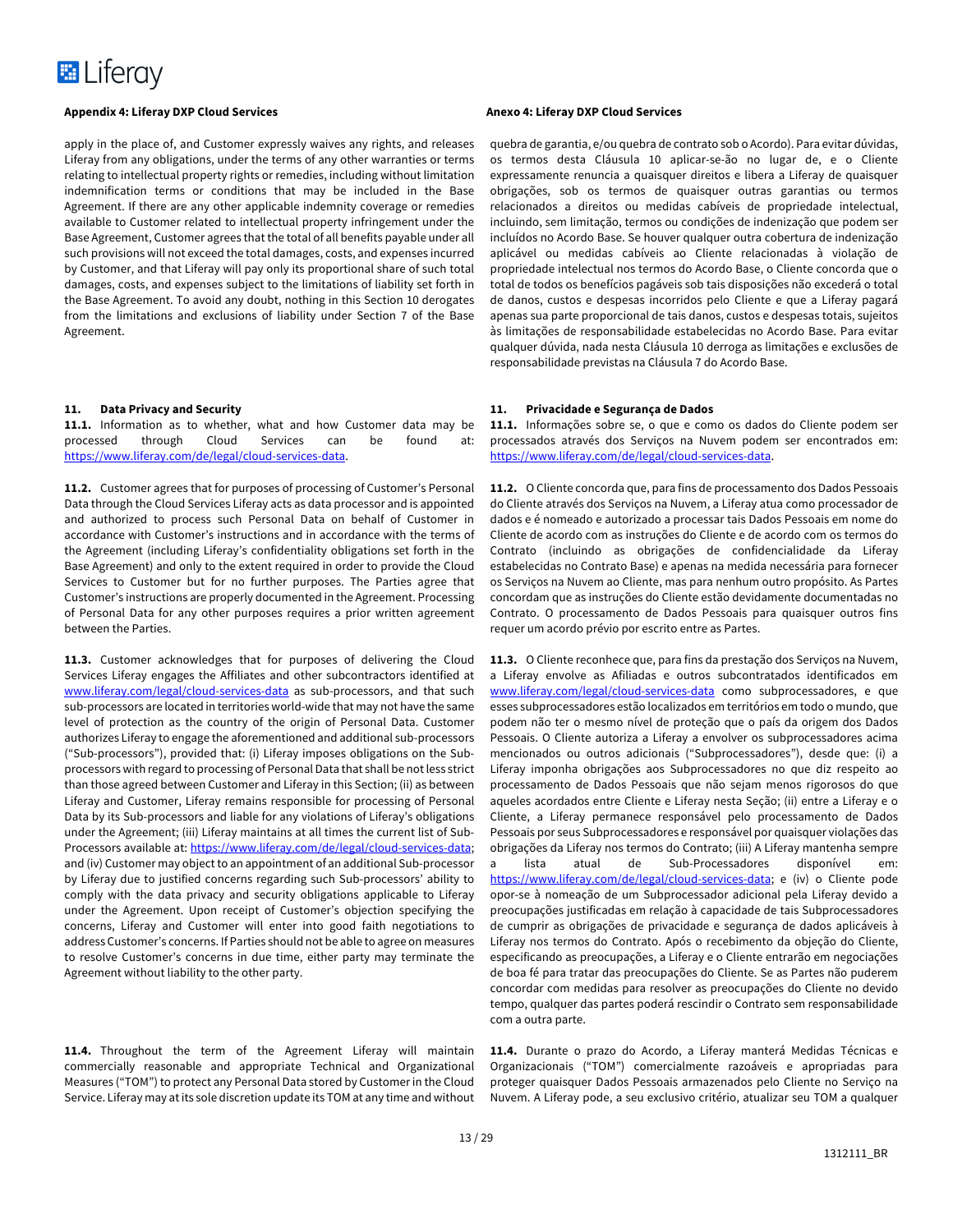**Appendix 4: Liferay DXP Cloud Services**

apply in the place of, and Customer expressly waives any rights, and releases Liferay from any obligations, under the terms of any other warranties or terms relating to intellectual property rights or remedies, including without limitation indemnification terms or conditions that may be included in the Base Agreement. If there are any other applicable indemnity coverage or remedies available to Customer related to intellectual property infringement under the Base Agreement, Customer agrees that the total of all benefits payable under all such provisions will not exceed the total damages, costs, and expenses incurred by Customer, and that Liferay will pay only its proportional share of such total damages, costs, and expenses subject to the limitations of liability set forth in the Base Agreement. To avoid any doubt, nothing in this Section 10 derogates from the limitations and exclusions of liability under Section 7 of the Base Agreement.

**11. Data Privacy and Security**

**11.1.** Information as to whether, what and how Customer data may be processed through Cloud Services can be found at: https://www.liferay.com/de/legal/cloud-services-data.

**11.2.** Customer agrees that for purposes of processing of Customer's Personal Data through the Cloud Services Liferay acts as data processor and is appointed and authorized to process such Personal Data on behalf of Customer in accordance with Customer's instructions and in accordance with the terms of the Agreement (including Liferay's confidentiality obligations set forth in the Base Agreement) and only to the extent required in order to provide the Cloud Services to Customer but for no further purposes. The Parties agree that Customer's instructions are properly documented in the Agreement. Processing of Personal Data for any other purposes requires a prior written agreement between the Parties.

**11.3.** Customer acknowledges that for purposes of delivering the Cloud Services Liferay engages the Affiliates and other subcontractors identified at www.liferay.com/legal/cloud-services-data as sub-processors, and that such sub-processors are located in territories world-wide that may not have the same level of protection as the country of the origin of Personal Data. Customer authorizes Liferay to engage the aforementioned and additional sub-processors ("Sub-processors"), provided that: (i) Liferay imposes obligations on the Sub-processors with regard to processing of Personal Data that shall be not less strict than those agreed between Customer and Liferay in this Section; (ii) as between Liferay and Customer, Liferay remains responsible for processing of Personal Data by its Sub-processors and liable for any violations of Liferay's obligations under the Agreement; (iii) Liferay maintains at all times the current list of Sub-Processors available at: https://www.liferay.com/de/legal/cloud-services-data; and (iv) Customer may object to an appointment of an additional Sub-processor by Liferay due to justified concerns regarding such Sub-processors' ability to comply with the data privacy and security obligations applicable to Liferay under the Agreement. Upon receipt of Customer's objection specifying the concerns, Liferay and Customer will enter into good faith negotiations to address Customer's concerns. If Parties should not be able to agree on measures to resolve Customer's concerns in due time, either party may terminate the Agreement without liability to the other party.

**11.4.** Throughout the term of the Agreement Liferay will maintain commercially reasonable and appropriate Technical and Organizational Measures ("TOM") to protect any Personal Data stored by Customer in the Cloud Service. Liferay may at its sole discretion update its TOM at any time and without

**Anexo 4: Liferay DXP Cloud Services**

quebra de garantia, e/ou quebra de contrato sob o Acordo). Para evitar dúvidas, os termos desta Cláusula 10 aplicar-se-ão no lugar de, e o Cliente expressamente renuncia a quaisquer direitos e libera a Liferay de quaisquer obrigações, sob os termos de quaisquer outras garantias ou termos relacionados a direitos ou medidas cabíveis de propriedade intelectual, incluindo, sem limitação, termos ou condições de indenização que podem ser incluídos no Acordo Base. Se houver qualquer outra cobertura de indenização aplicável ou medidas cabíveis ao Cliente relacionadas à violação de propriedade intelectual nos termos do Acordo Base, o Cliente concorda que o total de todos os benefícios pagáveis sob tais disposições não excederá o total de danos, custos e despesas incorridos pelo Cliente e que a Liferay pagará apenas sua parte proporcional de tais danos, custos e despesas totais, sujeitos às limitações de responsabilidade estabelecidas no Acordo Base. Para evitar qualquer dúvida, nada nesta Cláusula 10 derroga as limitações e exclusões de responsabilidade previstas na Cláusula 7 do Acordo Base.

**11. Privacidade e Segurança de Dados**

**11.1.** Informações sobre se, o que e como os dados do Cliente podem ser processados através dos Serviços na Nuvem podem ser encontrados em: https://www.liferay.com/de/legal/cloud-services-data.

**11.2.** O Cliente concorda que, para fins de processamento dos Dados Pessoais do Cliente através dos Serviços na Nuvem, a Liferay atua como processador de dados e é nomeado e autorizado a processar tais Dados Pessoais em nome do Cliente de acordo com as instruções do Cliente e de acordo com os termos do Contrato (incluindo as obrigações de confidencialidade da Liferay estabelecidas no Contrato Base) e apenas na medida necessária para fornecer os Serviços na Nuvem ao Cliente, mas para nenhum outro propósito. As Partes concordam que as instruções do Cliente estão devidamente documentadas no Contrato. O processamento de Dados Pessoais para quaisquer outros fins requer um acordo prévio por escrito entre as Partes.

**11.3.** O Cliente reconhece que, para fins da prestação dos Serviços na Nuvem, a Liferay envolve as Afiliadas e outros subcontratados identificados em www.liferay.com/legal/cloud-services-data como subprocessadores, e que esses subprocessadores estão localizados em territórios em todo o mundo, que podem não ter o mesmo nível de proteção que o país da origem dos Dados Pessoais. O Cliente autoriza a Liferay a envolver os subprocessadores acima mencionados ou outros adicionais ("Subprocessadores"), desde que: (i) a Liferay imponha obrigações aos Subprocessadores no que diz respeito ao processamento de Dados Pessoais que não sejam menos rigorosos do que aqueles acordados entre Cliente e Liferay nesta Seção; (ii) entre a Liferay e o Cliente, a Liferay permanece responsável pelo processamento de Dados Pessoais por seus Subprocessadores e responsável por quaisquer violações das obrigações da Liferay nos termos do Contrato; (iii) A Liferay mantenha sempre a lista atual de Sub-Processadores disponível em: https://www.liferay.com/de/legal/cloud-services-data; e (iv) o Cliente pode opor-se à nomeação de um Subprocessador adicional pela Liferay devido a preocupações justificadas em relação à capacidade de tais Subprocessadores de cumprir as obrigações de privacidade e segurança de dados aplicáveis à Liferay nos termos do Contrato. Após o recebimento da objeção do Cliente, especificando as preocupações, a Liferay e o Cliente entrarão em negociações de boa fé para tratar das preocupações do Cliente. Se as Partes não puderem concordar com medidas para resolver as preocupações do Cliente no devido tempo, qualquer das partes poderá rescindir o Contrato sem responsabilidade com a outra parte.

**11.4.** Durante o prazo do Acordo, a Liferay manterá Medidas Técnicas e Organizacionais ("TOM") comercialmente razoáveis e apropriadas para proteger quaisquer Dados Pessoais armazenados pelo Cliente no Serviço na Nuvem. A Liferay pode, a seu exclusivo critério, atualizar seu TOM a qualquer

1312111_BR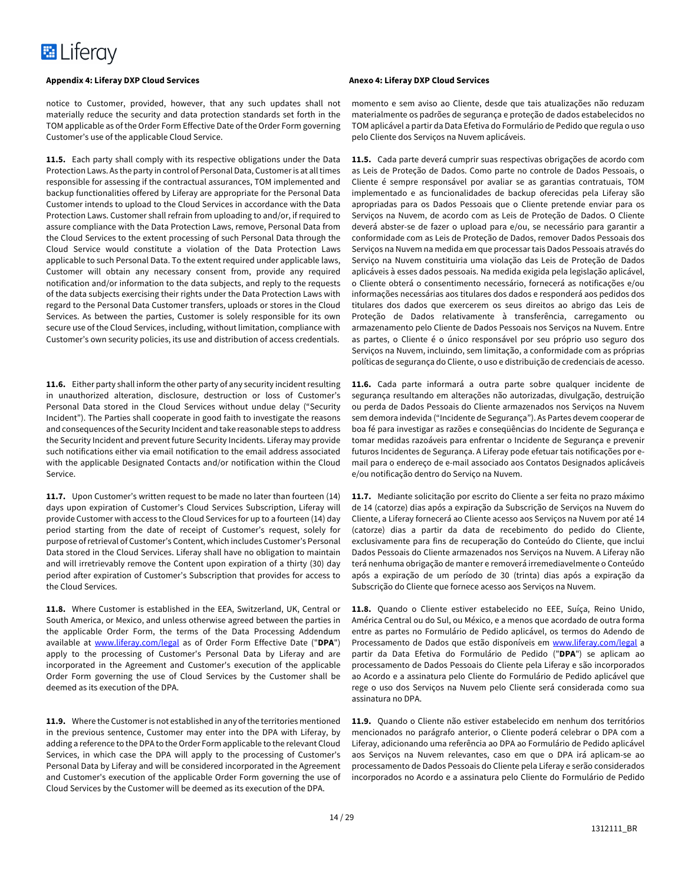**Appendix 4: Liferay DXP Cloud Services**

notice to Customer, provided, however, that any such updates shall not materially reduce the security and data protection standards set forth in the TOM applicable as of the Order Form Effective Date of the Order Form governing Customer's use of the applicable Cloud Service.

**11.5.** Each party shall comply with its respective obligations under the Data Protection Laws. As the party in control of Personal Data, Customer is at all times responsible for assessing if the contractual assurances, TOM implemented and backup functionalities offered by Liferay are appropriate for the Personal Data Customer intends to upload to the Cloud Services in accordance with the Data Protection Laws. Customer shall refrain from uploading to and/or, if required to assure compliance with the Data Protection Laws, remove, Personal Data from the Cloud Services to the extent processing of such Personal Data through the Cloud Service would constitute a violation of the Data Protection Laws applicable to such Personal Data. To the extent required under applicable laws, Customer will obtain any necessary consent from, provide any required notification and/or information to the data subjects, and reply to the requests of the data subjects exercising their rights under the Data Protection Laws with regard to the Personal Data Customer transfers, uploads or stores in the Cloud Services. As between the parties, Customer is solely responsible for its own secure use of the Cloud Services, including, without limitation, compliance with Customer's own security policies, its use and distribution of access credentials.

**11.6.** Either party shall inform the other party of any security incident resulting in unauthorized alteration, disclosure, destruction or loss of Customer's Personal Data stored in the Cloud Services without undue delay ("Security Incident"). The Parties shall cooperate in good faith to investigate the reasons and consequences of the Security Incident and take reasonable steps to address the Security Incident and prevent future Security Incidents. Liferay may provide such notifications either via email notification to the email address associated with the applicable Designated Contacts and/or notification within the Cloud Service.

**11.7.** Upon Customer's written request to be made no later than fourteen (14) days upon expiration of Customer's Cloud Services Subscription, Liferay will provide Customer with access to the Cloud Services for up to a fourteen (14) day period starting from the date of receipt of Customer's request, solely for purpose of retrieval of Customer's Content, which includes Customer's Personal Data stored in the Cloud Services. Liferay shall have no obligation to maintain and will irretrievably remove the Content upon expiration of a thirty (30) day period after expiration of Customer's Subscription that provides for access to the Cloud Services.

**11.8.** Where Customer is established in the EEA, Switzerland, UK, Central or South America, or Mexico, and unless otherwise agreed between the parties in the applicable Order Form, the terms of the Data Processing Addendum available at [www.liferay.com/legal](www.liferay.com/legal) as of Order Form Effective Date ("**DPA**") apply to the processing of Customer's Personal Data by Liferay and are incorporated in the Agreement and Customer's execution of the applicable Order Form governing the use of Cloud Services by the Customer shall be deemed as its execution of the DPA.

**11.9.** Where the Customer is not established in any of the territories mentioned in the previous sentence, Customer may enter into the DPA with Liferay, by adding a reference to the DPA to the Order Form applicable to the relevant Cloud Services, in which case the DPA will apply to the processing of Customer's Personal Data by Liferay and will be considered incorporated in the Agreement and Customer's execution of the applicable Order Form governing the use of Cloud Services by the Customer will be deemed as its execution of the DPA.

**Anexo 4: Liferay DXP Cloud Services**

momento e sem aviso ao Cliente, desde que tais atualizações não reduzam materialmente os padrões de segurança e proteção de dados estabelecidos no TOM aplicável a partir da Data Efetiva do Formulário de Pedido que regula o uso pelo Cliente dos Serviços na Nuvem aplicáveis.

**11.5.** Cada parte deverá cumprir suas respectivas obrigações de acordo com as Leis de Proteção de Dados. Como parte no controle de Dados Pessoais, o Cliente é sempre responsável por avaliar se as garantias contratuais, TOM implementado e as funcionalidades de backup oferecidas pela Liferay são apropriadas para os Dados Pessoais que o Cliente pretende enviar para os Serviços na Nuvem, de acordo com as Leis de Proteção de Dados. O Cliente deverá abster-se de fazer o upload para e/ou, se necessário para garantir a conformidade com as Leis de Proteção de Dados, remover Dados Pessoais dos Serviços na Nuvem na medida em que processar tais Dados Pessoais através do Serviço na Nuvem constituiria uma violação das Leis de Proteção de Dados aplicáveis à esses dados pessoais. Na medida exigida pela legislação aplicável, o Cliente obterá o consentimento necessário, fornecerá as notificações e/ou informações necessárias aos titulares dos dados e responderá aos pedidos dos titulares dos dados que exercerem os seus direitos ao abrigo das Leis de Proteção de Dados relativamente à transferência, carregamento ou armazenamento pelo Cliente de Dados Pessoais nos Serviços na Nuvem. Entre as partes, o Cliente é o único responsável por seu próprio uso seguro dos Serviços na Nuvem, incluindo, sem limitação, a conformidade com as próprias políticas de segurança do Cliente, o uso e distribuição de credenciais de acesso.

**11.6.** Cada parte informará a outra parte sobre qualquer incidente de segurança resultando em alterações não autorizadas, divulgação, destruição ou perda de Dados Pessoais do Cliente armazenados nos Serviços na Nuvem sem demora indevida ("Incidente de Segurança"). As Partes devem cooperar de boa fé para investigar as razões e conseqüências do Incidente de Segurança e tomar medidas razoáveis para enfrentar o Incidente de Segurança e prevenir futuros Incidentes de Segurança. A Liferay pode efetuar tais notificações por e-mail para o endereço de e-mail associado aos Contatos Designados aplicáveis e/ou notificação dentro do Serviço na Nuvem.

**11.7.** Mediante solicitação por escrito do Cliente a ser feita no prazo máximo de 14 (catorze) dias após a expiração da Subscrição de Serviços na Nuvem do Cliente, a Liferay fornecerá ao Cliente acesso aos Serviços na Nuvem por até 14 (catorze) dias a partir da data de recebimento do pedido do Cliente, exclusivamente para fins de recuperação do Conteúdo do Cliente, que inclui Dados Pessoais do Cliente armazenados nos Serviços na Nuvem. A Liferay não terá nenhuma obrigação de manter e removerá irremediavelmente o Conteúdo após a expiração de um período de 30 (trinta) dias após a expiração da Subscrição do Cliente que fornece acesso aos Serviços na Nuvem.

**11.8.** Quando o Cliente estiver estabelecido no EEE, Suíça, Reino Unido, América Central ou do Sul, ou México, e a menos que acordado de outra forma entre as partes no Formulário de Pedido aplicável, os termos do Adendo de Processamento de Dados que estão disponíveis em [www.liferay.com/legal](www.liferay.com/legal) a partir da Data Efetiva do Formulário de Pedido ("**DPA**") se aplicam ao processamento de Dados Pessoais do Cliente pela Liferay e são incorporados ao Acordo e a assinatura pelo Cliente do Formulário de Pedido aplicável que rege o uso dos Serviços na Nuvem pelo Cliente será considerada como sua assinatura no DPA.

**11.9.** Quando o Cliente não estiver estabelecido em nenhum dos territórios mencionados no parágrafo anterior, o Cliente poderá celebrar o DPA com a Liferay, adicionando uma referência ao DPA ao Formulário de Pedido aplicável aos Serviços na Nuvem relevantes, caso em que o DPA irá aplicam-se ao processamento de Dados Pessoais do Cliente pela Liferay e serão considerados incorporados no Acordo e a assinatura pelo Cliente do Formulário de Pedido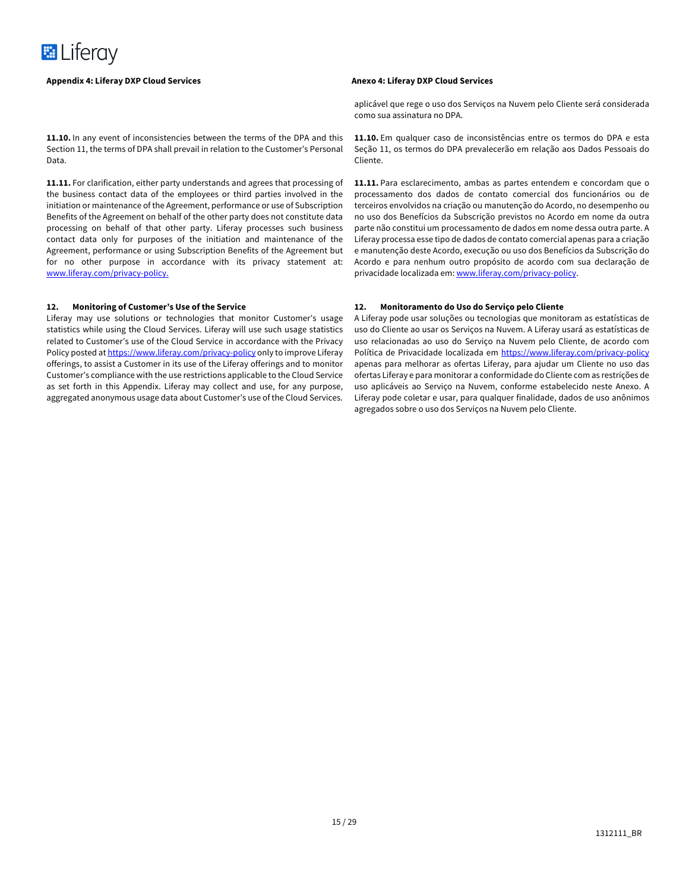**Appendix 4: Liferay DXP Cloud Services**

**11.10.** In any event of inconsistencies between the terms of the DPA and this Section 11, the terms of DPA shall prevail in relation to the Customer's Personal Data.

**11.11.** For clarification, either party understands and agrees that processing of the business contact data of the employees or third parties involved in the initiation or maintenance of the Agreement, performance or use of Subscription Benefits of the Agreement on behalf of the other party does not constitute data processing on behalf of that other party. Liferay processes such business contact data only for purposes of the initiation and maintenance of the Agreement, performance or using Subscription Benefits of the Agreement but for no other purpose in accordance with its privacy statement at: [www.liferay.com/privacy-policy.](www.liferay.com/privacy-policy)

**12. Monitoring of Customer's Use of the Service**

Liferay may use solutions or technologies that monitor Customer's usage statistics while using the Cloud Services. Liferay will use such usage statistics related to Customer's use of the Cloud Service in accordance with the Privacy Policy posted at [https://www.liferay.com/privacy-policy](https://www.liferay.com/privacy-policy) only to improve Liferay offerings, to assist a Customer in its use of the Liferay offerings and to monitor Customer's compliance with the use restrictions applicable to the Cloud Service as set forth in this Appendix. Liferay may collect and use, for any purpose, aggregated anonymous usage data about Customer's use of the Cloud Services.

**Anexo 4: Liferay DXP Cloud Services**

aplicável que rege o uso dos Serviços na Nuvem pelo Cliente será considerada como sua assinatura no DPA.

**11.10.** Em qualquer caso de inconsistências entre os termos do DPA e esta Seção 11, os termos do DPA prevalecerão em relação aos Dados Pessoais do Cliente.

**11.11.** Para esclarecimento, ambas as partes entendem e concordam que o processamento dos dados de contato comercial dos funcionários ou de terceiros envolvidos na criação ou manutenção do Acordo, no desempenho ou no uso dos Benefícios da Subscrição previstos no Acordo em nome da outra parte não constitui um processamento de dados em nome dessa outra parte. A Liferay processa esse tipo de dados de contato comercial apenas para a criação e manutenção deste Acordo, execução ou uso dos Benefícios da Subscrição do Acordo e para nenhum outro propósito de acordo com sua declaração de privacidade localizada em: [www.liferay.com/privacy-policy](www.liferay.com/privacy-policy).

**12. Monitoramento do Uso do Serviço pelo Cliente**

A Liferay pode usar soluções ou tecnologias que monitoram as estatísticas de uso do Cliente ao usar os Serviços na Nuvem. A Liferay usará as estatísticas de uso relacionadas ao uso do Serviço na Nuvem pelo Cliente, de acordo com Política de Privacidade localizada em [https://www.liferay.com/privacy-policy](https://www.liferay.com/privacy-policy) apenas para melhorar as ofertas Liferay, para ajudar um Cliente no uso das ofertas Liferay e para monitorar a conformidade do Cliente com as restrições de uso aplicáveis ao Serviço na Nuvem, conforme estabelecido neste Anexo. A Liferay pode coletar e usar, para qualquer finalidade, dados de uso anônimos agregados sobre o uso dos Serviços na Nuvem pelo Cliente.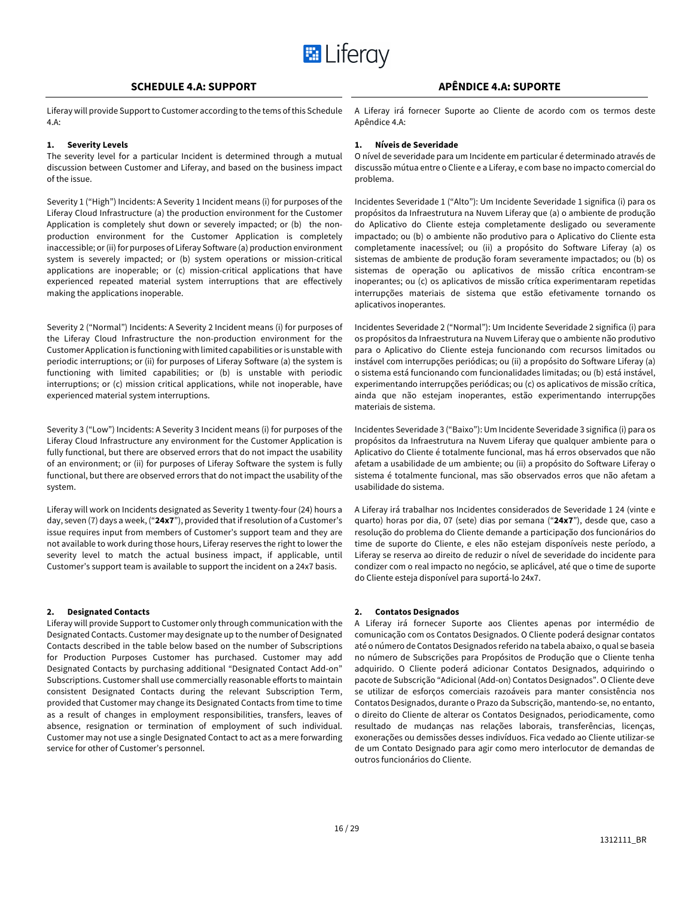## SCHEDULE 4.A: SUPPORT

Liferay will provide Support to Customer according to the tems of this Schedule 4.A:

**1. Severity Levels**

The severity level for a particular Incident is determined through a mutual discussion between Customer and Liferay, and based on the business impact of the issue.

Severity 1 ("High") Incidents: A Severity 1 Incident means (i) for purposes of the Liferay Cloud Infrastructure (a) the production environment for the Customer Application is completely shut down or severely impacted; or (b) the non-production environment for the Customer Application is completely inaccessible; or (ii) for purposes of Liferay Software (a) production environment system is severely impacted; or (b) system operations or mission-critical applications are inoperable; or (c) mission-critical applications that have experienced repeated material system interruptions that are effectively making the applications inoperable.

Severity 2 ("Normal") Incidents: A Severity 2 Incident means (i) for purposes of the Liferay Cloud Infrastructure the non-production environment for the Customer Application is functioning with limited capabilities or is unstable with periodic interruptions; or (ii) for purposes of Liferay Software (a) the system is functioning with limited capabilities; or (b) is unstable with periodic interruptions; or (c) mission critical applications, while not inoperable, have experienced material system interruptions.

Severity 3 ("Low") Incidents: A Severity 3 Incident means (i) for purposes of the Liferay Cloud Infrastructure any environment for the Customer Application is fully functional, but there are observed errors that do not impact the usability of an environment; or (ii) for purposes of Liferay Software the system is fully functional, but there are observed errors that do not impact the usability of the system.

Liferay will work on Incidents designated as Severity 1 twenty-four (24) hours a day, seven (7) days a week, ("**24x7**"), provided that if resolution of a Customer's issue requires input from members of Customer's support team and they are not available to work during those hours, Liferay reserves the right to lower the severity level to match the actual business impact, if applicable, until Customer's support team is available to support the incident on a 24x7 basis.

**2. Designated Contacts**

Liferay will provide Support to Customer only through communication with the Designated Contacts. Customer may designate up to the number of Designated Contacts described in the table below based on the number of Subscriptions for Production Purposes Customer has purchased. Customer may add Designated Contacts by purchasing additional "Designated Contact Add-on" Subscriptions. Customer shall use commercially reasonable efforts to maintain consistent Designated Contacts during the relevant Subscription Term, provided that Customer may change its Designated Contacts from time to time as a result of changes in employment responsibilities, transfers, leaves of absence, resignation or termination of employment of such individual. Customer may not use a single Designated Contact to act as a mere forwarding service for other of Customer's personnel.

## APÊNDICE 4.A: SUPORTE

A Liferay irá fornecer Suporte ao Cliente de acordo com os termos deste Apêndice 4.A:

**1. Níveis de Severidade**

O nível de severidade para um Incidente em particular é determinado através de discussão mútua entre o Cliente e a Liferay, e com base no impacto comercial do problema.

Incidentes Severidade 1 ("Alto"): Um Incidente Severidade 1 significa (i) para os propósitos da Infraestrutura na Nuvem Liferay que (a) o ambiente de produção do Aplicativo do Cliente esteja completamente desligado ou severamente impactado; ou (b) o ambiente não produtivo para o Aplicativo do Cliente esta completamente inacessível; ou (ii) a propósito do Software Liferay (a) os sistemas de ambiente de produção foram severamente impactados; ou (b) os sistemas de operação ou aplicativos de missão crítica encontram-se inoperantes; ou (c) os aplicativos de missão crítica experimentaram repetidas interrupções materiais de sistema que estão efetivamente tornando os aplicativos inoperantes.

Incidentes Severidade 2 ("Normal"): Um Incidente Severidade 2 significa (i) para os propósitos da Infraestrutura na Nuvem Liferay que o ambiente não produtivo para o Aplicativo do Cliente esteja funcionando com recursos limitados ou instável com interrupções periódicas; ou (ii) a propósito do Software Liferay (a) o sistema está funcionando com funcionalidades limitadas; ou (b) está instável, experimentando interrupções periódicas; ou (c) os aplicativos de missão crítica, ainda que não estejam inoperantes, estão experimentando interrupções materiais de sistema.

Incidentes Severidade 3 ("Baixo"): Um Incidente Severidade 3 significa (i) para os propósitos da Infraestrutura na Nuvem Liferay que qualquer ambiente para o Aplicativo do Cliente é totalmente funcional, mas há erros observados que não afetam a usabilidade de um ambiente; ou (ii) a propósito do Software Liferay o sistema é totalmente funcional, mas são observados erros que não afetam a usabilidade do sistema.

A Liferay irá trabalhar nos Incidentes considerados de Severidade 1 24 (vinte e quarto) horas por dia, 07 (sete) dias por semana ("**24x7**"), desde que, caso a resolução do problema do Cliente demande a participação dos funcionários do time de suporte do Cliente, e eles não estejam disponíveis neste período, a Liferay se reserva ao direito de reduzir o nível de severidade do incidente para condizer com o real impacto no negócio, se aplicável, até que o time de suporte do Cliente esteja disponível para suportá-lo 24x7.

**2. Contatos Designados**

A Liferay irá fornecer Suporte aos Clientes apenas por intermédio de comunicação com os Contatos Designados. O Cliente poderá designar contatos até o número de Contatos Designados referido na tabela abaixo, o qual se baseia no número de Subscrições para Propósitos de Produção que o Cliente tenha adquirido. O Cliente poderá adicionar Contatos Designados, adquirindo o pacote de Subscrição "Adicional (Add-on) Contatos Designados". O Cliente deve se utilizar de esforços comerciais razoáveis para manter consistência nos Contatos Designados, durante o Prazo da Subscrição, mantendo-se, no entanto, o direito do Cliente de alterar os Contatos Designados, periodicamente, como resultado de mudanças nas relações laborais, transferências, licenças, exonerações ou demissões desses indivíduos. Fica vedado ao Cliente utilizar-se de um Contato Designado para agir como mero interlocutor de demandas de outros funcionários do Cliente.

1312111_BR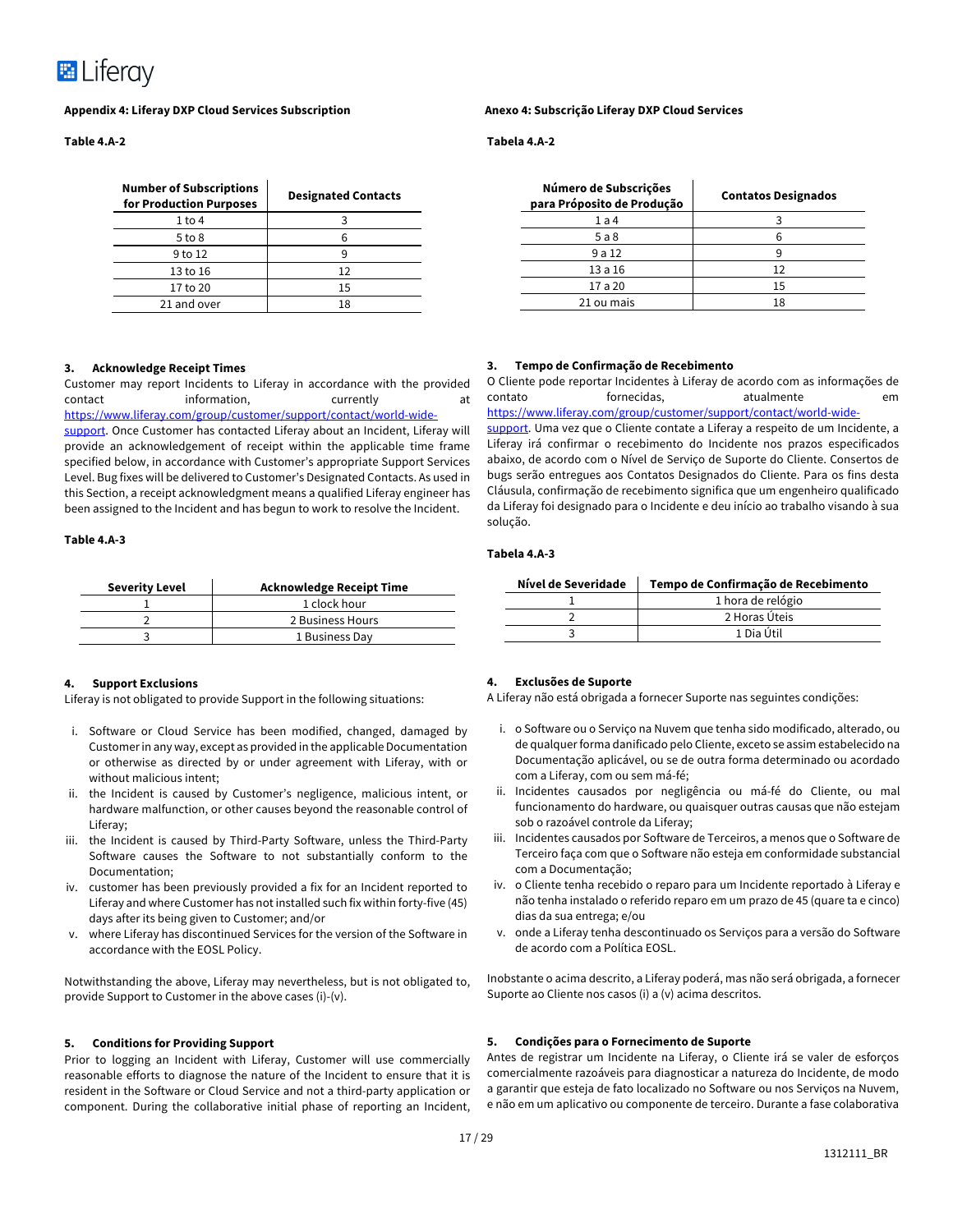### Appendix 4: Liferay DXP Cloud Services Subscription

**Table 4.A-2**

| Number of Subscriptions for Production Purposes | Designated Contacts |
|---|---|
| 1 to 4 | 3 |
| 5 to 8 | 6 |
| 9 to 12 | 9 |
| 13 to 16 | 12 |
| 17 to 20 | 15 |
| 21 and over | 18 |

**3. Acknowledge Receipt Times**

Customer may report Incidents to Liferay in accordance with the provided contact information, currently at https://www.liferay.com/group/customer/support/contact/world-wide-support. Once Customer has contacted Liferay about an Incident, Liferay will provide an acknowledgement of receipt within the applicable time frame specified below, in accordance with Customer's appropriate Support Services Level. Bug fixes will be delivered to Customer's Designated Contacts. As used in this Section, a receipt acknowledgment means a qualified Liferay engineer has been assigned to the Incident and has begun to work to resolve the Incident.

**Table 4.A-3**

| Severity Level | Acknowledge Receipt Time |
|---|---|
| 1 | 1 clock hour |
| 2 | 2 Business Hours |
| 3 | 1 Business Day |

**4. Support Exclusions**

Liferay is not obligated to provide Support in the following situations:

i. Software or Cloud Service has been modified, changed, damaged by Customer in any way, except as provided in the applicable Documentation or otherwise as directed by or under agreement with Liferay, with or without malicious intent;
ii. the Incident is caused by Customer's negligence, malicious intent, or hardware malfunction, or other causes beyond the reasonable control of Liferay;
iii. the Incident is caused by Third-Party Software, unless the Third-Party Software causes the Software to not substantially conform to the Documentation;
iv. customer has been previously provided a fix for an Incident reported to Liferay and where Customer has not installed such fix within forty-five (45) days after its being given to Customer; and/or
v. where Liferay has discontinued Services for the version of the Software in accordance with the EOSL Policy.

Notwithstanding the above, Liferay may nevertheless, but is not obligated to, provide Support to Customer in the above cases (i)-(v).

**5. Conditions for Providing Support**

Prior to logging an Incident with Liferay, Customer will use commercially reasonable efforts to diagnose the nature of the Incident to ensure that it is resident in the Software or Cloud Service and not a third-party application or component. During the collaborative initial phase of reporting an Incident,

### Anexo 4: Subscrição Liferay DXP Cloud Services

**Tabela 4.A-2**

| Número de Subscrições para Propósito de Produção | Contatos Designados |
|---|---|
| 1 a 4 | 3 |
| 5 a 8 | 6 |
| 9 a 12 | 9 |
| 13 a 16 | 12 |
| 17 a 20 | 15 |
| 21 ou mais | 18 |

**3. Tempo de Confirmação de Recebimento**

O Cliente pode reportar Incidentes à Liferay de acordo com as informações de contato fornecidas, atualmente em https://www.liferay.com/group/customer/support/contact/world-wide-support. Uma vez que o Cliente contate a Liferay a respeito de um Incidente, a Liferay irá confirmar o recebimento do Incidente nos prazos especificados abaixo, de acordo com o Nível de Serviço de Suporte do Cliente. Consertos de bugs serão entregues aos Contatos Designados do Cliente. Para os fins desta Cláusula, confirmação de recebimento significa que um engenheiro qualificado da Liferay foi designado para o Incidente e deu início ao trabalho visando à sua solução.

**Tabela 4.A-3**

| Nível de Severidade | Tempo de Confirmação de Recebimento |
|---|---|
| 1 | 1 hora de relógio |
| 2 | 2 Horas Úteis |
| 3 | 1 Dia Útil |

**4. Exclusões de Suporte**

A Liferay não está obrigada a fornecer Suporte nas seguintes condições:

i. o Software ou o Serviço na Nuvem que tenha sido modificado, alterado, ou de qualquer forma danificado pelo Cliente, exceto se assim estabelecido na Documentação aplicável, ou se de outra forma determinado ou acordado com a Liferay, com ou sem má-fé;
ii. Incidentes causados por negligência ou má-fé do Cliente, ou mal funcionamento do hardware, ou quaisquer outras causas que não estejam sob o razoável controle da Liferay;
iii. Incidentes causados por Software de Terceiros, a menos que o Software de Terceiro faça com que o Software não esteja em conformidade substancial com a Documentação;
iv. o Cliente tenha recebido o reparo para um Incidente reportado à Liferay e não tenha instalado o referido reparo em um prazo de 45 (quare ta e cinco) dias da sua entrega; e/ou
v. onde a Liferay tenha descontinuado os Serviços para a versão do Software de acordo com a Política EOSL.

Inobstante o acima descrito, a Liferay poderá, mas não será obrigada, a fornecer Suporte ao Cliente nos casos (i) a (v) acima descritos.

**5. Condições para o Fornecimento de Suporte**

Antes de registrar um Incidente na Liferay, o Cliente irá se valer de esforços comercialmente razoáveis para diagnosticar a natureza do Incidente, de modo a garantir que esteja de fato localizado no Software ou nos Serviços na Nuvem, e não em um aplicativo ou componente de terceiro. Durante a fase colaborativa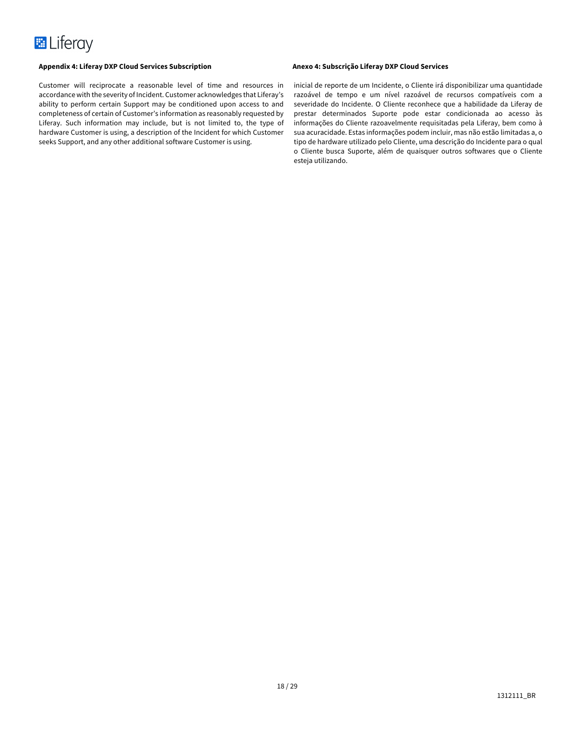**Appendix 4: Liferay DXP Cloud Services Subscription**

Customer will reciprocate a reasonable level of time and resources in accordance with the severity of Incident. Customer acknowledges that Liferay's ability to perform certain Support may be conditioned upon access to and completeness of certain of Customer's information as reasonably requested by Liferay. Such information may include, but is not limited to, the type of hardware Customer is using, a description of the Incident for which Customer seeks Support, and any other additional software Customer is using.

**Anexo 4: Subscrição Liferay DXP Cloud Services**

inicial de reporte de um Incidente, o Cliente irá disponibilizar uma quantidade razoável de tempo e um nível razoável de recursos compatíveis com a severidade do Incidente. O Cliente reconhece que a habilidade da Liferay de prestar determinados Suporte pode estar condicionada ao acesso às informações do Cliente razoavelmente requisitadas pela Liferay, bem como à sua acuracidade. Estas informações podem incluir, mas não estão limitadas a, o tipo de hardware utilizado pelo Cliente, uma descrição do Incidente para o qual o Cliente busca Suporte, além de quaisquer outros softwares que o Cliente esteja utilizando.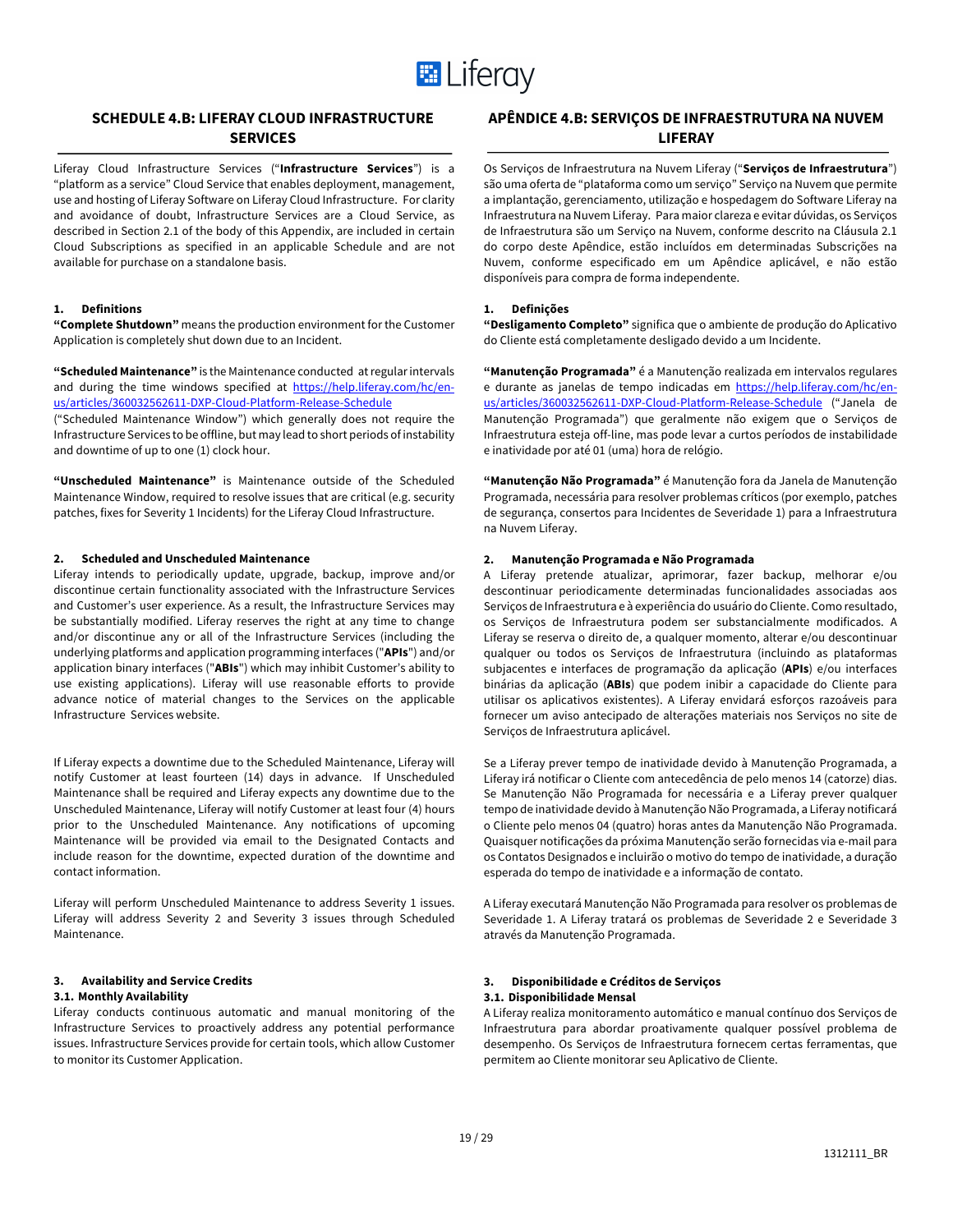## SCHEDULE 4.B: LIFERAY CLOUD INFRASTRUCTURE SERVICES

Liferay Cloud Infrastructure Services ("**Infrastructure Services**") is a "platform as a service" Cloud Service that enables deployment, management, use and hosting of Liferay Software on Liferay Cloud Infrastructure. For clarity and avoidance of doubt, Infrastructure Services are a Cloud Service, as described in Section 2.1 of the body of this Appendix, are included in certain Cloud Subscriptions as specified in an applicable Schedule and are not available for purchase on a standalone basis.

**1. Definitions**

**"Complete Shutdown"** means the production environment for the Customer Application is completely shut down due to an Incident.

**"Scheduled Maintenance"** is the Maintenance conducted at regular intervals and during the time windows specified at https://help.liferay.com/hc/en-us/articles/360032562611-DXP-Cloud-Platform-Release-Schedule ("Scheduled Maintenance Window") which generally does not require the Infrastructure Services to be offline, but may lead to short periods of instability and downtime of up to one (1) clock hour.

**"Unscheduled Maintenance"** is Maintenance outside of the Scheduled Maintenance Window, required to resolve issues that are critical (e.g. security patches, fixes for Severity 1 Incidents) for the Liferay Cloud Infrastructure.

**2. Scheduled and Unscheduled Maintenance**

Liferay intends to periodically update, upgrade, backup, improve and/or discontinue certain functionality associated with the Infrastructure Services and Customer's user experience. As a result, the Infrastructure Services may be substantially modified. Liferay reserves the right at any time to change and/or discontinue any or all of the Infrastructure Services (including the underlying platforms and application programming interfaces ("**APIs**") and/or application binary interfaces ("**ABIs**") which may inhibit Customer's ability to use existing applications). Liferay will use reasonable efforts to provide advance notice of material changes to the Services on the applicable Infrastructure Services website.

If Liferay expects a downtime due to the Scheduled Maintenance, Liferay will notify Customer at least fourteen (14) days in advance. If Unscheduled Maintenance shall be required and Liferay expects any downtime due to the Unscheduled Maintenance, Liferay will notify Customer at least four (4) hours prior to the Unscheduled Maintenance. Any notifications of upcoming Maintenance will be provided via email to the Designated Contacts and include reason for the downtime, expected duration of the downtime and contact information.

Liferay will perform Unscheduled Maintenance to address Severity 1 issues. Liferay will address Severity 2 and Severity 3 issues through Scheduled Maintenance.

**3. Availability and Service Credits**

**3.1. Monthly Availability**

Liferay conducts continuous automatic and manual monitoring of the Infrastructure Services to proactively address any potential performance issues. Infrastructure Services provide for certain tools, which allow Customer to monitor its Customer Application.

## APÊNDICE 4.B: SERVIÇOS DE INFRAESTRUTURA NA NUVEM LIFERAY

Os Serviços de Infraestrutura na Nuvem Liferay ("**Serviços de Infraestrutura**") são uma oferta de "plataforma como um serviço" Serviço na Nuvem que permite a implantação, gerenciamento, utilização e hospedagem do Software Liferay na Infraestrutura na Nuvem Liferay. Para maior clareza e evitar dúvidas, os Serviços de Infraestrutura são um Serviço na Nuvem, conforme descrito na Cláusula 2.1 do corpo deste Apêndice, estão incluídos em determinadas Subscrições na Nuvem, conforme especificado em um Apêndice aplicável, e não estão disponíveis para compra de forma independente.

**1. Definições**

**"Desligamento Completo"** significa que o ambiente de produção do Aplicativo do Cliente está completamente desligado devido a um Incidente.

**"Manutenção Programada"** é a Manutenção realizada em intervalos regulares e durante as janelas de tempo indicadas em https://help.liferay.com/hc/en-us/articles/360032562611-DXP-Cloud-Platform-Release-Schedule ("Janela de Manutenção Programada") que geralmente não exigem que o Serviços de Infraestrutura esteja off-line, mas pode levar a curtos períodos de instabilidade e inatividade por até 01 (uma) hora de relógio.

**"Manutenção Não Programada"** é Manutenção fora da Janela de Manutenção Programada, necessária para resolver problemas críticos (por exemplo, patches de segurança, consertos para Incidentes de Severidade 1) para a Infraestrutura na Nuvem Liferay.

**2. Manutenção Programada e Não Programada**

A Liferay pretende atualizar, aprimorar, fazer backup, melhorar e/ou descontinuar periodicamente determinadas funcionalidades associadas aos Serviços de Infraestrutura e à experiência do usuário do Cliente. Como resultado, os Serviços de Infraestrutura podem ser substancialmente modificados. A Liferay se reserva o direito de, a qualquer momento, alterar e/ou descontinuar qualquer ou todos os Serviços de Infraestrutura (incluindo as plataformas subjacentes e interfaces de programação da aplicação (**APIs**) e/ou interfaces binárias da aplicação (**ABIs**) que podem inibir a capacidade do Cliente para utilisar os aplicativos existentes). A Liferay envidará esforços razoáveis para fornecer um aviso antecipado de alterações materiais nos Serviços no site de Serviços de Infraestrutura aplicável.

Se a Liferay prever tempo de inatividade devido à Manutenção Programada, a Liferay irá notificar o Cliente com antecedência de pelo menos 14 (catorze) dias. Se Manutenção Não Programada for necessária e a Liferay prever qualquer tempo de inatividade devido à Manutenção Não Programada, a Liferay notificará o Cliente pelo menos 04 (quatro) horas antes da Manutenção Não Programada. Quaisquer notificações da próxima Manutenção serão fornecidas via e-mail para os Contatos Designados e incluirão o motivo do tempo de inatividade, a duração esperada do tempo de inatividade e a informação de contato.

A Liferay executará Manutenção Não Programada para resolver os problemas de Severidade 1. A Liferay tratará os problemas de Severidade 2 e Severidade 3 através da Manutenção Programada.

**3. Disponibilidade e Créditos de Serviços**

**3.1. Disponibilidade Mensal**

A Liferay realiza monitoramento automático e manual contínuo dos Serviços de Infraestrutura para abordar proativamente qualquer possível problema de desempenho. Os Serviços de Infraestrutura fornecem certas ferramentas, que permitem ao Cliente monitorar seu Aplicativo de Cliente.

1312111_BR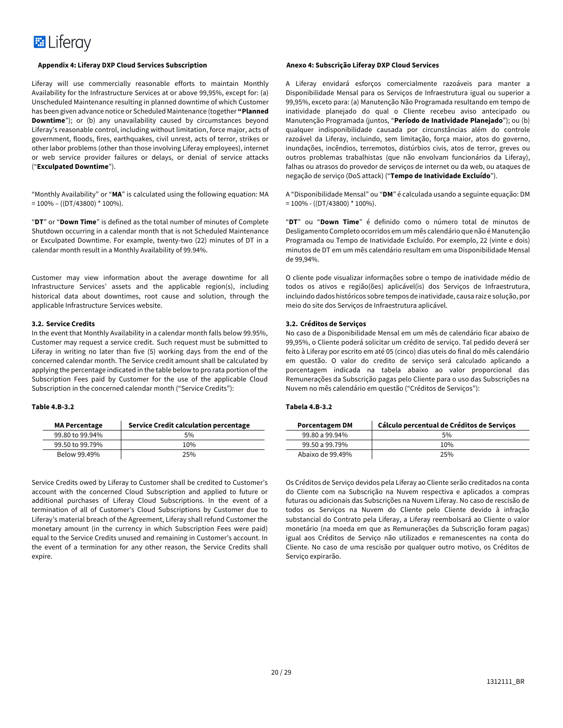### Appendix 4: Liferay DXP Cloud Services Subscription

Liferay will use commercially reasonable efforts to maintain Monthly Availability for the Infrastructure Services at or above 99,95%, except for: (a) Unscheduled Maintenance resulting in planned downtime of which Customer has been given advance notice or Scheduled Maintenance (together **"Planned Downtime**"); or (b) any unavailability caused by circumstances beyond Liferay's reasonable control, including without limitation, force major, acts of government, floods, fires, earthquakes, civil unrest, acts of terror, strikes or other labor problems (other than those involving Liferay employees), internet or web service provider failures or delays, or denial of service attacks ("**Exculpated Downtime**").

"Monthly Availability" or "**MA**" is calculated using the following equation: MA = 100% – ((DT/43800) * 100%).

"**DT**" or "**Down Time**" is defined as the total number of minutes of Complete Shutdown occurring in a calendar month that is not Scheduled Maintenance or Exculpated Downtime. For example, twenty-two (22) minutes of DT in a calendar month result in a Monthly Availability of 99.94%.

Customer may view information about the average downtime for all Infrastructure Services' assets and the applicable region(s), including historical data about downtimes, root cause and solution, through the applicable Infrastructure Services website.

**3.2. Service Credits**

In the event that Monthly Availability in a calendar month falls below 99.95%, Customer may request a service credit. Such request must be submitted to Liferay in writing no later than five (5) working days from the end of the concerned calendar month. The Service credit amount shall be calculated by applying the percentage indicated in the table below to pro rata portion of the Subscription Fees paid by Customer for the use of the applicable Cloud Subscription in the concerned calendar month ("Service Credits"):

**Table 4.B-3.2**

| MA Percentage | Service Credit calculation percentage |
|---|---|
| 99.80 to 99.94% | 5% |
| 99.50 to 99.79% | 10% |
| Below 99.49% | 25% |

Service Credits owed by Liferay to Customer shall be credited to Customer's account with the concerned Cloud Subscription and applied to future or additional purchases of Liferay Cloud Subscriptions. In the event of a termination of all of Customer's Cloud Subscriptions by Customer due to Liferay's material breach of the Agreement, Liferay shall refund Customer the monetary amount (in the currency in which Subscription Fees were paid) equal to the Service Credits unused and remaining in Customer's account. In the event of a termination for any other reason, the Service Credits shall expire.

### Anexo 4: Subscrição Liferay DXP Cloud Services

A Liferay envidará esforços comercialmente razoáveis para manter a Disponibilidade Mensal para os Serviços de Infraestrutura igual ou superior a 99,95%, exceto para: (a) Manutenção Não Programada resultando em tempo de inatividade planejado do qual o Cliente recebeu aviso antecipado ou Manutenção Programada (juntos, "**Período de Inatividade Planejado**"); ou (b) qualquer indisponibilidade causada por circunstâncias além do controle razoável da Liferay, incluindo, sem limitação, força maior, atos do governo, inundações, incêndios, terremotos, distúrbios civis, atos de terror, greves ou outros problemas trabalhistas (que não envolvam funcionários da Liferay), falhas ou atrasos do provedor de serviços de internet ou da web, ou ataques de negação de serviço (DoS attack) ("**Tempo de Inatividade Excluído**").

A "Disponibilidade Mensal" ou "**DM**" é calculada usando a seguinte equação: DM = 100% - ((DT/43800) * 100%).

"**DT**" ou "**Down Time**" é definido como o número total de minutos de Desligamento Completo ocorridos em um mês calendário que não é Manutenção Programada ou Tempo de Inatividade Excluído. Por exemplo, 22 (vinte e dois) minutos de DT em um mês calendário resultam em uma Disponibilidade Mensal de 99,94%.

O cliente pode visualizar informações sobre o tempo de inatividade médio de todos os ativos e região(ões) aplicável(is) dos Serviços de Infraestrutura, incluindo dados históricos sobre tempos de inatividade, causa raiz e solução, por meio do site dos Serviços de Infraestrutura aplicável.

**3.2. Créditos de Serviços**

No caso de a Disponibilidade Mensal em um mês de calendário ficar abaixo de 99,95%, o Cliente poderá solicitar um crédito de serviço. Tal pedido deverá ser feito à Liferay por escrito em até 05 (cinco) dias uteis do final do mês calendário em questão. O valor do credito de serviço será calculado aplicando a porcentagem indicada na tabela abaixo ao valor proporcional das Remunerações da Subscrição pagas pelo Cliente para o uso das Subscrições na Nuvem no mês calendário em questão ("Créditos de Serviços"):

**Tabela 4.B-3.2**

| Porcentagem DM | Cálculo percentual de Créditos de Serviços |
|---|---|
| 99.80 a 99.94% | 5% |
| 99.50 a 99.79% | 10% |
| Abaixo de 99.49% | 25% |

Os Créditos de Serviço devidos pela Liferay ao Cliente serão creditados na conta do Cliente com na Subscrição na Nuvem respectiva e aplicados a compras futuras ou adicionais das Subscrições na Nuvem Liferay. No caso de rescisão de todos os Serviços na Nuvem do Cliente pelo Cliente devido à infração substancial do Contrato pela Liferay, a Liferay reembolsará ao Cliente o valor monetário (na moeda em que as Remunerações da Subscrição foram pagas) igual aos Créditos de Serviço não utilizados e remanescentes na conta do Cliente. No caso de uma rescisão por qualquer outro motivo, os Créditos de Serviço expirarão.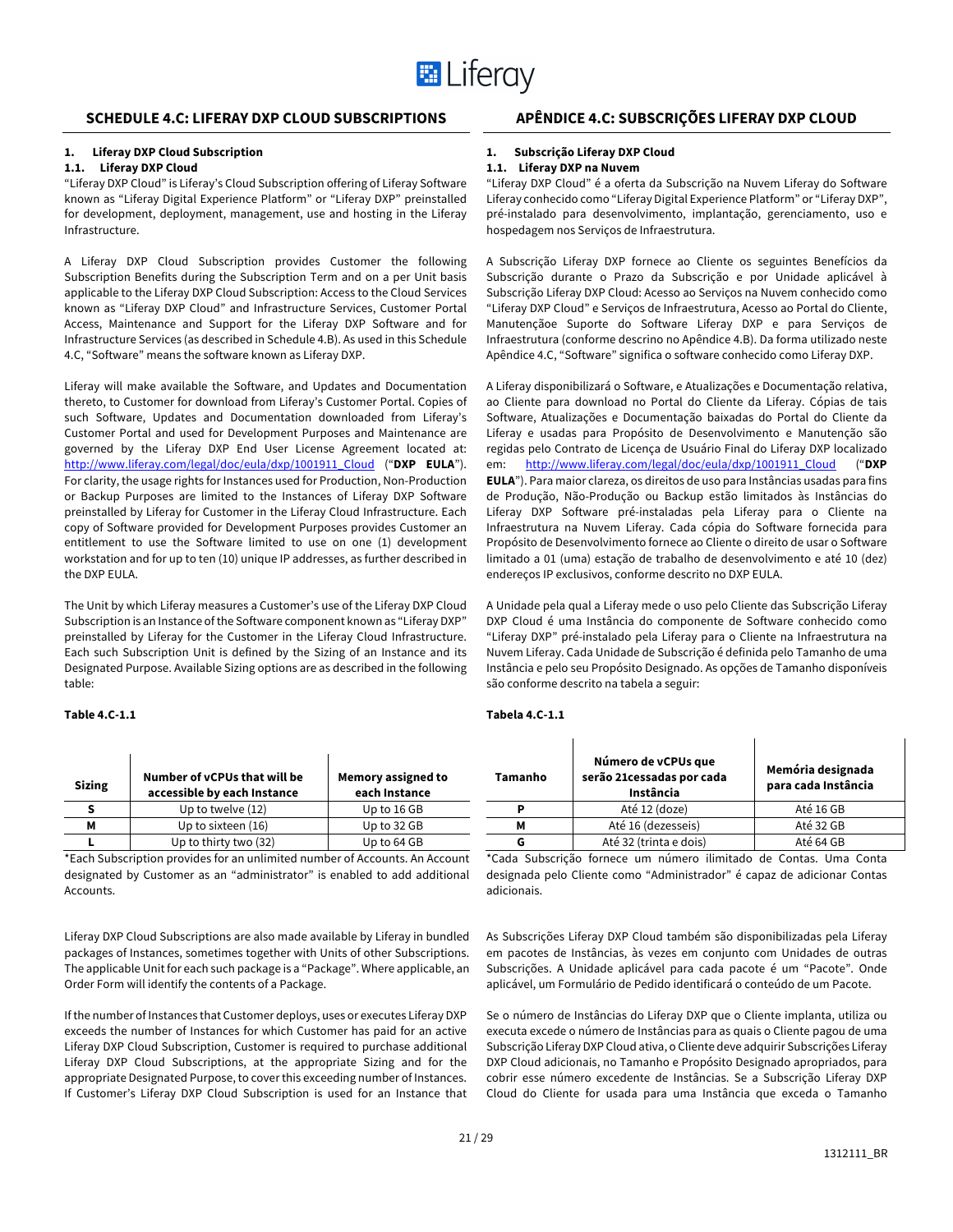## SCHEDULE 4.C: LIFERAY DXP CLOUD SUBSCRIPTIONS

**1. Liferay DXP Cloud Subscription**

**1.1. Liferay DXP Cloud**

"Liferay DXP Cloud" is Liferay's Cloud Subscription offering of Liferay Software known as "Liferay Digital Experience Platform" or "Liferay DXP" preinstalled for development, deployment, management, use and hosting in the Liferay Infrastructure.

A Liferay DXP Cloud Subscription provides Customer the following Subscription Benefits during the Subscription Term and on a per Unit basis applicable to the Liferay DXP Cloud Subscription: Access to the Cloud Services known as "Liferay DXP Cloud" and Infrastructure Services, Customer Portal Access, Maintenance and Support for the Liferay DXP Software and for Infrastructure Services (as described in Schedule 4.B). As used in this Schedule 4.C, "Software" means the software known as Liferay DXP.

Liferay will make available the Software, and Updates and Documentation thereto, to Customer for download from Liferay's Customer Portal. Copies of such Software, Updates and Documentation downloaded from Liferay's Customer Portal and used for Development Purposes and Maintenance are governed by the Liferay DXP End User License Agreement located at: [http://www.liferay.com/legal/doc/eula/dxp/1001911_Cloud](http://www.liferay.com/legal/doc/eula/dxp/1001911_Cloud) ("**DXP EULA**"). For clarity, the usage rights for Instances used for Production, Non-Production or Backup Purposes are limited to the Instances of Liferay DXP Software preinstalled by Liferay for Customer in the Liferay Cloud Infrastructure. Each copy of Software provided for Development Purposes provides Customer an entitlement to use the Software limited to use on one (1) development workstation and for up to ten (10) unique IP addresses, as further described in the DXP EULA.

The Unit by which Liferay measures a Customer's use of the Liferay DXP Cloud Subscription is an Instance of the Software component known as "Liferay DXP" preinstalled by Liferay for the Customer in the Liferay Cloud Infrastructure. Each such Subscription Unit is defined by the Sizing of an Instance and its Designated Purpose. Available Sizing options are as described in the following table:

**Table 4.C-1.1**

| Sizing | Number of vCPUs that will be accessible by each Instance | Memory assigned to each Instance |
|---|---|---|
| S | Up to twelve (12) | Up to 16 GB |
| M | Up to sixteen (16) | Up to 32 GB |
| L | Up to thirty two (32) | Up to 64 GB |

*Each Subscription provides for an unlimited number of Accounts. An Account designated by Customer as an "administrator" is enabled to add additional Accounts.

Liferay DXP Cloud Subscriptions are also made available by Liferay in bundled packages of Instances, sometimes together with Units of other Subscriptions. The applicable Unit for each such package is a "Package". Where applicable, an Order Form will identify the contents of a Package.

If the number of Instances that Customer deploys, uses or executes Liferay DXP exceeds the number of Instances for which Customer has paid for an active Liferay DXP Cloud Subscription, Customer is required to purchase additional Liferay DXP Cloud Subscriptions, at the appropriate Sizing and for the appropriate Designated Purpose, to cover this exceeding number of Instances. If Customer's Liferay DXP Cloud Subscription is used for an Instance that

## APÊNDICE 4.C: SUBSCRIÇÕES LIFERAY DXP CLOUD

**1. Subscrição Liferay DXP Cloud**

**1.1. Liferay DXP na Nuvem**

"Liferay DXP Cloud" é a oferta da Subscrição na Nuvem Liferay do Software Liferay conhecido como "Liferay Digital Experience Platform" or "Liferay DXP", pré-instalado para desenvolvimento, implantação, gerenciamento, uso e hospedagem nos Serviços de Infraestrutura.

A Subscrição Liferay DXP fornece ao Cliente os seguintes Benefícios da Subscrição durante o Prazo da Subscrição e por Unidade aplicável à Subscrição Liferay DXP Cloud: Acesso ao Serviços na Nuvem conhecido como "Liferay DXP Cloud" e Serviços de Infraestrutura, Acesso ao Portal do Cliente, Manutençãoe Suporte do Software Liferay DXP e para Serviços de Infraestrutura (conforme descrino no Apêndice 4.B). Da forma utilizado neste Apêndice 4.C, "Software" significa o software conhecido como Liferay DXP.

A Liferay disponibilizará o Software, e Atualizações e Documentação relativa, ao Cliente para download no Portal do Cliente da Liferay. Cópias de tais Software, Atualizações e Documentação baixadas do Portal do Cliente da Liferay e usadas para Propósito de Desenvolvimento e Manutenção são regidas pelo Contrato de Licença de Usuário Final do Liferay DXP localizado em: [http://www.liferay.com/legal/doc/eula/dxp/1001911_Cloud](http://www.liferay.com/legal/doc/eula/dxp/1001911_Cloud) ("**DXP EULA**"). Para maior clareza, os direitos de uso para Instâncias usadas para fins de Produção, Não-Produção ou Backup estão limitados às Instâncias do Liferay DXP Software pré-instaladas pela Liferay para o Cliente na Infraestrutura na Nuvem Liferay. Cada cópia do Software fornecida para Propósito de Desenvolvimento fornece ao Cliente o direito de usar o Software limitado a 01 (uma) estação de trabalho de desenvolvimento e até 10 (dez) endereços IP exclusivos, conforme descrito no DXP EULA.

A Unidade pela qual a Liferay mede o uso pelo Cliente das Subscrição Liferay DXP Cloud é uma Instância do componente de Software conhecido como "Liferay DXP" pré-instalado pela Liferay para o Cliente na Infraestrutura na Nuvem Liferay. Cada Unidade de Subscrição é definida pelo Tamanho de uma Instância e pelo seu Propósito Designado. As opções de Tamanho disponíveis são conforme descrito na tabela a seguir:

**Tabela 4.C-1.1**

| Tamanho | Número de vCPUs que serão 21cessadas por cada Instância | Memória designada para cada Instância |
|---|---|---|
| P | Até 12 (doze) | Até 16 GB |
| M | Até 16 (dezesseis) | Até 32 GB |
| G | Até 32 (trinta e dois) | Até 64 GB |

*Cada Subscrição fornece um número ilimitado de Contas. Uma Conta designada pelo Cliente como "Administrador" é capaz de adicionar Contas adicionais.

As Subscrições Liferay DXP Cloud também são disponibilizadas pela Liferay em pacotes de Instâncias, às vezes em conjunto com Unidades de outras Subscrições. A Unidade aplicável para cada pacote é um "Pacote". Onde aplicável, um Formulário de Pedido identificará o conteúdo de um Pacote.

Se o número de Instâncias do Liferay DXP que o Cliente implanta, utiliza ou executa excede o número de Instâncias para as quais o Cliente pagou de uma Subscrição Liferay DXP Cloud ativa, o Cliente deve adquirir Subscrições Liferay DXP Cloud adicionais, no Tamanho e Propósito Designado apropriados, para cobrir esse número excedente de Instâncias. Se a Subscrição Liferay DXP Cloud do Cliente for usada para uma Instância que exceda o Tamanho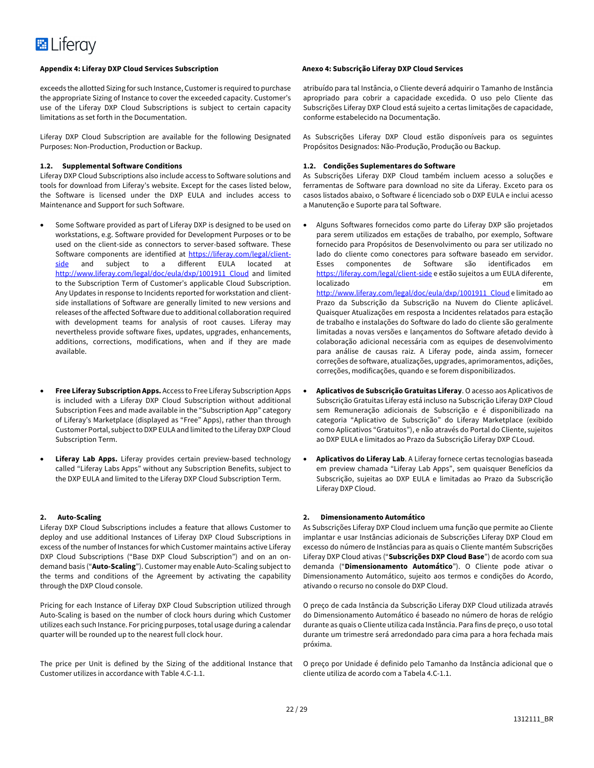**Appendix 4: Liferay DXP Cloud Services Subscription**

exceeds the allotted Sizing for such Instance, Customer is required to purchase the appropriate Sizing of Instance to cover the exceeded capacity. Customer's use of the Liferay DXP Cloud Subscriptions is subject to certain capacity limitations as set forth in the Documentation.

Liferay DXP Cloud Subscription are available for the following Designated Purposes: Non-Production, Production or Backup.

**1.2. Supplemental Software Conditions**

Liferay DXP Cloud Subscriptions also include access to Software solutions and tools for download from Liferay's website. Except for the cases listed below, the Software is licensed under the DXP EULA and includes access to Maintenance and Support for such Software.

- Some Software provided as part of Liferay DXP is designed to be used on workstations, e.g. Software provided for Development Purposes or to be used on the client-side as connectors to server-based software. These Software components are identified at https://liferay.com/legal/client-side and subject to a different EULA located at http://www.liferay.com/legal/doc/eula/dxp/1001911_Cloud and limited to the Subscription Term of Customer's applicable Cloud Subscription. Any Updates in response to Incidents reported for workstation and client-side installations of Software are generally limited to new versions and releases of the affected Software due to additional collaboration required with development teams for analysis of root causes. Liferay may nevertheless provide software fixes, updates, upgrades, enhancements, additions, corrections, modifications, when and if they are made available.

- **Free Liferay Subscription Apps.** Access to Free Liferay Subscription Apps is included with a Liferay DXP Cloud Subscription without additional Subscription Fees and made available in the "Subscription App" category of Liferay's Marketplace (displayed as "Free" Apps), rather than through Customer Portal, subject to DXP EULA and limited to the Liferay DXP Cloud Subscription Term.

- **Liferay Lab Apps.** Liferay provides certain preview-based technology called "Liferay Labs Apps" without any Subscription Benefits, subject to the DXP EULA and limited to the Liferay DXP Cloud Subscription Term.

**2. Auto-Scaling**

Liferay DXP Cloud Subscriptions includes a feature that allows Customer to deploy and use additional Instances of Liferay DXP Cloud Subscriptions in excess of the number of Instances for which Customer maintains active Liferay DXP Cloud Subscriptions ("Base DXP Cloud Subscription") and on an on-demand basis ("**Auto-Scaling**"). Customer may enable Auto-Scaling subject to the terms and conditions of the Agreement by activating the capability through the DXP Cloud console.

Pricing for each Instance of Liferay DXP Cloud Subscription utilized through Auto-Scaling is based on the number of clock hours during which Customer utilizes each such Instance. For pricing purposes, total usage during a calendar quarter will be rounded up to the nearest full clock hour.

The price per Unit is defined by the Sizing of the additional Instance that Customer utilizes in accordance with Table 4.C-1.1.

**Anexo 4: Subscrição Liferay DXP Cloud Services**

atribuído para tal Instância, o Cliente deverá adquirir o Tamanho de Instância apropriado para cobrir a capacidade excedida. O uso pelo Cliente das Subscrições Liferay DXP Cloud está sujeito a certas limitações de capacidade, conforme estabelecido na Documentação.

As Subscrições Liferay DXP Cloud estão disponíveis para os seguintes Propósitos Designados: Não-Produção, Produção ou Backup.

**1.2. Condições Suplementares do Software**

As Subscrições Liferay DXP Cloud também incluem acesso a soluções e ferramentas de Software para download no site da Liferay. Exceto para os casos listados abaixo, o Software é licenciado sob o DXP EULA e inclui acesso a Manutenção e Suporte para tal Software.

- Alguns Softwares fornecidos como parte do Liferay DXP são projetados para serem utilizados em estações de trabalho, por exemplo, Software fornecido para Propósitos de Desenvolvimento ou para ser utilizado no lado do cliente como conectores para software baseado em servidor. Esses componentes de Software são identificados em https://liferay.com/legal/client-side e estão sujeitos a um EULA diferente, localizado em http://www.liferay.com/legal/doc/eula/dxp/1001911_Cloud e limitado ao Prazo da Subscrição da Subscrição na Nuvem do Cliente aplicável. Quaisquer Atualizações em resposta a Incidentes relatados para estação de trabalho e instalações do Software do lado do cliente são geralmente limitadas a novas versões e lançamentos do Software afetado devido à colaboração adicional necessária com as equipes de desenvolvimento para análise de causas raiz. A Liferay pode, ainda assim, fornecer correções de software, atualizações, upgrades, aprimoramentos, adições, correções, modificações, quando e se forem disponibilizados.

- **Aplicativos de Subscrição Gratuitas Liferay**. O acesso aos Aplicativos de Subscrição Gratuitas Liferay está incluso na Subscrição Liferay DXP Cloud sem Remuneração adicionais de Subscrição e é disponibilizado na categoria "Aplicativo de Subscrição" do Liferay Marketplace (exibido como Aplicativos "Gratuitos"), e não através do Portal do Cliente, sujeitos ao DXP EULA e limitados ao Prazo da Subscrição Liferay DXP CLoud.

- **Aplicativos do Liferay Lab**. A Liferay fornece certas tecnologias baseada em preview chamada "Liferay Lab Apps", sem quaisquer Benefícios da Subscrição, sujeitas ao DXP EULA e limitadas ao Prazo da Subscrição Liferay DXP Cloud.

**2. Dimensionamento Automático**

As Subscrições Liferay DXP Cloud incluem uma função que permite ao Cliente implantar e usar Instâncias adicionais de Subscrições Liferay DXP Cloud em excesso do número de Instâncias para as quais o Cliente mantém Subscrições Liferay DXP Cloud ativas ("**Subscrições DXP Cloud Base**") de acordo com sua demanda ("**Dimensionamento Automático**"). O Cliente pode ativar o Dimensionamento Automático, sujeito aos termos e condições do Acordo, ativando o recurso no console do DXP Cloud.

O preço de cada Instância da Subscrição Liferay DXP Cloud utilizada através do Dimensionamento Automático é baseado no número de horas de relógio durante as quais o Cliente utiliza cada Instância. Para fins de preço, o uso total durante um trimestre será arredondado para cima para a hora fechada mais próxima.

O preço por Unidade é definido pelo Tamanho da Instância adicional que o cliente utiliza de acordo com a Tabela 4.C-1.1.

1312111_BR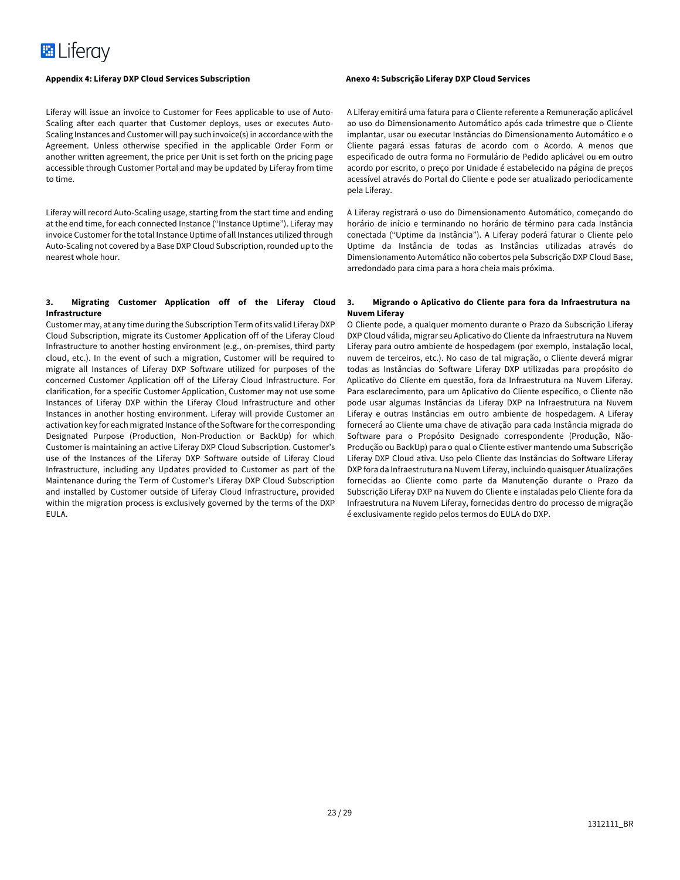**Appendix 4: Liferay DXP Cloud Services Subscription**

Liferay will issue an invoice to Customer for Fees applicable to use of Auto-Scaling after each quarter that Customer deploys, uses or executes Auto-Scaling Instances and Customer will pay such invoice(s) in accordance with the Agreement. Unless otherwise specified in the applicable Order Form or another written agreement, the price per Unit is set forth on the pricing page accessible through Customer Portal and may be updated by Liferay from time to time.

Liferay will record Auto-Scaling usage, starting from the start time and ending at the end time, for each connected Instance ("Instance Uptime"). Liferay may invoice Customer for the total Instance Uptime of all Instances utilized through Auto-Scaling not covered by a Base DXP Cloud Subscription, rounded up to the nearest whole hour.

**3. Migrating Customer Application off of the Liferay Cloud Infrastructure**

Customer may, at any time during the Subscription Term of its valid Liferay DXP Cloud Subscription, migrate its Customer Application off of the Liferay Cloud Infrastructure to another hosting environment (e.g., on-premises, third party cloud, etc.). In the event of such a migration, Customer will be required to migrate all Instances of Liferay DXP Software utilized for purposes of the concerned Customer Application off of the Liferay Cloud Infrastructure. For clarification, for a specific Customer Application, Customer may not use some Instances of Liferay DXP within the Liferay Cloud Infrastructure and other Instances in another hosting environment. Liferay will provide Customer an activation key for each migrated Instance of the Software for the corresponding Designated Purpose (Production, Non-Production or BackUp) for which Customer is maintaining an active Liferay DXP Cloud Subscription. Customer's use of the Instances of the Liferay DXP Software outside of Liferay Cloud Infrastructure, including any Updates provided to Customer as part of the Maintenance during the Term of Customer's Liferay DXP Cloud Subscription and installed by Customer outside of Liferay Cloud Infrastructure, provided within the migration process is exclusively governed by the terms of the DXP EULA.

**Anexo 4: Subscrição Liferay DXP Cloud Services**

A Liferay emitirá uma fatura para o Cliente referente a Remuneração aplicável ao uso do Dimensionamento Automático após cada trimestre que o Cliente implantar, usar ou executar Instâncias do Dimensionamento Automático e o Cliente pagará essas faturas de acordo com o Acordo. A menos que especificado de outra forma no Formulário de Pedido aplicável ou em outro acordo por escrito, o preço por Unidade é estabelecido na página de preços acessível através do Portal do Cliente e pode ser atualizado periodicamente pela Liferay.

A Liferay registrará o uso do Dimensionamento Automático, começando do horário de início e terminando no horário de término para cada Instância conectada ("Uptime da Instância"). A Liferay poderá faturar o Cliente pelo Uptime da Instância de todas as Instâncias utilizadas através do Dimensionamento Automático não cobertos pela Subscrição DXP Cloud Base, arredondado para cima para a hora cheia mais próxima.

**3. Migrando o Aplicativo do Cliente para fora da Infraestrutura na Nuvem Liferay**

O Cliente pode, a qualquer momento durante o Prazo da Subscrição Liferay DXP Cloud válida, migrar seu Aplicativo do Cliente da Infraestrutura na Nuvem Liferay para outro ambiente de hospedagem (por exemplo, instalação local, nuvem de terceiros, etc.). No caso de tal migração, o Cliente deverá migrar todas as Instâncias do Software Liferay DXP utilizadas para propósito do Aplicativo do Cliente em questão, fora da Infraestrutura na Nuvem Liferay. Para esclarecimento, para um Aplicativo do Cliente específico, o Cliente não pode usar algumas Instâncias da Liferay DXP na Infraestrutura na Nuvem Liferay e outras Instâncias em outro ambiente de hospedagem. A Liferay fornecerá ao Cliente uma chave de ativação para cada Instância migrada do Software para o Propósito Designado correspondente (Produção, Não-Produção ou BackUp) para o qual o Cliente estiver mantendo uma Subscrição Liferay DXP Cloud ativa. Uso pelo Cliente das Instâncias do Software Liferay DXP fora da Infraestrutura na Nuvem Liferay, incluindo quaisquer Atualizações fornecidas ao Cliente como parte da Manutenção durante o Prazo da Subscrição Liferay DXP na Nuvem do Cliente e instaladas pelo Cliente fora da Infraestrutura na Nuvem Liferay, fornecidas dentro do processo de migração é exclusivamente regido pelos termos do EULA do DXP.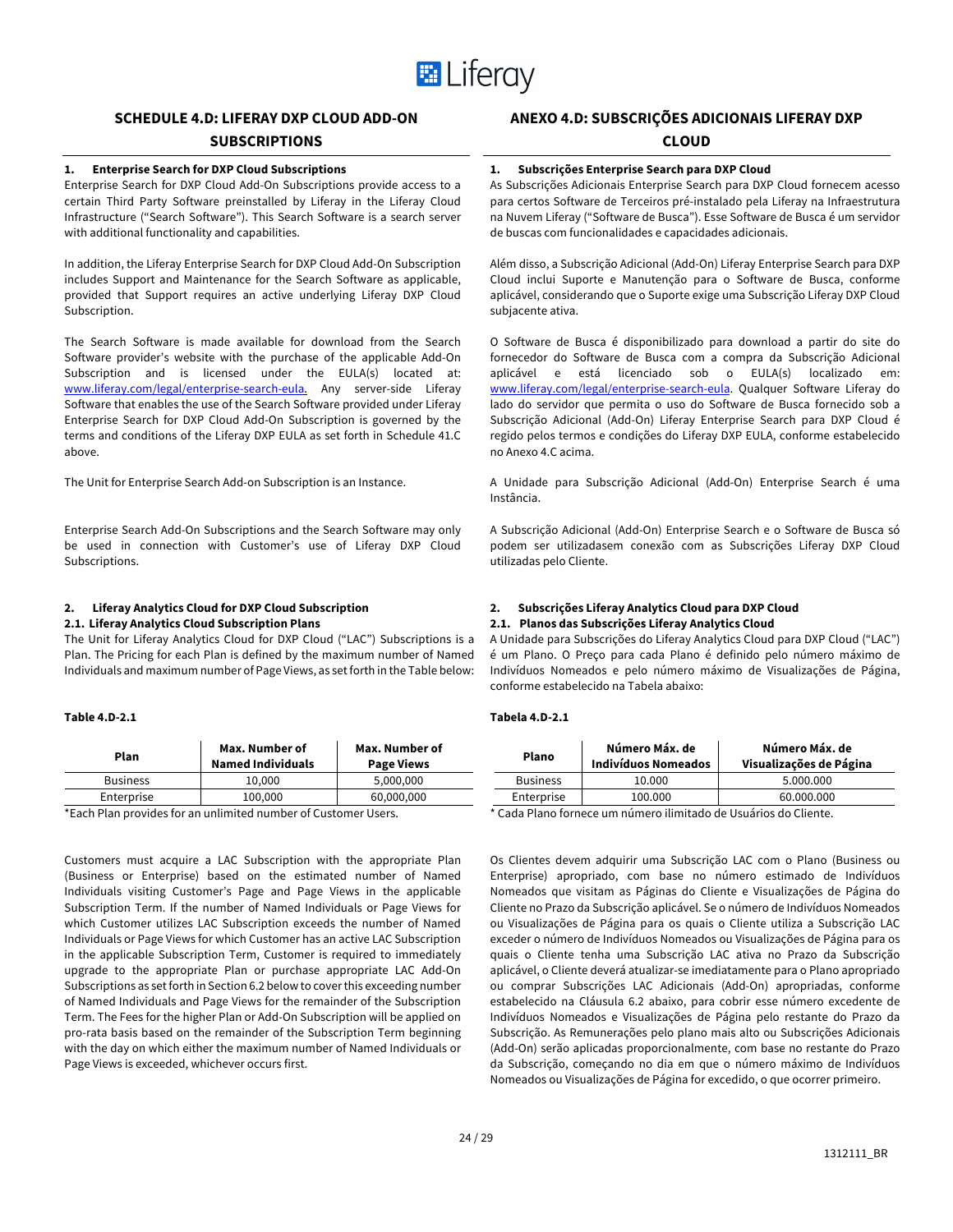## SCHEDULE 4.D: LIFERAY DXP CLOUD ADD-ON SUBSCRIPTIONS

### 1. Enterprise Search for DXP Cloud Subscriptions

Enterprise Search for DXP Cloud Add-On Subscriptions provide access to a certain Third Party Software preinstalled by Liferay in the Liferay Cloud Infrastructure ("Search Software"). This Search Software is a search server with additional functionality and capabilities.

In addition, the Liferay Enterprise Search for DXP Cloud Add-On Subscription includes Support and Maintenance for the Search Software as applicable, provided that Support requires an active underlying Liferay DXP Cloud Subscription.

The Search Software is made available for download from the Search Software provider's website with the purchase of the applicable Add-On Subscription and is licensed under the EULA(s) located at: www.liferay.com/legal/enterprise-search-eula. Any server-side Liferay Software that enables the use of the Search Software provided under Liferay Enterprise Search for DXP Cloud Add-On Subscription is governed by the terms and conditions of the Liferay DXP EULA as set forth in Schedule 41.C above.

The Unit for Enterprise Search Add-on Subscription is an Instance.

Enterprise Search Add-On Subscriptions and the Search Software may only be used in connection with Customer's use of Liferay DXP Cloud Subscriptions.

### 2. Liferay Analytics Cloud for DXP Cloud Subscription

#### 2.1. Liferay Analytics Cloud Subscription Plans

The Unit for Liferay Analytics Cloud for DXP Cloud ("LAC") Subscriptions is a Plan. The Pricing for each Plan is defined by the maximum number of Named Individuals and maximum number of Page Views, as set forth in the Table below:

**Table 4.D-2.1**

| Plan | Max. Number of Named Individuals | Max. Number of Page Views |
|---|---|---|
| Business | 10,000 | 5,000,000 |
| Enterprise | 100,000 | 60,000,000 |

*Each Plan provides for an unlimited number of Customer Users.

Customers must acquire a LAC Subscription with the appropriate Plan (Business or Enterprise) based on the estimated number of Named Individuals visiting Customer's Page and Page Views in the applicable Subscription Term. If the number of Named Individuals or Page Views for which Customer utilizes LAC Subscription exceeds the number of Named Individuals or Page Views for which Customer has an active LAC Subscription in the applicable Subscription Term, Customer is required to immediately upgrade to the appropriate Plan or purchase appropriate LAC Add-On Subscriptions as set forth in Section 6.2 below to cover this exceeding number of Named Individuals and Page Views for the remainder of the Subscription Term. The Fees for the higher Plan or Add-On Subscription will be applied on pro-rata basis based on the remainder of the Subscription Term beginning with the day on which either the maximum number of Named Individuals or Page Views is exceeded, whichever occurs first.

## ANEXO 4.D: SUBSCRIÇÕES ADICIONAIS LIFERAY DXP CLOUD

### 1. Subscrições Enterprise Search para DXP Cloud

As Subscrições Adicionais Enterprise Search para DXP Cloud fornecem acesso para certos Software de Terceiros pré-instalado pela Liferay na Infraestrutura na Nuvem Liferay ("Software de Busca"). Esse Software de Busca é um servidor de buscas com funcionalidades e capacidades adicionais.

Além disso, a Subscrição Adicional (Add-On) Liferay Enterprise Search para DXP Cloud inclui Suporte e Manutenção para o Software de Busca, conforme aplicável, considerando que o Suporte exige uma Subscrição Liferay DXP Cloud subjacente ativa.

O Software de Busca é disponibilizado para download a partir do site do fornecedor do Software de Busca com a compra da Subscrição Adicional aplicável e está licenciado sob o EULA(s) localizado em: www.liferay.com/legal/enterprise-search-eula. Qualquer Software Liferay do lado do servidor que permita o uso do Software de Busca fornecido sob a Subscrição Adicional (Add-On) Liferay Enterprise Search para DXP Cloud é regido pelos termos e condições do Liferay DXP EULA, conforme estabelecido no Anexo 4.C acima.

A Unidade para Subscrição Adicional (Add-On) Enterprise Search é uma Instância.

A Subscrição Adicional (Add-On) Enterprise Search e o Software de Busca só podem ser utilizadasem conexão com as Subscrições Liferay DXP Cloud utilizadas pelo Cliente.

### 2. Subscrições Liferay Analytics Cloud para DXP Cloud

#### 2.1. Planos das Subscrições Liferay Analytics Cloud

A Unidade para Subscrições do Liferay Analytics Cloud para DXP Cloud ("LAC") é um Plano. O Preço para cada Plano é definido pelo número máximo de Indivíduos Nomeados e pelo número máximo de Visualizações de Página, conforme estabelecido na Tabela abaixo:

**Tabela 4.D-2.1**

| Plano | Número Máx. de Indivíduos Nomeados | Número Máx. de Visualizações de Página |
|---|---|---|
| Business | 10.000 | 5.000.000 |
| Enterprise | 100.000 | 60.000.000 |

* Cada Plano fornece um número ilimitado de Usuários do Cliente.

Os Clientes devem adquirir uma Subscrição LAC com o Plano (Business ou Enterprise) apropriado, com base no número estimado de Indivíduos Nomeados que visitam as Páginas do Cliente e Visualizações de Página do Cliente no Prazo da Subscrição aplicável. Se o número de Indivíduos Nomeados ou Visualizações de Página para os quais o Cliente utiliza a Subscrição LAC exceder o número de Indivíduos Nomeados ou Visualizações de Página para os quais o Cliente tenha uma Subscrição LAC ativa no Prazo da Subscrição aplicável, o Cliente deverá atualizar-se imediatamente para o Plano apropriado ou comprar Subscrições LAC Adicionais (Add-On) apropriadas, conforme estabelecido na Cláusula 6.2 abaixo, para cobrir esse número excedente de Indivíduos Nomeados e Visualizações de Página pelo restante do Prazo da Subscrição. As Remunerações pelo plano mais alto ou Subscrições Adicionais (Add-On) serão aplicadas proporcionalmente, com base no restante do Prazo da Subscrição, começando no dia em que o número máximo de Indivíduos Nomeados ou Visualizações de Página for excedido, o que ocorrer primeiro.

1312111_BR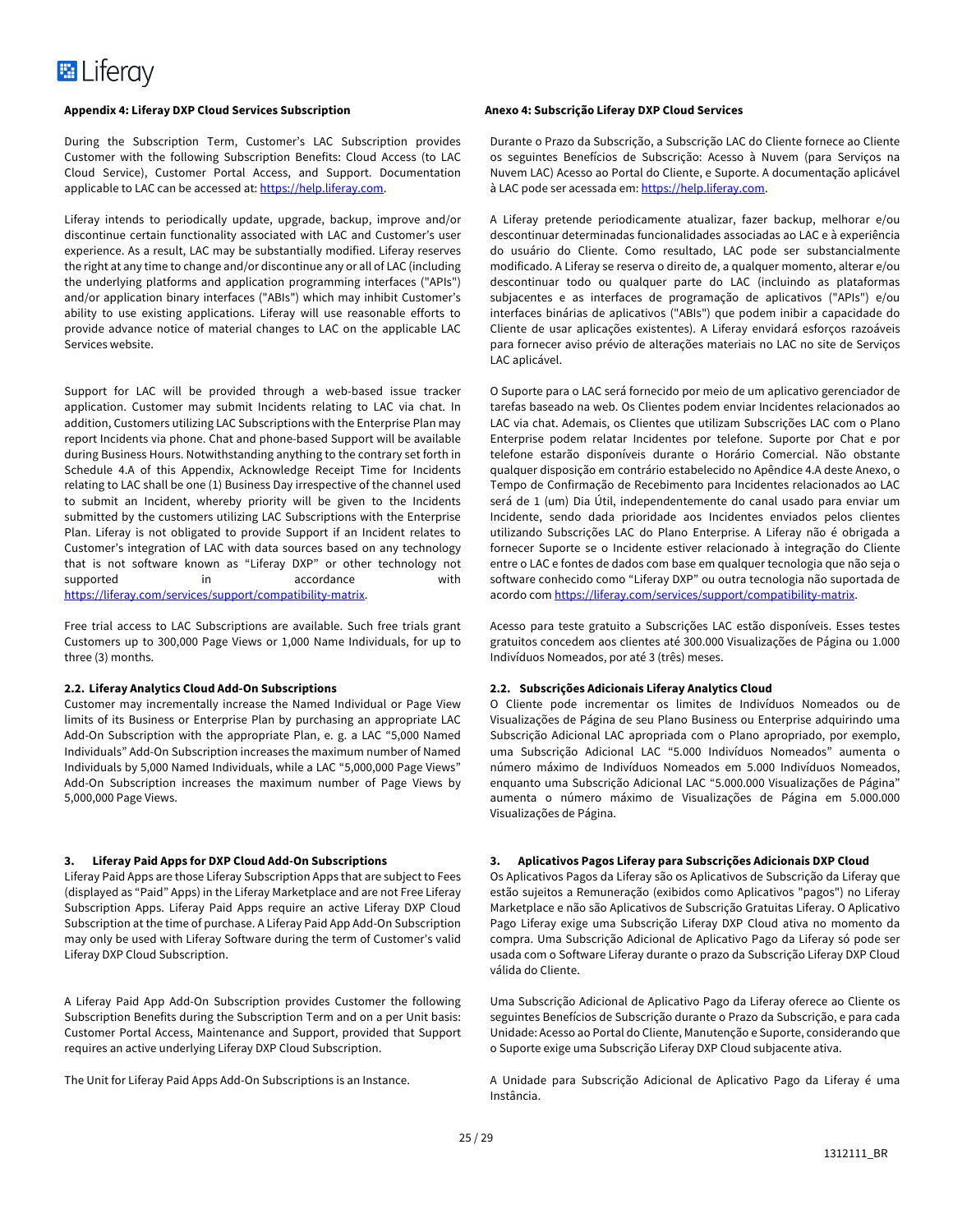### Appendix 4: Liferay DXP Cloud Services Subscription

During the Subscription Term, Customer's LAC Subscription provides Customer with the following Subscription Benefits: Cloud Access (to LAC Cloud Service), Customer Portal Access, and Support. Documentation applicable to LAC can be accessed at: https://help.liferay.com.

Liferay intends to periodically update, upgrade, backup, improve and/or discontinue certain functionality associated with LAC and Customer's user experience. As a result, LAC may be substantially modified. Liferay reserves the right at any time to change and/or discontinue any or all of LAC (including the underlying platforms and application programming interfaces ("APIs") and/or application binary interfaces ("ABIs") which may inhibit Customer's ability to use existing applications. Liferay will use reasonable efforts to provide advance notice of material changes to LAC on the applicable LAC Services website.

Support for LAC will be provided through a web-based issue tracker application. Customer may submit Incidents relating to LAC via chat. In addition, Customers utilizing LAC Subscriptions with the Enterprise Plan may report Incidents via phone. Chat and phone-based Support will be available during Business Hours. Notwithstanding anything to the contrary set forth in Schedule 4.A of this Appendix, Acknowledge Receipt Time for Incidents relating to LAC shall be one (1) Business Day irrespective of the channel used to submit an Incident, whereby priority will be given to the Incidents submitted by the customers utilizing LAC Subscriptions with the Enterprise Plan. Liferay is not obligated to provide Support if an Incident relates to Customer's integration of LAC with data sources based on any technology that is not software known as "Liferay DXP" or other technology not supported in accordance with https://liferay.com/services/support/compatibility-matrix.

Free trial access to LAC Subscriptions are available. Such free trials grant Customers up to 300,000 Page Views or 1,000 Name Individuals, for up to three (3) months.

#### 2.2. Liferay Analytics Cloud Add-On Subscriptions

Customer may incrementally increase the Named Individual or Page View limits of its Business or Enterprise Plan by purchasing an appropriate LAC Add-On Subscription with the appropriate Plan, e. g. a LAC "5,000 Named Individuals" Add-On Subscription increases the maximum number of Named Individuals by 5,000 Named Individuals, while a LAC "5,000,000 Page Views" Add-On Subscription increases the maximum number of Page Views by 5,000,000 Page Views.

#### 3. Liferay Paid Apps for DXP Cloud Add-On Subscriptions

Liferay Paid Apps are those Liferay Subscription Apps that are subject to Fees (displayed as "Paid" Apps) in the Liferay Marketplace and are not Free Liferay Subscription Apps. Liferay Paid Apps require an active Liferay DXP Cloud Subscription at the time of purchase. A Liferay Paid App Add-On Subscription may only be used with Liferay Software during the term of Customer's valid Liferay DXP Cloud Subscription.

A Liferay Paid App Add-On Subscription provides Customer the following Subscription Benefits during the Subscription Term and on a per Unit basis: Customer Portal Access, Maintenance and Support, provided that Support requires an active underlying Liferay DXP Cloud Subscription.

The Unit for Liferay Paid Apps Add-On Subscriptions is an Instance.

### Anexo 4: Subscrição Liferay DXP Cloud Services

Durante o Prazo da Subscrição, a Subscrição LAC do Cliente fornece ao Cliente os seguintes Benefícios de Subscrição: Acesso à Nuvem (para Serviços na Nuvem LAC) Acesso ao Portal do Cliente, e Suporte. A documentação aplicável à LAC pode ser acessada em: https://help.liferay.com.

A Liferay pretende periodicamente atualizar, fazer backup, melhorar e/ou descontinuar determinadas funcionalidades associadas ao LAC e à experiência do usuário do Cliente. Como resultado, LAC pode ser substancialmente modificado. A Liferay se reserva o direito de, a qualquer momento, alterar e/ou descontinuar todo ou qualquer parte do LAC (incluindo as plataformas subjacentes e as interfaces de programação de aplicativos ("APIs") e/ou interfaces binárias de aplicativos ("ABIs") que podem inibir a capacidade do Cliente de usar aplicações existentes). A Liferay envidará esforços razoáveis para fornecer aviso prévio de alterações materiais no LAC no site de Serviços LAC aplicável.

O Suporte para o LAC será fornecido por meio de um aplicativo gerenciador de tarefas baseado na web. Os Clientes podem enviar Incidentes relacionados ao LAC via chat. Ademais, os Clientes que utilizam Subscrições LAC com o Plano Enterprise podem relatar Incidentes por telefone. Suporte por Chat e por telefone estarão disponíveis durante o Horário Comercial. Não obstante qualquer disposição em contrário estabelecido no Apêndice 4.A deste Anexo, o Tempo de Confirmação de Recebimento para Incidentes relacionados ao LAC será de 1 (um) Dia Útil, independentemente do canal usado para enviar um Incidente, sendo dada prioridade aos Incidentes enviados pelos clientes utilizando Subscrições LAC do Plano Enterprise. A Liferay não é obrigada a fornecer Suporte se o Incidente estiver relacionado à integração do Cliente entre o LAC e fontes de dados com base em qualquer tecnologia que não seja o software conhecido como "Liferay DXP" ou outra tecnologia não suportada de acordo com https://liferay.com/services/support/compatibility-matrix.

Acesso para teste gratuito a Subscrições LAC estão disponíveis. Esses testes gratuitos concedem aos clientes até 300.000 Visualizações de Página ou 1.000 Indivíduos Nomeados, por até 3 (três) meses.

#### 2.2. Subscrições Adicionais Liferay Analytics Cloud

O Cliente pode incrementar os limites de Indivíduos Nomeados ou de Visualizações de Página de seu Plano Business ou Enterprise adquirindo uma Subscrição Adicional LAC apropriada com o Plano apropriado, por exemplo, uma Subscrição Adicional LAC "5.000 Indivíduos Nomeados" aumenta o número máximo de Indivíduos Nomeados em 5.000 Indivíduos Nomeados, enquanto uma Subscrição Adicional LAC "5.000.000 Visualizações de Página" aumenta o número máximo de Visualizações de Página em 5.000.000 Visualizações de Página.

#### 3. Aplicativos Pagos Liferay para Subscrições Adicionais DXP Cloud

Os Aplicativos Pagos da Liferay são os Aplicativos de Subscrição da Liferay que estão sujeitos a Remuneração (exibidos como Aplicativos "pagos") no Liferay Marketplace e não são Aplicativos de Subscrição Gratuitas Liferay. O Aplicativo Pago Liferay exige uma Subscrição Liferay DXP Cloud ativa no momento da compra. Uma Subscrição Adicional de Aplicativo Pago da Liferay só pode ser usada com o Software Liferay durante o prazo da Subscrição Liferay DXP Cloud válida do Cliente.

Uma Subscrição Adicional de Aplicativo Pago da Liferay oferece ao Cliente os seguintes Benefícios de Subscrição durante o Prazo da Subscrição, e para cada Unidade: Acesso ao Portal do Cliente, Manutenção e Suporte, considerando que o Suporte exige uma Subscrição Liferay DXP Cloud subjacente ativa.

A Unidade para Subscrição Adicional de Aplicativo Pago da Liferay é uma Instância.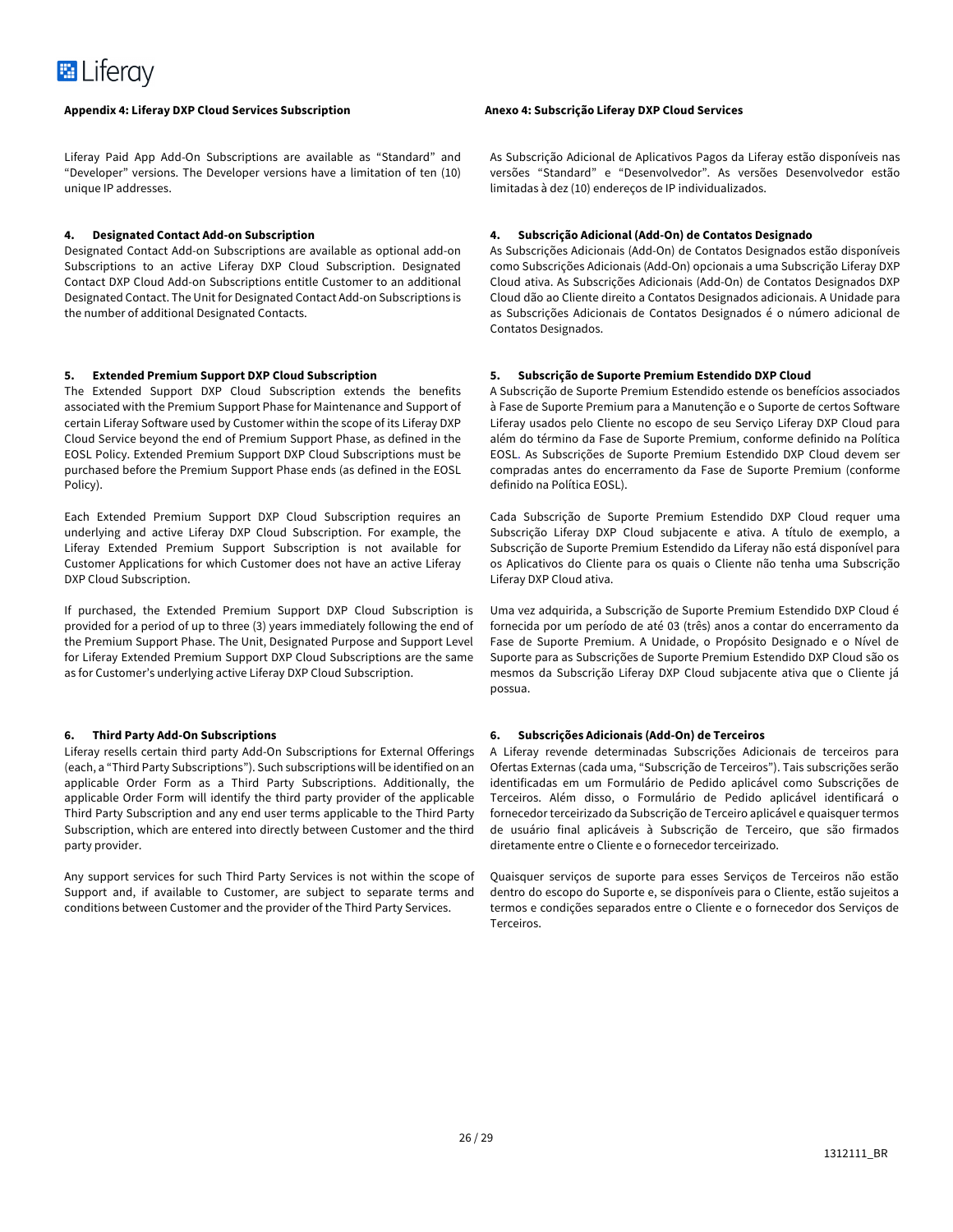**Appendix 4: Liferay DXP Cloud Services Subscription**

Liferay Paid App Add-On Subscriptions are available as "Standard" and "Developer" versions. The Developer versions have a limitation of ten (10) unique IP addresses.

**4. Designated Contact Add-on Subscription**

Designated Contact Add-on Subscriptions are available as optional add-on Subscriptions to an active Liferay DXP Cloud Subscription. Designated Contact DXP Cloud Add-on Subscriptions entitle Customer to an additional Designated Contact. The Unit for Designated Contact Add-on Subscriptions is the number of additional Designated Contacts.

**5. Extended Premium Support DXP Cloud Subscription**

The Extended Support DXP Cloud Subscription extends the benefits associated with the Premium Support Phase for Maintenance and Support of certain Liferay Software used by Customer within the scope of its Liferay DXP Cloud Service beyond the end of Premium Support Phase, as defined in the EOSL Policy. Extended Premium Support DXP Cloud Subscriptions must be purchased before the Premium Support Phase ends (as defined in the EOSL Policy).

Each Extended Premium Support DXP Cloud Subscription requires an underlying and active Liferay DXP Cloud Subscription. For example, the Liferay Extended Premium Support Subscription is not available for Customer Applications for which Customer does not have an active Liferay DXP Cloud Subscription.

If purchased, the Extended Premium Support DXP Cloud Subscription is provided for a period of up to three (3) years immediately following the end of the Premium Support Phase. The Unit, Designated Purpose and Support Level for Liferay Extended Premium Support DXP Cloud Subscriptions are the same as for Customer's underlying active Liferay DXP Cloud Subscription.

**6. Third Party Add-On Subscriptions**

Liferay resells certain third party Add-On Subscriptions for External Offerings (each, a "Third Party Subscriptions"). Such subscriptions will be identified on an applicable Order Form as a Third Party Subscriptions. Additionally, the applicable Order Form will identify the third party provider of the applicable Third Party Subscription and any end user terms applicable to the Third Party Subscription, which are entered into directly between Customer and the third party provider.

Any support services for such Third Party Services is not within the scope of Support and, if available to Customer, are subject to separate terms and conditions between Customer and the provider of the Third Party Services.

**Anexo 4: Subscrição Liferay DXP Cloud Services**

As Subscrição Adicional de Aplicativos Pagos da Liferay estão disponíveis nas versões "Standard" e "Desenvolvedor". As versões Desenvolvedor estão limitadas à dez (10) endereços de IP individualizados.

**4. Subscrição Adicional (Add-On) de Contatos Designado**

As Subscrições Adicionais (Add-On) de Contatos Designados estão disponíveis como Subscrições Adicionais (Add-On) opcionais a uma Subscrição Liferay DXP Cloud ativa. As Subscrições Adicionais (Add-On) de Contatos Designados DXP Cloud dão ao Cliente direito a Contatos Designados adicionais. A Unidade para as Subscrições Adicionais de Contatos Designados é o número adicional de Contatos Designados.

**5. Subscrição de Suporte Premium Estendido DXP Cloud**

A Subscrição de Suporte Premium Estendido estende os benefícios associados à Fase de Suporte Premium para a Manutenção e o Suporte de certos Software Liferay usados pelo Cliente no escopo de seu Serviço Liferay DXP Cloud para além do término da Fase de Suporte Premium, conforme definido na Política EOSL. As Subscrições de Suporte Premium Estendido DXP Cloud devem ser compradas antes do encerramento da Fase de Suporte Premium (conforme definido na Política EOSL).

Cada Subscrição de Suporte Premium Estendido DXP Cloud requer uma Subscrição Liferay DXP Cloud subjacente e ativa. A título de exemplo, a Subscrição de Suporte Premium Estendido da Liferay não está disponível para os Aplicativos do Cliente para os quais o Cliente não tenha uma Subscrição Liferay DXP Cloud ativa.

Uma vez adquirida, a Subscrição de Suporte Premium Estendido DXP Cloud é fornecida por um período de até 03 (três) anos a contar do encerramento da Fase de Suporte Premium. A Unidade, o Propósito Designado e o Nível de Suporte para as Subscrições de Suporte Premium Estendido DXP Cloud são os mesmos da Subscrição Liferay DXP Cloud subjacente ativa que o Cliente já possua.

**6. Subscrições Adicionais (Add-On) de Terceiros**

A Liferay revende determinadas Subscrições Adicionais de terceiros para Ofertas Externas (cada uma, "Subscrição de Terceiros"). Tais subscrições serão identificadas em um Formulário de Pedido aplicável como Subscrições de Terceiros. Além disso, o Formulário de Pedido aplicável identificará o fornecedor terceirizado da Subscrição de Terceiro aplicável e quaisquer termos de usuário final aplicáveis à Subscrição de Terceiro, que são firmados diretamente entre o Cliente e o fornecedor terceirizado.

Quaisquer serviços de suporte para esses Serviços de Terceiros não estão dentro do escopo do Suporte e, se disponíveis para o Cliente, estão sujeitos a termos e condições separados entre o Cliente e o fornecedor dos Serviços de Terceiros.

1312111_BR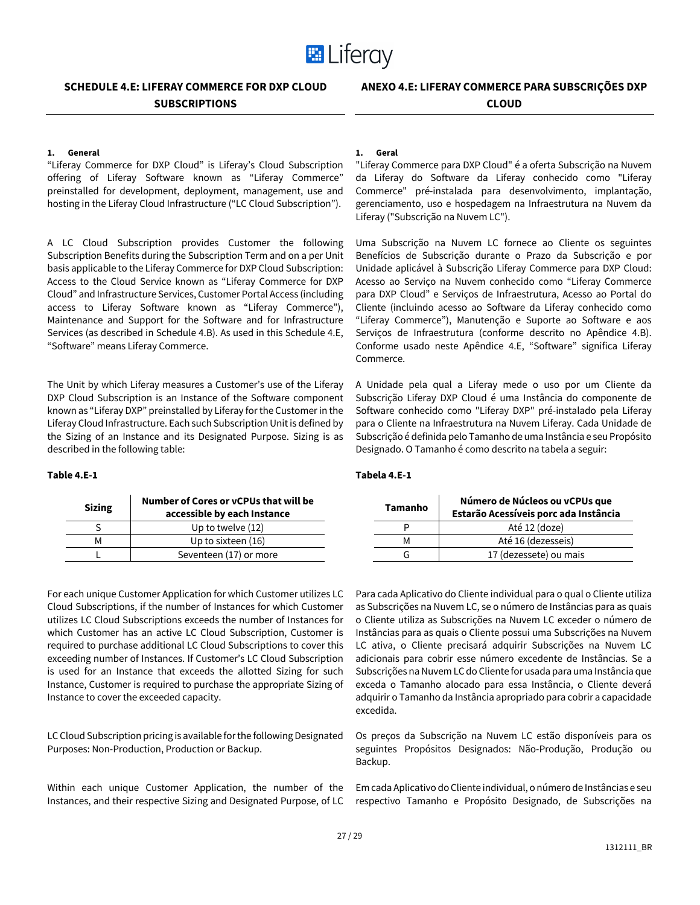## SCHEDULE 4.E: LIFERAY COMMERCE FOR DXP CLOUD SUBSCRIPTIONS

**1. General**

"Liferay Commerce for DXP Cloud" is Liferay's Cloud Subscription offering of Liferay Software known as "Liferay Commerce" preinstalled for development, deployment, management, use and hosting in the Liferay Cloud Infrastructure ("LC Cloud Subscription").

A LC Cloud Subscription provides Customer the following Subscription Benefits during the Subscription Term and on a per Unit basis applicable to the Liferay Commerce for DXP Cloud Subscription: Access to the Cloud Service known as "Liferay Commerce for DXP Cloud" and Infrastructure Services, Customer Portal Access (including access to Liferay Software known as "Liferay Commerce"), Maintenance and Support for the Software and for Infrastructure Services (as described in Schedule 4.B). As used in this Schedule 4.E, "Software" means Liferay Commerce.

The Unit by which Liferay measures a Customer's use of the Liferay DXP Cloud Subscription is an Instance of the Software component known as "Liferay DXP" preinstalled by Liferay for the Customer in the Liferay Cloud Infrastructure. Each such Subscription Unit is defined by the Sizing of an Instance and its Designated Purpose. Sizing is as described in the following table:

**Table 4.E-1**

| Sizing | Number of Cores or vCPUs that will be accessible by each Instance |
|---|---|
| S | Up to twelve (12) |
| M | Up to sixteen (16) |
| L | Seventeen (17) or more |

For each unique Customer Application for which Customer utilizes LC Cloud Subscriptions, if the number of Instances for which Customer utilizes LC Cloud Subscriptions exceeds the number of Instances for which Customer has an active LC Cloud Subscription, Customer is required to purchase additional LC Cloud Subscriptions to cover this exceeding number of Instances. If Customer's LC Cloud Subscription is used for an Instance that exceeds the allotted Sizing for such Instance, Customer is required to purchase the appropriate Sizing of Instance to cover the exceeded capacity.

LC Cloud Subscription pricing is available for the following Designated Purposes: Non-Production, Production or Backup.

Within each unique Customer Application, the number of the Instances, and their respective Sizing and Designated Purpose, of LC

## ANEXO 4.E: LIFERAY COMMERCE PARA SUBSCRIÇÕES DXP CLOUD

**1. Geral**

"Liferay Commerce para DXP Cloud" é a oferta Subscrição na Nuvem da Liferay do Software da Liferay conhecido como "Liferay Commerce" pré-instalada para desenvolvimento, implantação, gerenciamento, uso e hospedagem na Infraestrutura na Nuvem da Liferay ("Subscrição na Nuvem LC").

Uma Subscrição na Nuvem LC fornece ao Cliente os seguintes Benefícios de Subscrição durante o Prazo da Subscrição e por Unidade aplicável à Subscrição Liferay Commerce para DXP Cloud: Acesso ao Serviço na Nuvem conhecido como "Liferay Commerce para DXP Cloud" e Serviços de Infraestrutura, Acesso ao Portal do Cliente (incluindo acesso ao Software da Liferay conhecido como "Liferay Commerce"), Manutenção e Suporte ao Software e aos Serviços de Infraestrutura (conforme descrito no Apêndice 4.B). Conforme usado neste Apêndice 4.E, "Software" significa Liferay Commerce.

A Unidade pela qual a Liferay mede o uso por um Cliente da Subscrição Liferay DXP Cloud é uma Instância do componente de Software conhecido como "Liferay DXP" pré-instalado pela Liferay para o Cliente na Infraestrutura na Nuvem Liferay. Cada Unidade de Subscrição é definida pelo Tamanho de uma Instância e seu Propósito Designado. O Tamanho é como descrito na tabela a seguir:

**Tabela 4.E-1**

| Tamanho | Número de Núcleos ou vCPUs que Estarão Acessíveis porc ada Instância |
|---|---|
| P | Até 12 (doze) |
| M | Até 16 (dezesseis) |
| G | 17 (dezessete) ou mais |

Para cada Aplicativo do Cliente individual para o qual o Cliente utiliza as Subscrições na Nuvem LC, se o número de Instâncias para as quais o Cliente utiliza as Subscrições na Nuvem LC exceder o número de Instâncias para as quais o Cliente possui uma Subscrições na Nuvem LC ativa, o Cliente precisará adquirir Subscrições na Nuvem LC adicionais para cobrir esse número excedente de Instâncias. Se a Subscrições na Nuvem LC do Cliente for usada para uma Instância que exceda o Tamanho alocado para essa Instância, o Cliente deverá adquirir o Tamanho da Instância apropriado para cobrir a capacidade excedida.

Os preços da Subscrição na Nuvem LC estão disponíveis para os seguintes Propósitos Designados: Não-Produção, Produção ou Backup.

Em cada Aplicativo do Cliente individual, o número de Instâncias e seu respectivo Tamanho e Propósito Designado, de Subscrições na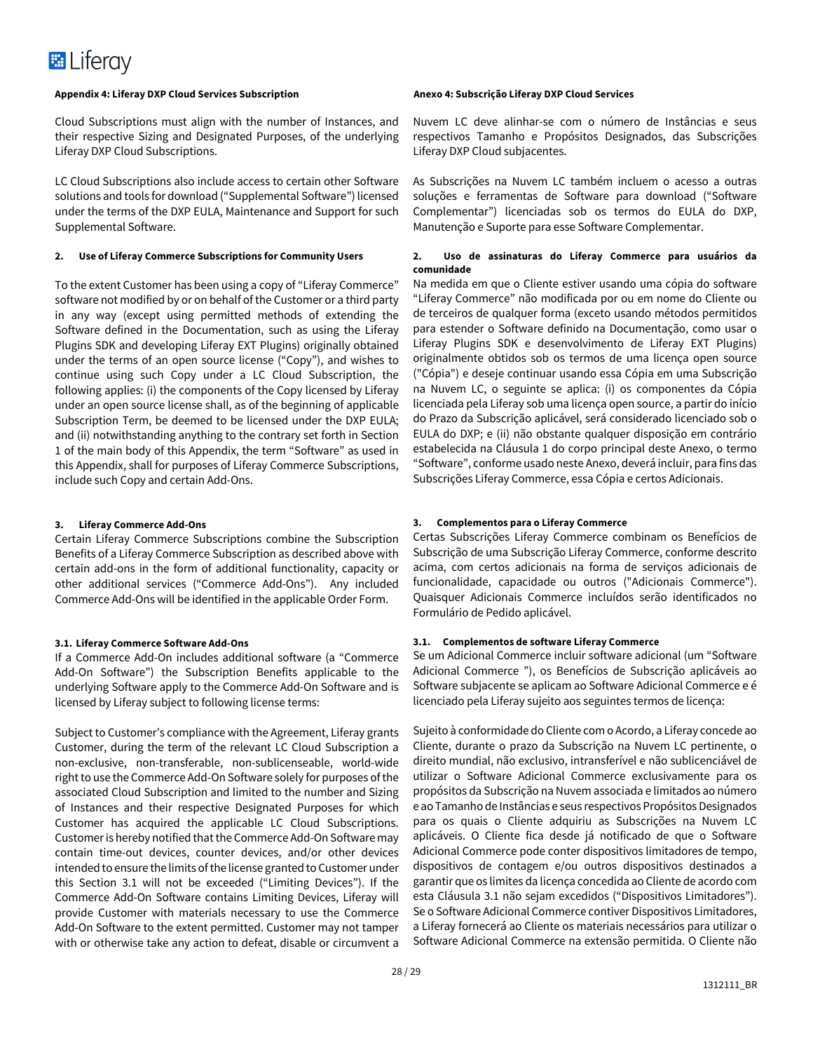**Appendix 4: Liferay DXP Cloud Services Subscription**

Cloud Subscriptions must align with the number of Instances, and their respective Sizing and Designated Purposes, of the underlying Liferay DXP Cloud Subscriptions.

LC Cloud Subscriptions also include access to certain other Software solutions and tools for download ("Supplemental Software") licensed under the terms of the DXP EULA, Maintenance and Support for such Supplemental Software.

**2. Use of Liferay Commerce Subscriptions for Community Users**

To the extent Customer has been using a copy of "Liferay Commerce" software not modified by or on behalf of the Customer or a third party in any way (except using permitted methods of extending the Software defined in the Documentation, such as using the Liferay Plugins SDK and developing Liferay EXT Plugins) originally obtained under the terms of an open source license ("Copy"), and wishes to continue using such Copy under a LC Cloud Subscription, the following applies: (i) the components of the Copy licensed by Liferay under an open source license shall, as of the beginning of applicable Subscription Term, be deemed to be licensed under the DXP EULA; and (ii) notwithstanding anything to the contrary set forth in Section 1 of the main body of this Appendix, the term "Software" as used in this Appendix, shall for purposes of Liferay Commerce Subscriptions, include such Copy and certain Add-Ons.

**3. Liferay Commerce Add-Ons**

Certain Liferay Commerce Subscriptions combine the Subscription Benefits of a Liferay Commerce Subscription as described above with certain add-ons in the form of additional functionality, capacity or other additional services ("Commerce Add-Ons"). Any included Commerce Add-Ons will be identified in the applicable Order Form.

**3.1. Liferay Commerce Software Add-Ons**

If a Commerce Add-On includes additional software (a "Commerce Add-On Software") the Subscription Benefits applicable to the underlying Software apply to the Commerce Add-On Software and is licensed by Liferay subject to following license terms:

Subject to Customer's compliance with the Agreement, Liferay grants Customer, during the term of the relevant LC Cloud Subscription a non-exclusive, non-transferable, non-sublicenseable, world-wide right to use the Commerce Add-On Software solely for purposes of the associated Cloud Subscription and limited to the number and Sizing of Instances and their respective Designated Purposes for which Customer has acquired the applicable LC Cloud Subscriptions. Customer is hereby notified that the Commerce Add-On Software may contain time-out devices, counter devices, and/or other devices intended to ensure the limits of the license granted to Customer under this Section 3.1 will not be exceeded ("Limiting Devices"). If the Commerce Add-On Software contains Limiting Devices, Liferay will provide Customer with materials necessary to use the Commerce Add-On Software to the extent permitted. Customer may not tamper with or otherwise take any action to defeat, disable or circumvent a

**Anexo 4: Subscrição Liferay DXP Cloud Services**

Nuvem LC deve alinhar-se com o número de Instâncias e seus respectivos Tamanho e Propósitos Designados, das Subscrições Liferay DXP Cloud subjacentes.

As Subscrições na Nuvem LC também incluem o acesso a outras soluções e ferramentas de Software para download ("Software Complementar") licenciadas sob os termos do EULA do DXP, Manutenção e Suporte para esse Software Complementar.

**2. Uso de assinaturas do Liferay Commerce para usuários da comunidade**

Na medida em que o Cliente estiver usando uma cópia do software "Liferay Commerce" não modificada por ou em nome do Cliente ou de terceiros de qualquer forma (exceto usando métodos permitidos para estender o Software definido na Documentação, como usar o Liferay Plugins SDK e desenvolvimento de Liferay EXT Plugins) originalmente obtidos sob os termos de uma licença open source ("Cópia") e deseje continuar usando essa Cópia em uma Subscrição na Nuvem LC, o seguinte se aplica: (i) os componentes da Cópia licenciada pela Liferay sob uma licença open source, a partir do início do Prazo da Subscrição aplicável, será considerado licenciado sob o EULA do DXP; e (ii) não obstante qualquer disposição em contrário estabelecida na Cláusula 1 do corpo principal deste Anexo, o termo "Software", conforme usado neste Anexo, deverá incluir, para fins das Subscrições Liferay Commerce, essa Cópia e certos Adicionais.

**3. Complementos para o Liferay Commerce**

Certas Subscrições Liferay Commerce combinam os Benefícios de Subscrição de uma Subscrição Liferay Commerce, conforme descrito acima, com certos adicionais na forma de serviços adicionais de funcionalidade, capacidade ou outros ("Adicionais Commerce"). Quaisquer Adicionais Commerce incluídos serão identificados no Formulário de Pedido aplicável.

**3.1. Complementos de software Liferay Commerce**

Se um Adicional Commerce incluir software adicional (um "Software Adicional Commerce "), os Benefícios de Subscrição aplicáveis ao Software subjacente se aplicam ao Software Adicional Commerce e é licenciado pela Liferay sujeito aos seguintes termos de licença:

Sujeito à conformidade do Cliente com o Acordo, a Liferay concede ao Cliente, durante o prazo da Subscrição na Nuvem LC pertinente, o direito mundial, não exclusivo, intransferível e não sublicenciável de utilizar o Software Adicional Commerce exclusivamente para os propósitos da Subscrição na Nuvem associada e limitados ao número e ao Tamanho de Instâncias e seus respectivos Propósitos Designados para os quais o Cliente adquiriu as Subscrições na Nuvem LC aplicáveis. O Cliente fica desde já notificado de que o Software Adicional Commerce pode conter dispositivos limitadores de tempo, dispositivos de contagem e/ou outros dispositivos destinados a garantir que os limites da licença concedida ao Cliente de acordo com esta Cláusula 3.1 não sejam excedidos ("Dispositivos Limitadores"). Se o Software Adicional Commerce contiver Dispositivos Limitadores, a Liferay fornecerá ao Cliente os materiais necessários para utilizar o Software Adicional Commerce na extensão permitida. O Cliente não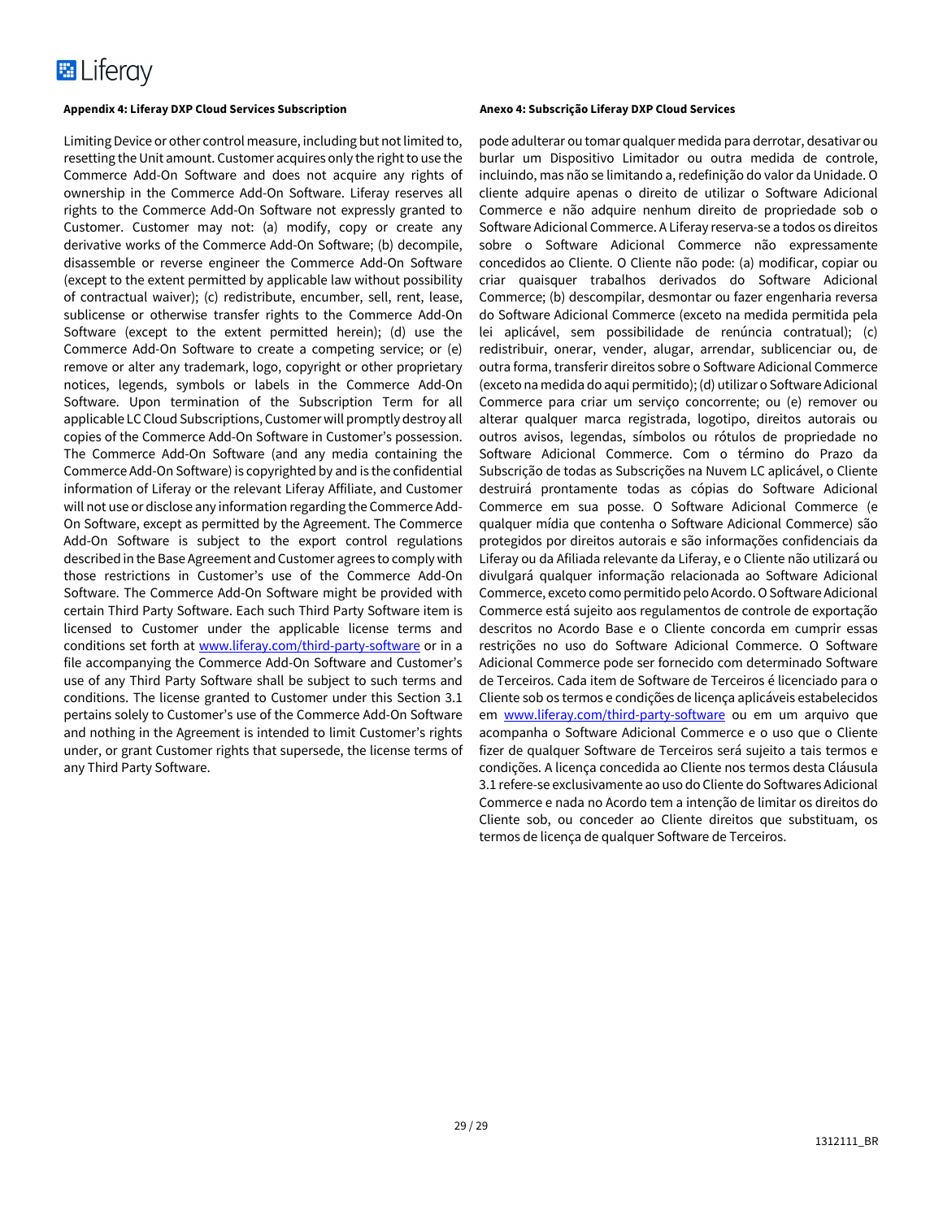**Appendix 4: Liferay DXP Cloud Services Subscription**

Limiting Device or other control measure, including but not limited to, resetting the Unit amount. Customer acquires only the right to use the Commerce Add-On Software and does not acquire any rights of ownership in the Commerce Add-On Software. Liferay reserves all rights to the Commerce Add-On Software not expressly granted to Customer. Customer may not: (a) modify, copy or create any derivative works of the Commerce Add-On Software; (b) decompile, disassemble or reverse engineer the Commerce Add-On Software (except to the extent permitted by applicable law without possibility of contractual waiver); (c) redistribute, encumber, sell, rent, lease, sublicense or otherwise transfer rights to the Commerce Add-On Software (except to the extent permitted herein); (d) use the Commerce Add-On Software to create a competing service; or (e) remove or alter any trademark, logo, copyright or other proprietary notices, legends, symbols or labels in the Commerce Add-On Software. Upon termination of the Subscription Term for all applicable LC Cloud Subscriptions, Customer will promptly destroy all copies of the Commerce Add-On Software in Customer's possession. The Commerce Add-On Software (and any media containing the Commerce Add-On Software) is copyrighted by and is the confidential information of Liferay or the relevant Liferay Affiliate, and Customer will not use or disclose any information regarding the Commerce Add-On Software, except as permitted by the Agreement. The Commerce Add-On Software is subject to the export control regulations described in the Base Agreement and Customer agrees to comply with those restrictions in Customer's use of the Commerce Add-On Software. The Commerce Add-On Software might be provided with certain Third Party Software. Each such Third Party Software item is licensed to Customer under the applicable license terms and conditions set forth at www.liferay.com/third-party-software or in a file accompanying the Commerce Add-On Software and Customer's use of any Third Party Software shall be subject to such terms and conditions. The license granted to Customer under this Section 3.1 pertains solely to Customer's use of the Commerce Add-On Software and nothing in the Agreement is intended to limit Customer's rights under, or grant Customer rights that supersede, the license terms of any Third Party Software.

**Anexo 4: Subscrição Liferay DXP Cloud Services**

pode adulterar ou tomar qualquer medida para derrotar, desativar ou burlar um Dispositivo Limitador ou outra medida de controle, incluindo, mas não se limitando a, redefinição do valor da Unidade. O cliente adquire apenas o direito de utilizar o Software Adicional Commerce e não adquire nenhum direito de propriedade sob o Software Adicional Commerce. A Liferay reserva-se a todos os direitos sobre o Software Adicional Commerce não expressamente concedidos ao Cliente. O Cliente não pode: (a) modificar, copiar ou criar quaisquer trabalhos derivados do Software Adicional Commerce; (b) descompilar, desmontar ou fazer engenharia reversa do Software Adicional Commerce (exceto na medida permitida pela lei aplicável, sem possibilidade de renúncia contratual); (c) redistribuir, onerar, vender, alugar, arrendar, sublicenciar ou, de outra forma, transferir direitos sobre o Software Adicional Commerce (exceto na medida do aqui permitido); (d) utilizar o Software Adicional Commerce para criar um serviço concorrente; ou (e) remover ou alterar qualquer marca registrada, logotipo, direitos autorais ou outros avisos, legendas, símbolos ou rótulos de propriedade no Software Adicional Commerce. Com o término do Prazo da Subscrição de todas as Subscrições na Nuvem LC aplicável, o Cliente destruirá prontamente todas as cópias do Software Adicional Commerce em sua posse. O Software Adicional Commerce (e qualquer mídia que contenha o Software Adicional Commerce) são protegidos por direitos autorais e são informações confidenciais da Liferay ou da Afiliada relevante da Liferay, e o Cliente não utilizará ou divulgará qualquer informação relacionada ao Software Adicional Commerce, exceto como permitido pelo Acordo. O Software Adicional Commerce está sujeito aos regulamentos de controle de exportação descritos no Acordo Base e o Cliente concorda em cumprir essas restrições no uso do Software Adicional Commerce. O Software Adicional Commerce pode ser fornecido com determinado Software de Terceiros. Cada item de Software de Terceiros é licenciado para o Cliente sob os termos e condições de licença aplicáveis estabelecidos em www.liferay.com/third-party-software ou em um arquivo que acompanha o Software Adicional Commerce e o uso que o Cliente fizer de qualquer Software de Terceiros será sujeito a tais termos e condições. A licença concedida ao Cliente nos termos desta Cláusula 3.1 refere-se exclusivamente ao uso do Cliente do Softwares Adicional Commerce e nada no Acordo tem a intenção de limitar os direitos do Cliente sob, ou conceder ao Cliente direitos que substituam, os termos de licença de qualquer Software de Terceiros.

1312111_BR